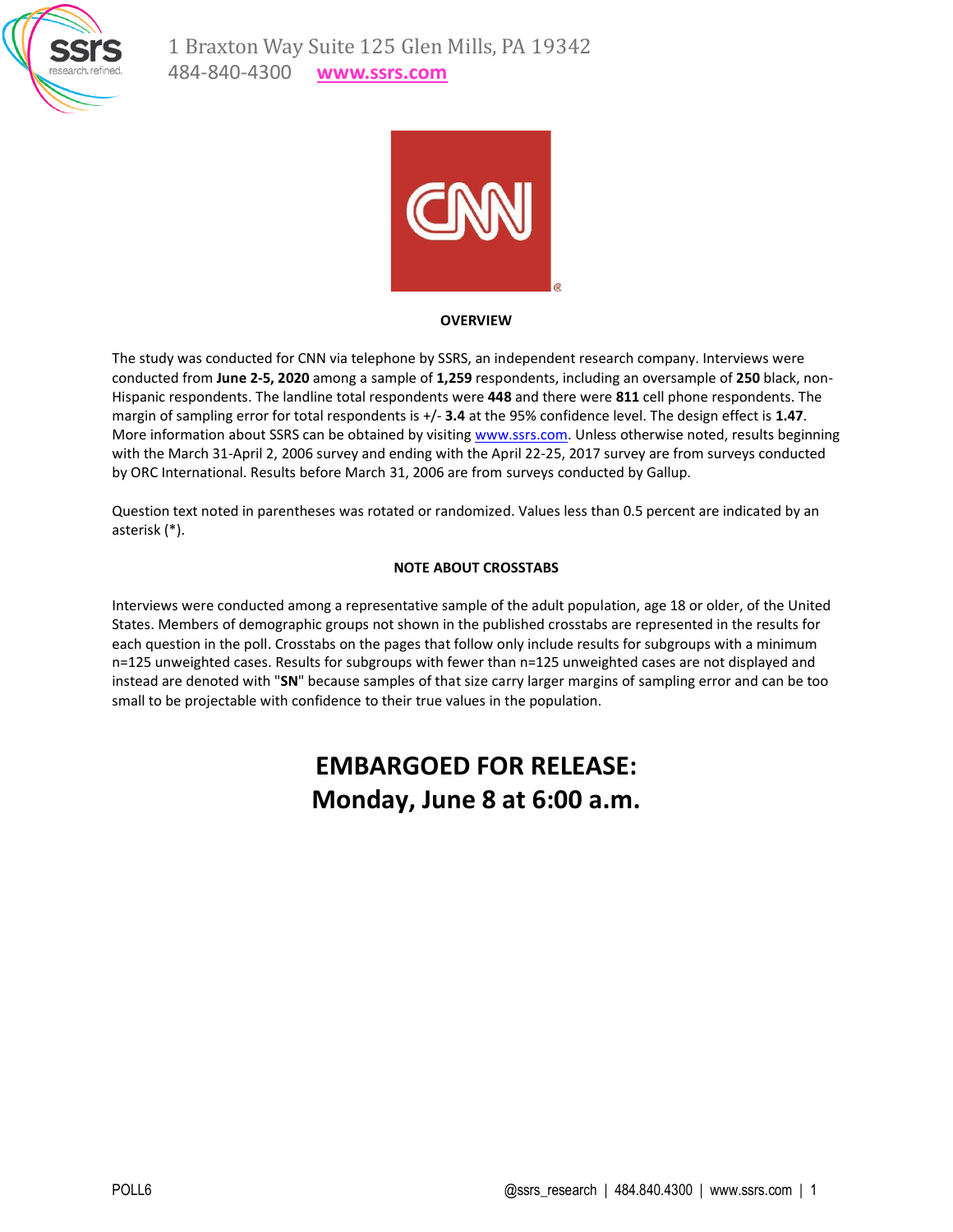1 Braxton Way Suite 125 Glen Mills, PA 19342
484-840-4300 **www.ssrs.com**

## OVERVIEW

The study was conducted for CNN via telephone by SSRS, an independent research company. Interviews were conducted from **June 2-5, 2020** among a sample of **1,259** respondents, including an oversample of **250** black, non-Hispanic respondents. The landline total respondents were **448** and there were **811** cell phone respondents. The margin of sampling error for total respondents is +/- **3.4** at the 95% confidence level. The design effect is **1.47**. More information about SSRS can be obtained by visiting www.ssrs.com. Unless otherwise noted, results beginning with the March 31-April 2, 2006 survey and ending with the April 22-25, 2017 survey are from surveys conducted by ORC International. Results before March 31, 2006 are from surveys conducted by Gallup.

Question text noted in parentheses was rotated or randomized. Values less than 0.5 percent are indicated by an asterisk (*).

## NOTE ABOUT CROSSTABS

Interviews were conducted among a representative sample of the adult population, age 18 or older, of the United States. Members of demographic groups not shown in the published crosstabs are represented in the results for each question in the poll. Crosstabs on the pages that follow only include results for subgroups with a minimum n=125 unweighted cases. Results for subgroups with fewer than n=125 unweighted cases are not displayed and instead are denoted with "**SN**" because samples of that size carry larger margins of sampling error and can be too small to be projectable with confidence to their true values in the population.

# EMBARGOED FOR RELEASE: Monday, June 8 at 6:00 a.m.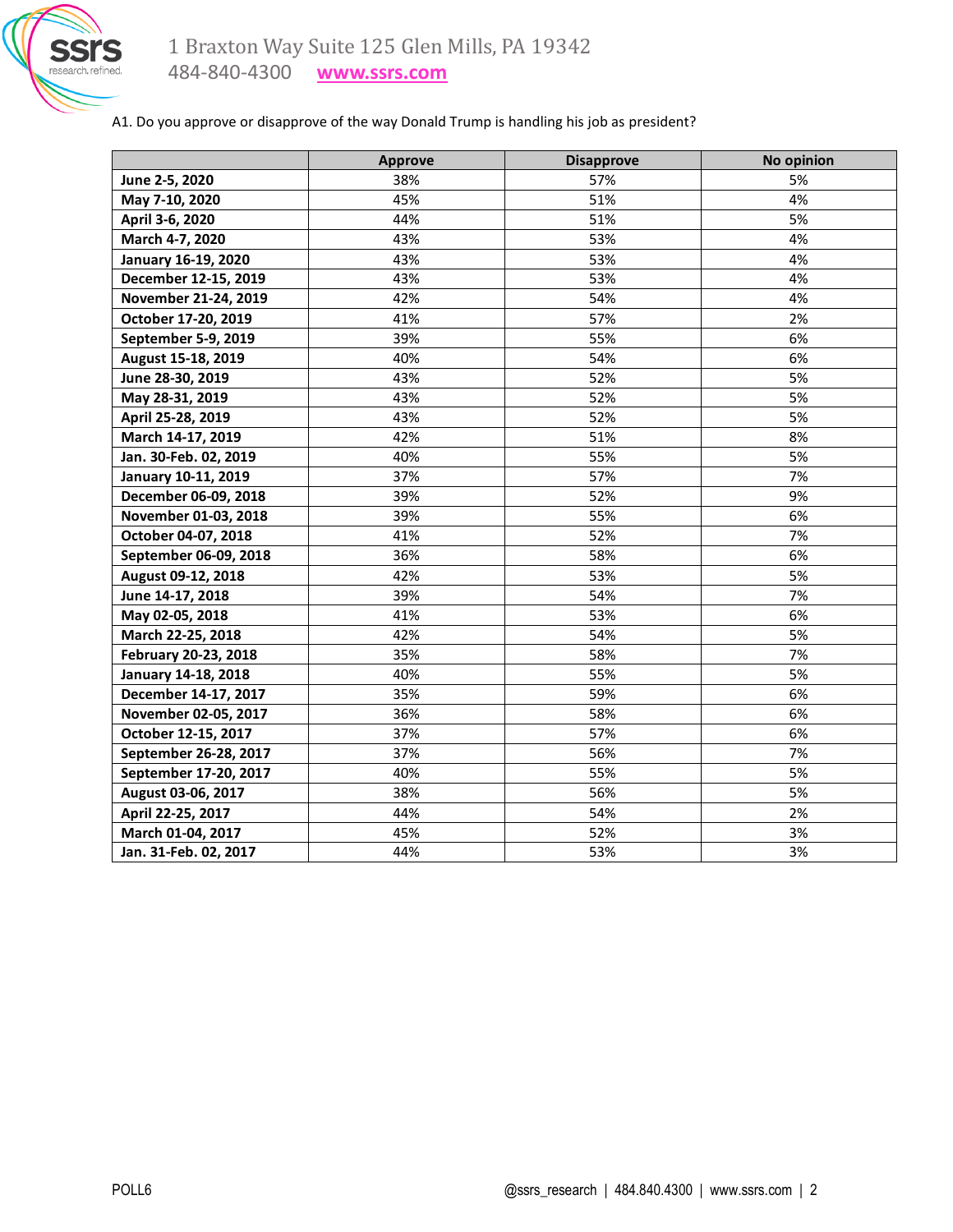A1. Do you approve or disapprove of the way Donald Trump is handling his job as president?

| | Approve | Disapprove | No opinion |
|---|---|---|---|
| **June 2-5, 2020** | 38% | 57% | 5% |
| **May 7-10, 2020** | 45% | 51% | 4% |
| **April 3-6, 2020** | 44% | 51% | 5% |
| **March 4-7, 2020** | 43% | 53% | 4% |
| **January 16-19, 2020** | 43% | 53% | 4% |
| **December 12-15, 2019** | 43% | 53% | 4% |
| **November 21-24, 2019** | 42% | 54% | 4% |
| **October 17-20, 2019** | 41% | 57% | 2% |
| **September 5-9, 2019** | 39% | 55% | 6% |
| **August 15-18, 2019** | 40% | 54% | 6% |
| **June 28-30, 2019** | 43% | 52% | 5% |
| **May 28-31, 2019** | 43% | 52% | 5% |
| **April 25-28, 2019** | 43% | 52% | 5% |
| **March 14-17, 2019** | 42% | 51% | 8% |
| **Jan. 30-Feb. 02, 2019** | 40% | 55% | 5% |
| **January 10-11, 2019** | 37% | 57% | 7% |
| **December 06-09, 2018** | 39% | 52% | 9% |
| **November 01-03, 2018** | 39% | 55% | 6% |
| **October 04-07, 2018** | 41% | 52% | 7% |
| **September 06-09, 2018** | 36% | 58% | 6% |
| **August 09-12, 2018** | 42% | 53% | 5% |
| **June 14-17, 2018** | 39% | 54% | 7% |
| **May 02-05, 2018** | 41% | 53% | 6% |
| **March 22-25, 2018** | 42% | 54% | 5% |
| **February 20-23, 2018** | 35% | 58% | 7% |
| **January 14-18, 2018** | 40% | 55% | 5% |
| **December 14-17, 2017** | 35% | 59% | 6% |
| **November 02-05, 2017** | 36% | 58% | 6% |
| **October 12-15, 2017** | 37% | 57% | 6% |
| **September 26-28, 2017** | 37% | 56% | 7% |
| **September 17-20, 2017** | 40% | 55% | 5% |
| **August 03-06, 2017** | 38% | 56% | 5% |
| **April 22-25, 2017** | 44% | 54% | 2% |
| **March 01-04, 2017** | 45% | 52% | 3% |
| **Jan. 31-Feb. 02, 2017** | 44% | 53% | 3% |

POLL6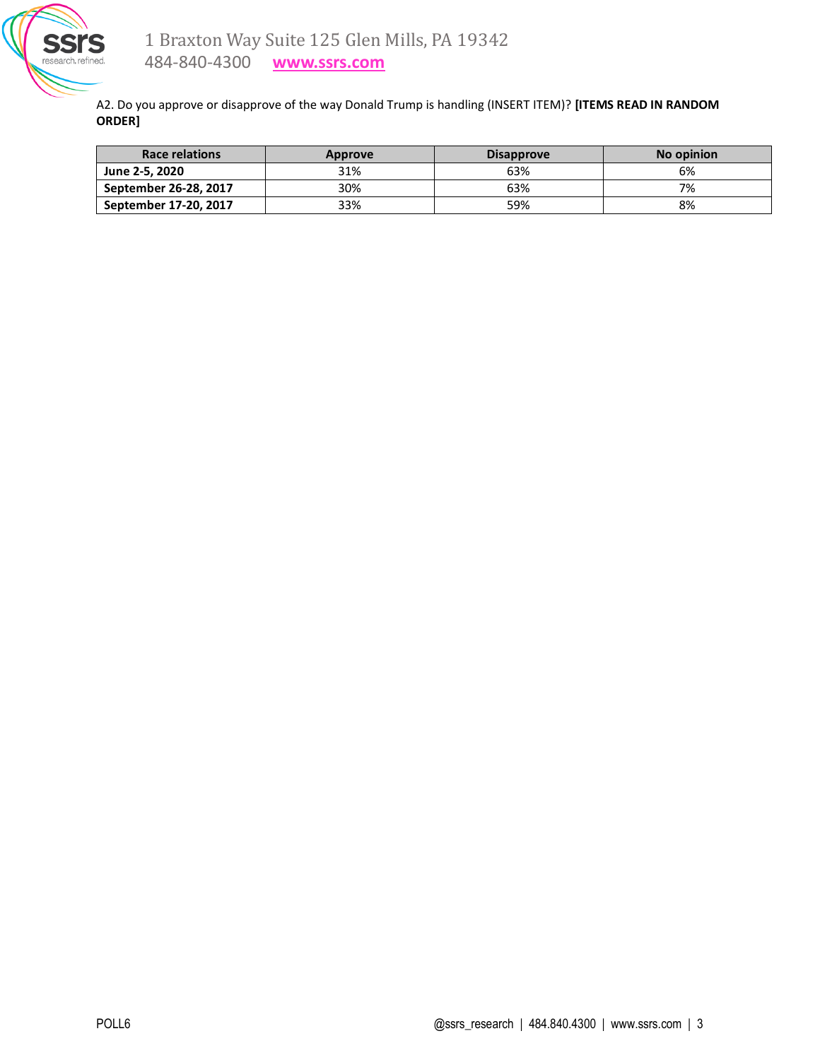A2. Do you approve or disapprove of the way Donald Trump is handling (INSERT ITEM)? **[ITEMS READ IN RANDOM ORDER]**

| Race relations | Approve | Disapprove | No opinion |
|---|---|---|---|
| **June 2-5, 2020** | 31% | 63% | 6% |
| **September 26-28, 2017** | 30% | 63% | 7% |
| **September 17-20, 2017** | 33% | 59% | 8% |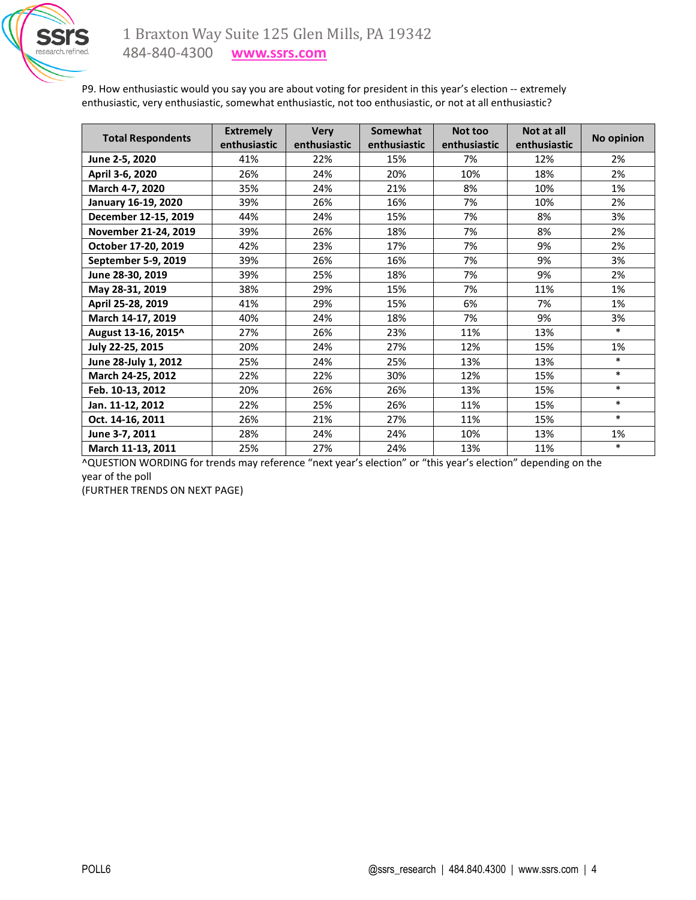P9. How enthusiastic would you say you are about voting for president in this year's election -- extremely enthusiastic, very enthusiastic, somewhat enthusiastic, not too enthusiastic, or not at all enthusiastic?

| Total Respondents | Extremely enthusiastic | Very enthusiastic | Somewhat enthusiastic | Not too enthusiastic | Not at all enthusiastic | No opinion |
|---|---|---|---|---|---|---|
| June 2-5, 2020 | 41% | 22% | 15% | 7% | 12% | 2% |
| April 3-6, 2020 | 26% | 24% | 20% | 10% | 18% | 2% |
| March 4-7, 2020 | 35% | 24% | 21% | 8% | 10% | 1% |
| January 16-19, 2020 | 39% | 26% | 16% | 7% | 10% | 2% |
| December 12-15, 2019 | 44% | 24% | 15% | 7% | 8% | 3% |
| November 21-24, 2019 | 39% | 26% | 18% | 7% | 8% | 2% |
| October 17-20, 2019 | 42% | 23% | 17% | 7% | 9% | 2% |
| September 5-9, 2019 | 39% | 26% | 16% | 7% | 9% | 3% |
| June 28-30, 2019 | 39% | 25% | 18% | 7% | 9% | 2% |
| May 28-31, 2019 | 38% | 29% | 15% | 7% | 11% | 1% |
| April 25-28, 2019 | 41% | 29% | 15% | 6% | 7% | 1% |
| March 14-17, 2019 | 40% | 24% | 18% | 7% | 9% | 3% |
| August 13-16, 2015^ | 27% | 26% | 23% | 11% | 13% | * |
| July 22-25, 2015 | 20% | 24% | 27% | 12% | 15% | 1% |
| June 28-July 1, 2012 | 25% | 24% | 25% | 13% | 13% | * |
| March 24-25, 2012 | 22% | 22% | 30% | 12% | 15% | * |
| Feb. 10-13, 2012 | 20% | 26% | 26% | 13% | 15% | * |
| Jan. 11-12, 2012 | 22% | 25% | 26% | 11% | 15% | * |
| Oct. 14-16, 2011 | 26% | 21% | 27% | 11% | 15% | * |
| June 3-7, 2011 | 28% | 24% | 24% | 10% | 13% | 1% |
| March 11-13, 2011 | 25% | 27% | 24% | 13% | 11% | * |

^QUESTION WORDING for trends may reference "next year's election" or "this year's election" depending on the year of the poll

(FURTHER TRENDS ON NEXT PAGE)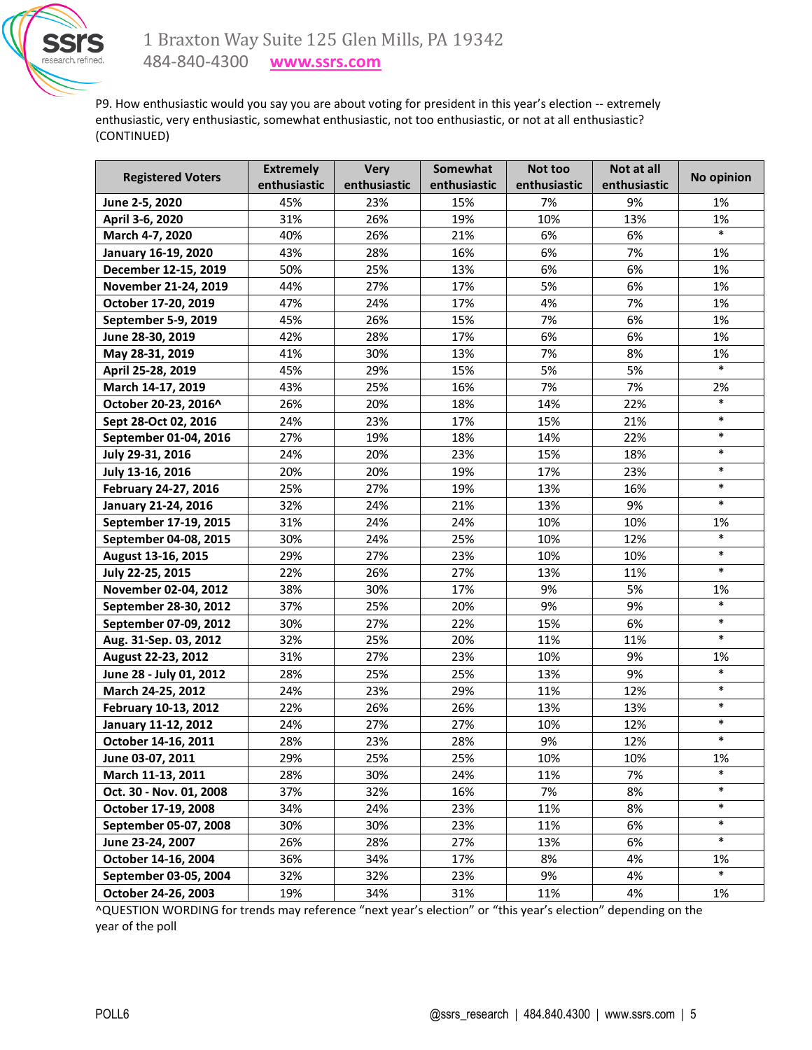P9. How enthusiastic would you say you are about voting for president in this year's election -- extremely enthusiastic, very enthusiastic, somewhat enthusiastic, not too enthusiastic, or not at all enthusiastic? (CONTINUED)

| Registered Voters | Extremely enthusiastic | Very enthusiastic | Somewhat enthusiastic | Not too enthusiastic | Not at all enthusiastic | No opinion |
|---|---|---|---|---|---|---|
| **June 2-5, 2020** | 45% | 23% | 15% | 7% | 9% | 1% |
| **April 3-6, 2020** | 31% | 26% | 19% | 10% | 13% | 1% |
| **March 4-7, 2020** | 40% | 26% | 21% | 6% | 6% | * |
| **January 16-19, 2020** | 43% | 28% | 16% | 6% | 7% | 1% |
| **December 12-15, 2019** | 50% | 25% | 13% | 6% | 6% | 1% |
| **November 21-24, 2019** | 44% | 27% | 17% | 5% | 6% | 1% |
| **October 17-20, 2019** | 47% | 24% | 17% | 4% | 7% | 1% |
| **September 5-9, 2019** | 45% | 26% | 15% | 7% | 6% | 1% |
| **June 28-30, 2019** | 42% | 28% | 17% | 6% | 6% | 1% |
| **May 28-31, 2019** | 41% | 30% | 13% | 7% | 8% | 1% |
| **April 25-28, 2019** | 45% | 29% | 15% | 5% | 5% | * |
| **March 14-17, 2019** | 43% | 25% | 16% | 7% | 7% | 2% |
| **October 20-23, 2016^** | 26% | 20% | 18% | 14% | 22% | * |
| **Sept 28-Oct 02, 2016** | 24% | 23% | 17% | 15% | 21% | * |
| **September 01-04, 2016** | 27% | 19% | 18% | 14% | 22% | * |
| **July 29-31, 2016** | 24% | 20% | 23% | 15% | 18% | * |
| **July 13-16, 2016** | 20% | 20% | 19% | 17% | 23% | * |
| **February 24-27, 2016** | 25% | 27% | 19% | 13% | 16% | * |
| **January 21-24, 2016** | 32% | 24% | 21% | 13% | 9% | * |
| **September 17-19, 2015** | 31% | 24% | 24% | 10% | 10% | 1% |
| **September 04-08, 2015** | 30% | 24% | 25% | 10% | 12% | * |
| **August 13-16, 2015** | 29% | 27% | 23% | 10% | 10% | * |
| **July 22-25, 2015** | 22% | 26% | 27% | 13% | 11% | * |
| **November 02-04, 2012** | 38% | 30% | 17% | 9% | 5% | 1% |
| **September 28-30, 2012** | 37% | 25% | 20% | 9% | 9% | * |
| **September 07-09, 2012** | 30% | 27% | 22% | 15% | 6% | * |
| **Aug. 31-Sep. 03, 2012** | 32% | 25% | 20% | 11% | 11% | * |
| **August 22-23, 2012** | 31% | 27% | 23% | 10% | 9% | 1% |
| **June 28 - July 01, 2012** | 28% | 25% | 25% | 13% | 9% | * |
| **March 24-25, 2012** | 24% | 23% | 29% | 11% | 12% | * |
| **February 10-13, 2012** | 22% | 26% | 26% | 13% | 13% | * |
| **January 11-12, 2012** | 24% | 27% | 27% | 10% | 12% | * |
| **October 14-16, 2011** | 28% | 23% | 28% | 9% | 12% | * |
| **June 03-07, 2011** | 29% | 25% | 25% | 10% | 10% | 1% |
| **March 11-13, 2011** | 28% | 30% | 24% | 11% | 7% | * |
| **Oct. 30 - Nov. 01, 2008** | 37% | 32% | 16% | 7% | 8% | * |
| **October 17-19, 2008** | 34% | 24% | 23% | 11% | 8% | * |
| **September 05-07, 2008** | 30% | 30% | 23% | 11% | 6% | * |
| **June 23-24, 2007** | 26% | 28% | 27% | 13% | 6% | * |
| **October 14-16, 2004** | 36% | 34% | 17% | 8% | 4% | 1% |
| **September 03-05, 2004** | 32% | 32% | 23% | 9% | 4% | * |
| **October 24-26, 2003** | 19% | 34% | 31% | 11% | 4% | 1% |

^QUESTION WORDING for trends may reference "next year's election" or "this year's election" depending on the year of the poll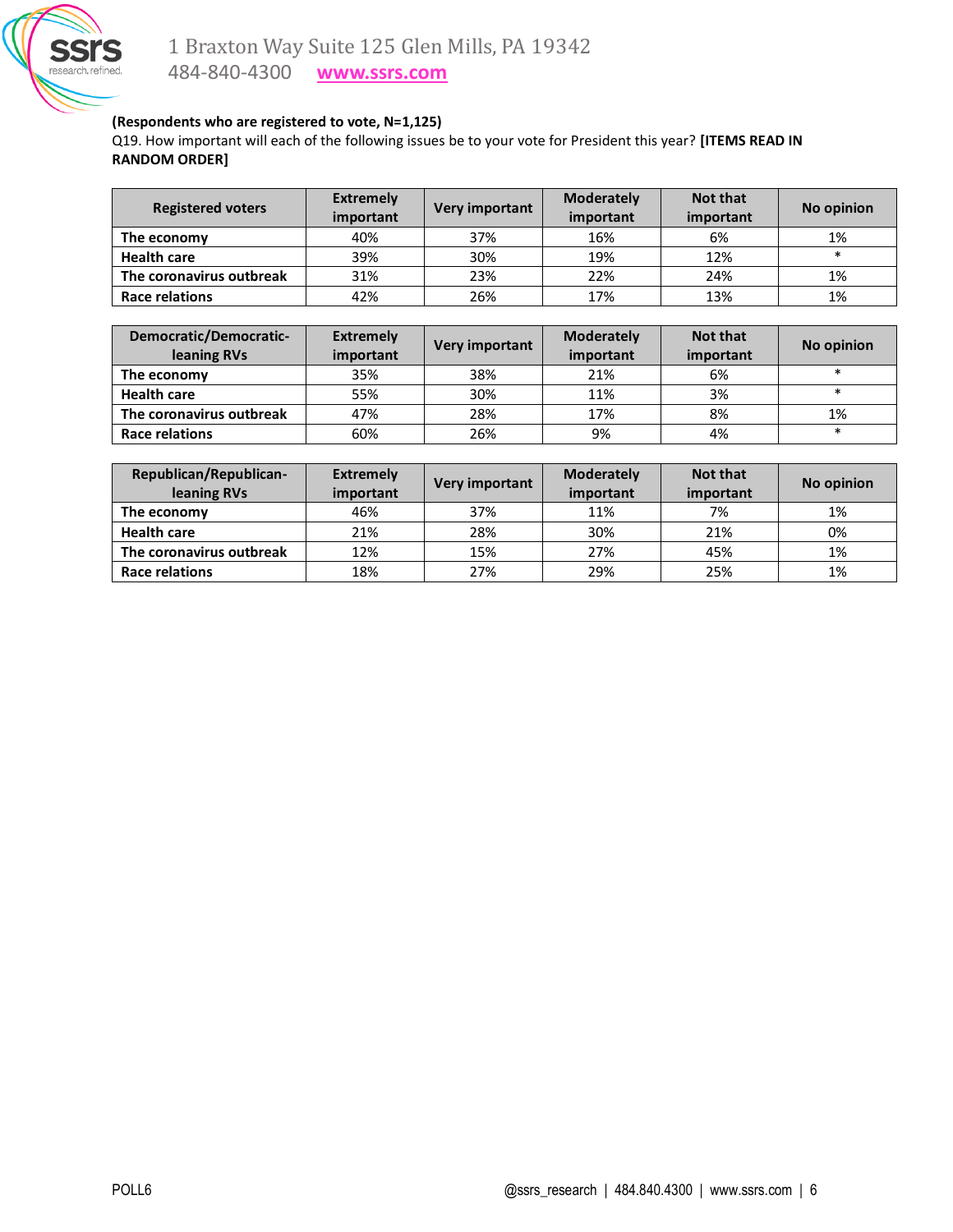**(Respondents who are registered to vote, N=1,125)**

Q19. How important will each of the following issues be to your vote for President this year? **[ITEMS READ IN RANDOM ORDER]**

| Registered voters | Extremely important | Very important | Moderately important | Not that important | No opinion |
|---|---|---|---|---|---|
| The economy | 40% | 37% | 16% | 6% | 1% |
| Health care | 39% | 30% | 19% | 12% | * |
| The coronavirus outbreak | 31% | 23% | 22% | 24% | 1% |
| Race relations | 42% | 26% | 17% | 13% | 1% |

| Democratic/Democratic-leaning RVs | Extremely important | Very important | Moderately important | Not that important | No opinion |
|---|---|---|---|---|---|
| The economy | 35% | 38% | 21% | 6% | * |
| Health care | 55% | 30% | 11% | 3% | * |
| The coronavirus outbreak | 47% | 28% | 17% | 8% | 1% |
| Race relations | 60% | 26% | 9% | 4% | * |

| Republican/Republican-leaning RVs | Extremely important | Very important | Moderately important | Not that important | No opinion |
|---|---|---|---|---|---|
| The economy | 46% | 37% | 11% | 7% | 1% |
| Health care | 21% | 28% | 30% | 21% | 0% |
| The coronavirus outbreak | 12% | 15% | 27% | 45% | 1% |
| Race relations | 18% | 27% | 29% | 25% | 1% |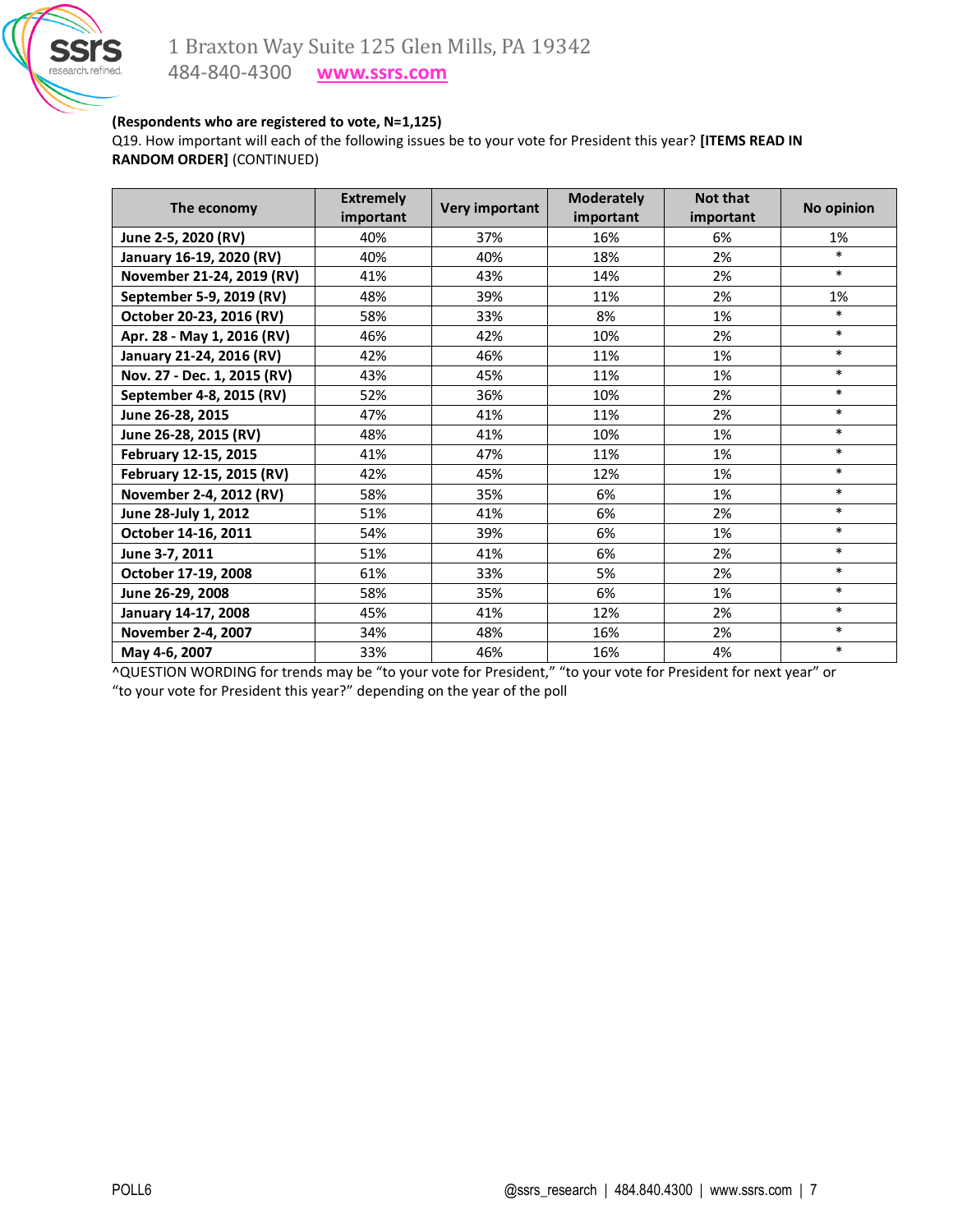**(Respondents who are registered to vote, N=1,125)**

Q19. How important will each of the following issues be to your vote for President this year? **[ITEMS READ IN RANDOM ORDER]** (CONTINUED)

| The economy | Extremely important | Very important | Moderately important | Not that important | No opinion |
|---|---|---|---|---|---|
| **June 2-5, 2020 (RV)** | 40% | 37% | 16% | 6% | 1% |
| **January 16-19, 2020 (RV)** | 40% | 40% | 18% | 2% | * |
| **November 21-24, 2019 (RV)** | 41% | 43% | 14% | 2% | * |
| **September 5-9, 2019 (RV)** | 48% | 39% | 11% | 2% | 1% |
| **October 20-23, 2016 (RV)** | 58% | 33% | 8% | 1% | * |
| **Apr. 28 - May 1, 2016 (RV)** | 46% | 42% | 10% | 2% | * |
| **January 21-24, 2016 (RV)** | 42% | 46% | 11% | 1% | * |
| **Nov. 27 - Dec. 1, 2015 (RV)** | 43% | 45% | 11% | 1% | * |
| **September 4-8, 2015 (RV)** | 52% | 36% | 10% | 2% | * |
| **June 26-28, 2015** | 47% | 41% | 11% | 2% | * |
| **June 26-28, 2015 (RV)** | 48% | 41% | 10% | 1% | * |
| **February 12-15, 2015** | 41% | 47% | 11% | 1% | * |
| **February 12-15, 2015 (RV)** | 42% | 45% | 12% | 1% | * |
| **November 2-4, 2012 (RV)** | 58% | 35% | 6% | 1% | * |
| **June 28-July 1, 2012** | 51% | 41% | 6% | 2% | * |
| **October 14-16, 2011** | 54% | 39% | 6% | 1% | * |
| **June 3-7, 2011** | 51% | 41% | 6% | 2% | * |
| **October 17-19, 2008** | 61% | 33% | 5% | 2% | * |
| **June 26-29, 2008** | 58% | 35% | 6% | 1% | * |
| **January 14-17, 2008** | 45% | 41% | 12% | 2% | * |
| **November 2-4, 2007** | 34% | 48% | 16% | 2% | * |
| **May 4-6, 2007** | 33% | 46% | 16% | 4% | * |

^QUESTION WORDING for trends may be "to your vote for President," "to your vote for President for next year" or "to your vote for President this year?" depending on the year of the poll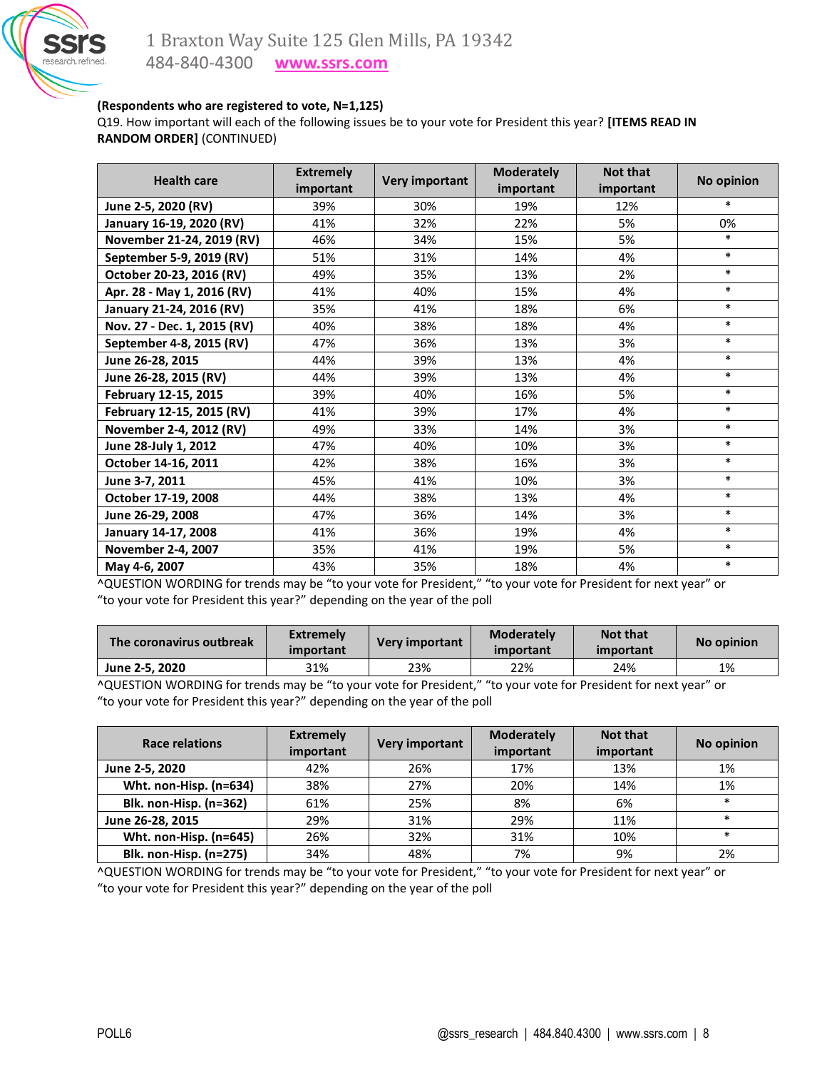**(Respondents who are registered to vote, N=1,125)**

Q19. How important will each of the following issues be to your vote for President this year? **[ITEMS READ IN RANDOM ORDER]** (CONTINUED)

| Health care | Extremely important | Very important | Moderately important | Not that important | No opinion |
|---|---|---|---|---|---|
| **June 2-5, 2020 (RV)** | 39% | 30% | 19% | 12% | * |
| **January 16-19, 2020 (RV)** | 41% | 32% | 22% | 5% | 0% |
| **November 21-24, 2019 (RV)** | 46% | 34% | 15% | 5% | * |
| **September 5-9, 2019 (RV)** | 51% | 31% | 14% | 4% | * |
| **October 20-23, 2016 (RV)** | 49% | 35% | 13% | 2% | * |
| **Apr. 28 - May 1, 2016 (RV)** | 41% | 40% | 15% | 4% | * |
| **January 21-24, 2016 (RV)** | 35% | 41% | 18% | 6% | * |
| **Nov. 27 - Dec. 1, 2015 (RV)** | 40% | 38% | 18% | 4% | * |
| **September 4-8, 2015 (RV)** | 47% | 36% | 13% | 3% | * |
| **June 26-28, 2015** | 44% | 39% | 13% | 4% | * |
| **June 26-28, 2015 (RV)** | 44% | 39% | 13% | 4% | * |
| **February 12-15, 2015** | 39% | 40% | 16% | 5% | * |
| **February 12-15, 2015 (RV)** | 41% | 39% | 17% | 4% | * |
| **November 2-4, 2012 (RV)** | 49% | 33% | 14% | 3% | * |
| **June 28-July 1, 2012** | 47% | 40% | 10% | 3% | * |
| **October 14-16, 2011** | 42% | 38% | 16% | 3% | * |
| **June 3-7, 2011** | 45% | 41% | 10% | 3% | * |
| **October 17-19, 2008** | 44% | 38% | 13% | 4% | * |
| **June 26-29, 2008** | 47% | 36% | 14% | 3% | * |
| **January 14-17, 2008** | 41% | 36% | 19% | 4% | * |
| **November 2-4, 2007** | 35% | 41% | 19% | 5% | * |
| **May 4-6, 2007** | 43% | 35% | 18% | 4% | * |

^QUESTION WORDING for trends may be "to your vote for President," "to your vote for President for next year" or "to your vote for President this year?" depending on the year of the poll

| The coronavirus outbreak | Extremely important | Very important | Moderately important | Not that important | No opinion |
|---|---|---|---|---|---|
| **June 2-5, 2020** | 31% | 23% | 22% | 24% | 1% |

^QUESTION WORDING for trends may be "to your vote for President," "to your vote for President for next year" or "to your vote for President this year?" depending on the year of the poll

| Race relations | Extremely important | Very important | Moderately important | Not that important | No opinion |
|---|---|---|---|---|---|
| **June 2-5, 2020** | 42% | 26% | 17% | 13% | 1% |
| **Wht. non-Hisp. (n=634)** | 38% | 27% | 20% | 14% | 1% |
| **Blk. non-Hisp. (n=362)** | 61% | 25% | 8% | 6% | * |
| **June 26-28, 2015** | 29% | 31% | 29% | 11% | * |
| **Wht. non-Hisp. (n=645)** | 26% | 32% | 31% | 10% | * |
| **Blk. non-Hisp. (n=275)** | 34% | 48% | 7% | 9% | 2% |

^QUESTION WORDING for trends may be "to your vote for President," "to your vote for President for next year" or "to your vote for President this year?" depending on the year of the poll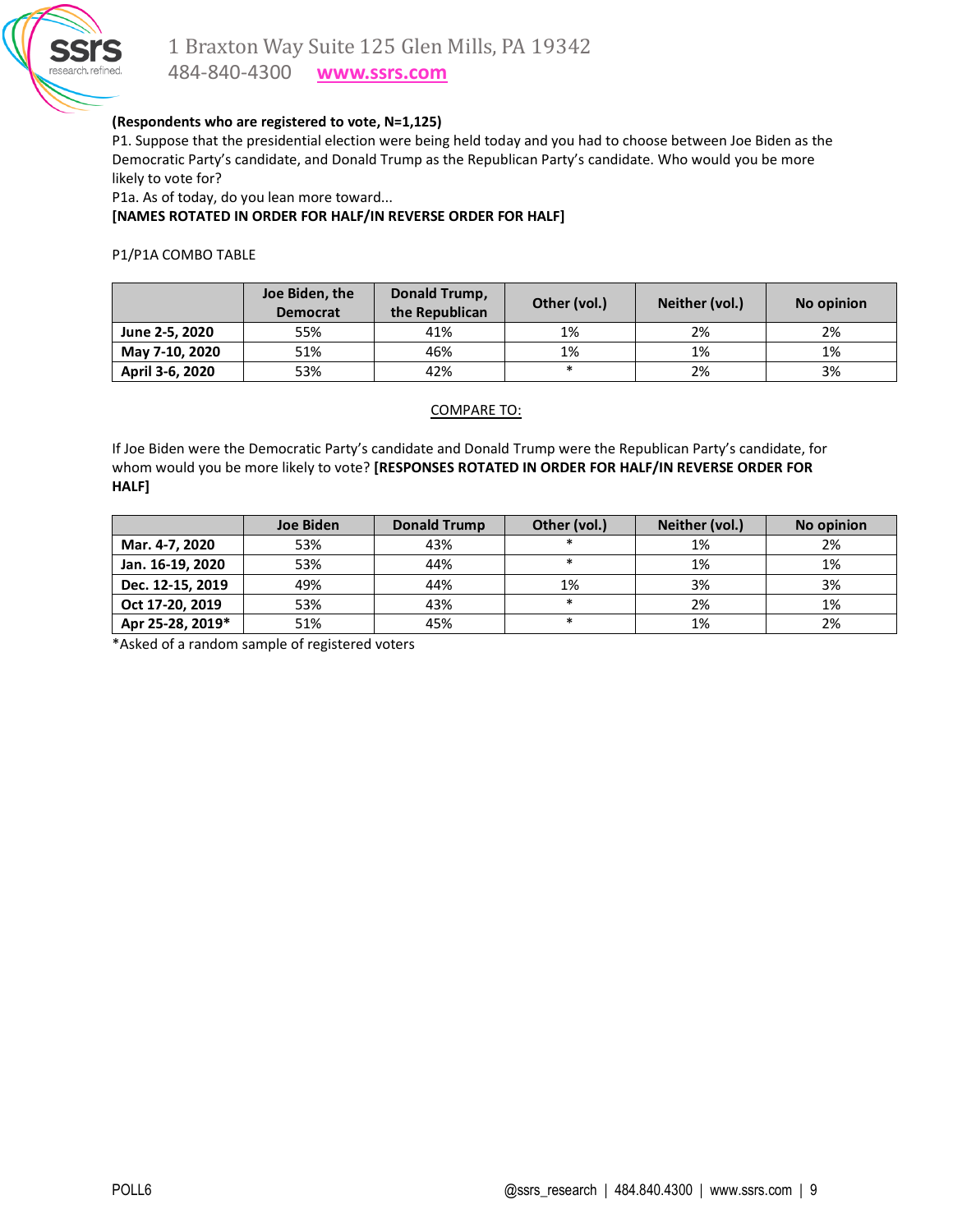**(Respondents who are registered to vote, N=1,125)**

P1. Suppose that the presidential election were being held today and you had to choose between Joe Biden as the Democratic Party's candidate, and Donald Trump as the Republican Party's candidate. Who would you be more likely to vote for?

P1a. As of today, do you lean more toward...

**[NAMES ROTATED IN ORDER FOR HALF/IN REVERSE ORDER FOR HALF]**

P1/P1A COMBO TABLE

| | Joe Biden, the Democrat | Donald Trump, the Republican | Other (vol.) | Neither (vol.) | No opinion |
|---|---|---|---|---|---|
| **June 2-5, 2020** | 55% | 41% | 1% | 2% | 2% |
| **May 7-10, 2020** | 51% | 46% | 1% | 1% | 1% |
| **April 3-6, 2020** | 53% | 42% | * | 2% | 3% |

COMPARE TO:

If Joe Biden were the Democratic Party's candidate and Donald Trump were the Republican Party's candidate, for whom would you be more likely to vote? **[RESPONSES ROTATED IN ORDER FOR HALF/IN REVERSE ORDER FOR HALF]**

| | Joe Biden | Donald Trump | Other (vol.) | Neither (vol.) | No opinion |
|---|---|---|---|---|---|
| **Mar. 4-7, 2020** | 53% | 43% | * | 1% | 2% |
| **Jan. 16-19, 2020** | 53% | 44% | * | 1% | 1% |
| **Dec. 12-15, 2019** | 49% | 44% | 1% | 3% | 3% |
| **Oct 17-20, 2019** | 53% | 43% | * | 2% | 1% |
| **Apr 25-28, 2019*** | 51% | 45% | * | 1% | 2% |

*Asked of a random sample of registered voters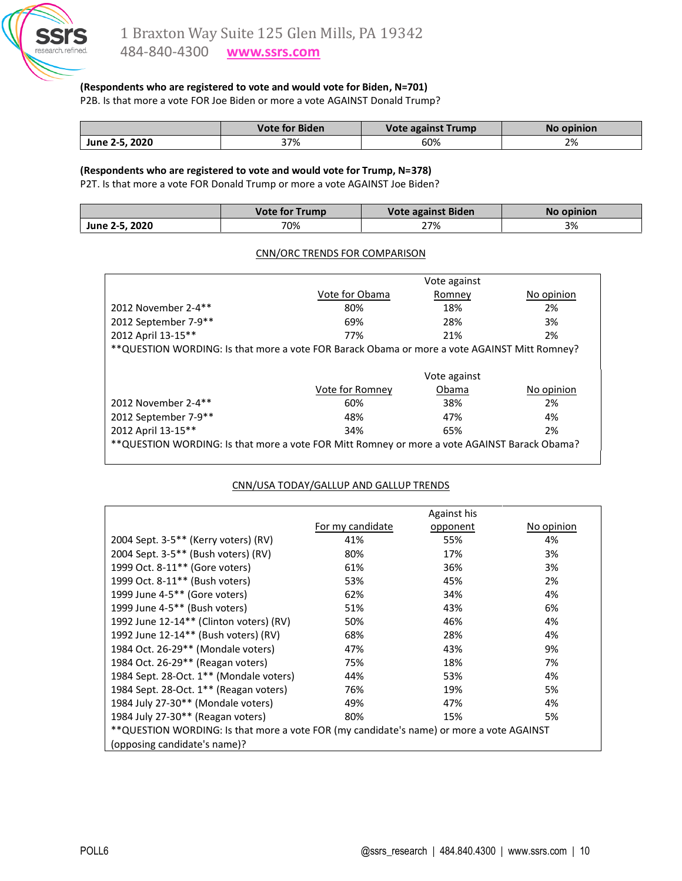**(Respondents who are registered to vote and would vote for Biden, N=701)**
P2B. Is that more a vote FOR Joe Biden or more a vote AGAINST Donald Trump?

| | Vote for Biden | Vote against Trump | No opinion |
|---|---|---|---|
| **June 2-5, 2020** | 37% | 60% | 2% |

**(Respondents who are registered to vote and would vote for Trump, N=378)**
P2T. Is that more a vote FOR Donald Trump or more a vote AGAINST Joe Biden?

| | Vote for Trump | Vote against Biden | No opinion |
|---|---|---|---|
| **June 2-5, 2020** | 70% | 27% | 3% |

CNN/ORC TRENDS FOR COMPARISON

| | Vote for Obama | Vote against Romney | No opinion |
|---|---|---|---|
| 2012 November 2-4** | 80% | 18% | 2% |
| 2012 September 7-9** | 69% | 28% | 3% |
| 2012 April 13-15** | 77% | 21% | 2% |

**QUESTION WORDING: Is that more a vote FOR Barack Obama or more a vote AGAINST Mitt Romney?

| | Vote for Romney | Vote against Obama | No opinion |
|---|---|---|---|
| 2012 November 2-4** | 60% | 38% | 2% |
| 2012 September 7-9** | 48% | 47% | 4% |
| 2012 April 13-15** | 34% | 65% | 2% |

**QUESTION WORDING: Is that more a vote FOR Mitt Romney or more a vote AGAINST Barack Obama?

CNN/USA TODAY/GALLUP AND GALLUP TRENDS

| | For my candidate | Against his opponent | No opinion |
|---|---|---|---|
| 2004 Sept. 3-5** (Kerry voters) (RV) | 41% | 55% | 4% |
| 2004 Sept. 3-5** (Bush voters) (RV) | 80% | 17% | 3% |
| 1999 Oct. 8-11** (Gore voters) | 61% | 36% | 3% |
| 1999 Oct. 8-11** (Bush voters) | 53% | 45% | 2% |
| 1999 June 4-5** (Gore voters) | 62% | 34% | 4% |
| 1999 June 4-5** (Bush voters) | 51% | 43% | 6% |
| 1992 June 12-14** (Clinton voters) (RV) | 50% | 46% | 4% |
| 1992 June 12-14** (Bush voters) (RV) | 68% | 28% | 4% |
| 1984 Oct. 26-29** (Mondale voters) | 47% | 43% | 9% |
| 1984 Oct. 26-29** (Reagan voters) | 75% | 18% | 7% |
| 1984 Sept. 28-Oct. 1** (Mondale voters) | 44% | 53% | 4% |
| 1984 Sept. 28-Oct. 1** (Reagan voters) | 76% | 19% | 5% |
| 1984 July 27-30** (Mondale voters) | 49% | 47% | 4% |
| 1984 July 27-30** (Reagan voters) | 80% | 15% | 5% |

**QUESTION WORDING: Is that more a vote FOR (my candidate's name) or more a vote AGAINST (opposing candidate's name)?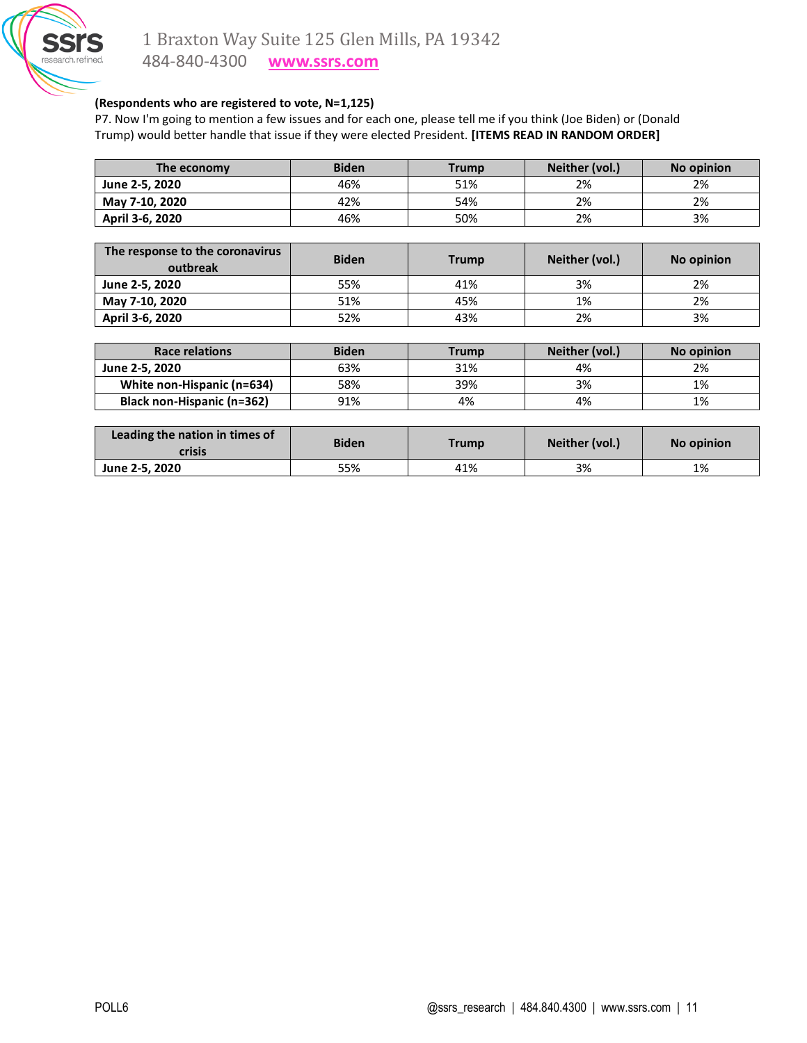**(Respondents who are registered to vote, N=1,125)**

P7. Now I'm going to mention a few issues and for each one, please tell me if you think (Joe Biden) or (Donald Trump) would better handle that issue if they were elected President. **[ITEMS READ IN RANDOM ORDER]**

| The economy | Biden | Trump | Neither (vol.) | No opinion |
|---|---|---|---|---|
| **June 2-5, 2020** | 46% | 51% | 2% | 2% |
| **May 7-10, 2020** | 42% | 54% | 2% | 2% |
| **April 3-6, 2020** | 46% | 50% | 2% | 3% |

| The response to the coronavirus outbreak | Biden | Trump | Neither (vol.) | No opinion |
|---|---|---|---|---|
| **June 2-5, 2020** | 55% | 41% | 3% | 2% |
| **May 7-10, 2020** | 51% | 45% | 1% | 2% |
| **April 3-6, 2020** | 52% | 43% | 2% | 3% |

| Race relations | Biden | Trump | Neither (vol.) | No opinion |
|---|---|---|---|---|
| **June 2-5, 2020** | 63% | 31% | 4% | 2% |
| **White non-Hispanic (n=634)** | 58% | 39% | 3% | 1% |
| **Black non-Hispanic (n=362)** | 91% | 4% | 4% | 1% |

| Leading the nation in times of crisis | Biden | Trump | Neither (vol.) | No opinion |
|---|---|---|---|---|
| **June 2-5, 2020** | 55% | 41% | 3% | 1% |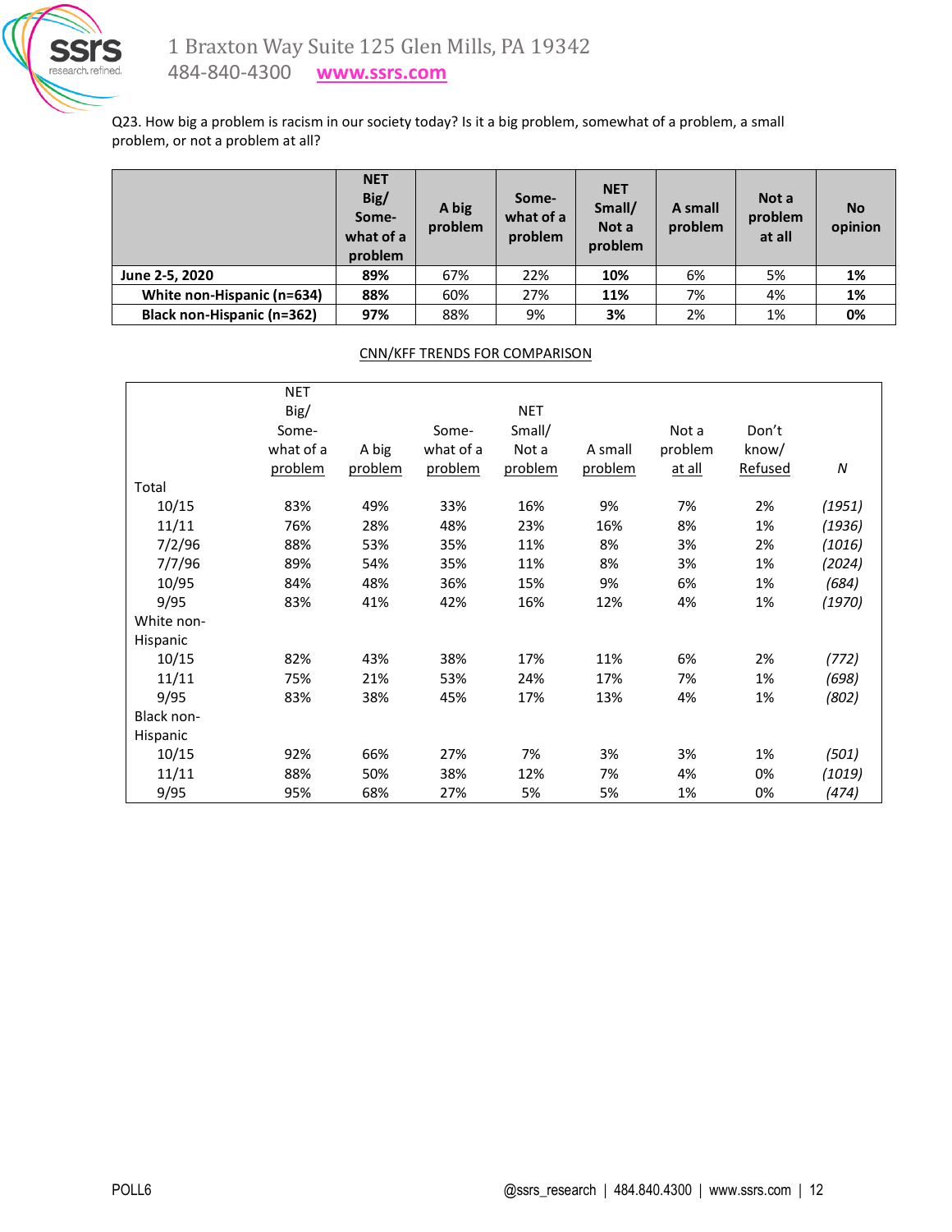Q23. How big a problem is racism in our society today? Is it a big problem, somewhat of a problem, a small problem, or not a problem at all?

| | NET Big/ Some-what of a problem | A big problem | Some-what of a problem | NET Small/ Not a problem | A small problem | Not a problem at all | No opinion |
|---|---|---|---|---|---|---|---|
| **June 2-5, 2020** | **89%** | 67% | 22% | **10%** | 6% | 5% | **1%** |
| **White non-Hispanic (n=634)** | **88%** | 60% | 27% | **11%** | 7% | 4% | **1%** |
| **Black non-Hispanic (n=362)** | **97%** | 88% | 9% | **3%** | 2% | 1% | **0%** |

CNN/KFF TRENDS FOR COMPARISON

| | NET Big/ Some-what of a problem | A big problem | Some-what of a problem | NET Small/ Not a problem | A small problem | Not a problem at all | Don't know/ Refused | *N* |
|---|---|---|---|---|---|---|---|---|
| Total | | | | | | | | |
| 10/15 | 83% | 49% | 33% | 16% | 9% | 7% | 2% | *(1951)* |
| 11/11 | 76% | 28% | 48% | 23% | 16% | 8% | 1% | *(1936)* |
| 7/2/96 | 88% | 53% | 35% | 11% | 8% | 3% | 2% | *(1016)* |
| 7/7/96 | 89% | 54% | 35% | 11% | 8% | 3% | 1% | *(2024)* |
| 10/95 | 84% | 48% | 36% | 15% | 9% | 6% | 1% | *(684)* |
| 9/95 | 83% | 41% | 42% | 16% | 12% | 4% | 1% | *(1970)* |
| White non-Hispanic | | | | | | | | |
| 10/15 | 82% | 43% | 38% | 17% | 11% | 6% | 2% | *(772)* |
| 11/11 | 75% | 21% | 53% | 24% | 17% | 7% | 1% | *(698)* |
| 9/95 | 83% | 38% | 45% | 17% | 13% | 4% | 1% | *(802)* |
| Black non-Hispanic | | | | | | | | |
| 10/15 | 92% | 66% | 27% | 7% | 3% | 3% | 1% | *(501)* |
| 11/11 | 88% | 50% | 38% | 12% | 7% | 4% | 0% | *(1019)* |
| 9/95 | 95% | 68% | 27% | 5% | 5% | 1% | 0% | *(474)* |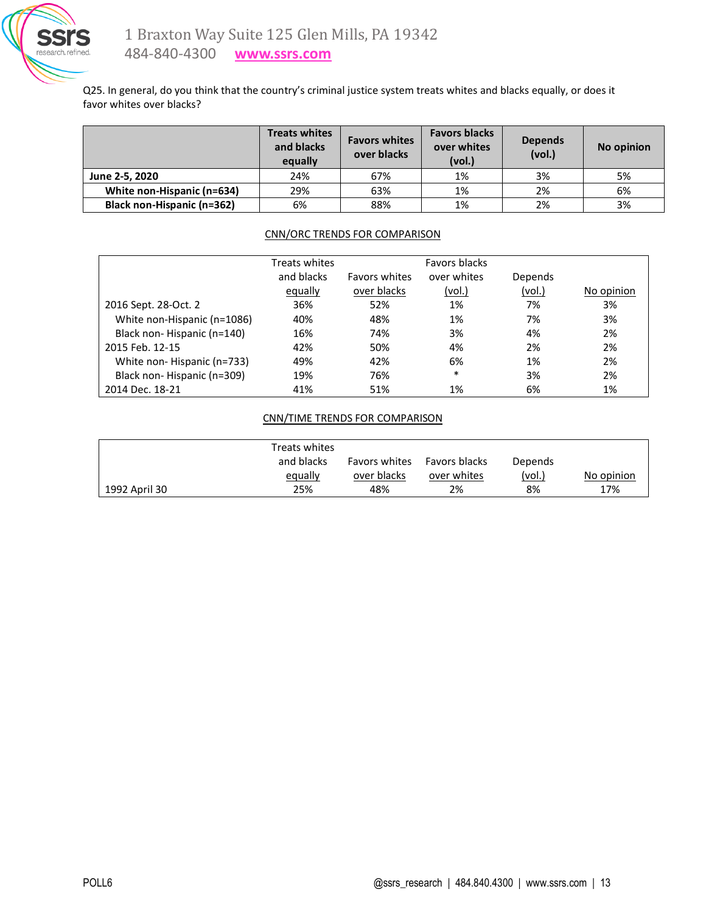Q25. In general, do you think that the country's criminal justice system treats whites and blacks equally, or does it favor whites over blacks?

| | Treats whites and blacks equally | Favors whites over blacks | Favors blacks over whites (vol.) | Depends (vol.) | No opinion |
|---|---|---|---|---|---|
| **June 2-5, 2020** | 24% | 67% | 1% | 3% | 5% |
| **White non-Hispanic (n=634)** | 29% | 63% | 1% | 2% | 6% |
| **Black non-Hispanic (n=362)** | 6% | 88% | 1% | 2% | 3% |

CNN/ORC TRENDS FOR COMPARISON

| | Treats whites and blacks equally | Favors whites over blacks | Favors blacks over whites (vol.) | Depends (vol.) | No opinion |
|---|---|---|---|---|---|
| 2016 Sept. 28-Oct. 2 | 36% | 52% | 1% | 7% | 3% |
| White non-Hispanic (n=1086) | 40% | 48% | 1% | 7% | 3% |
| Black non- Hispanic (n=140) | 16% | 74% | 3% | 4% | 2% |
| 2015 Feb. 12-15 | 42% | 50% | 4% | 2% | 2% |
| White non- Hispanic (n=733) | 49% | 42% | 6% | 1% | 2% |
| Black non- Hispanic (n=309) | 19% | 76% | * | 3% | 2% |
| 2014 Dec. 18-21 | 41% | 51% | 1% | 6% | 1% |

CNN/TIME TRENDS FOR COMPARISON

| | Treats whites and blacks equally | Favors whites over blacks | Favors blacks over whites | Depends (vol.) | No opinion |
|---|---|---|---|---|---|
| 1992 April 30 | 25% | 48% | 2% | 8% | 17% |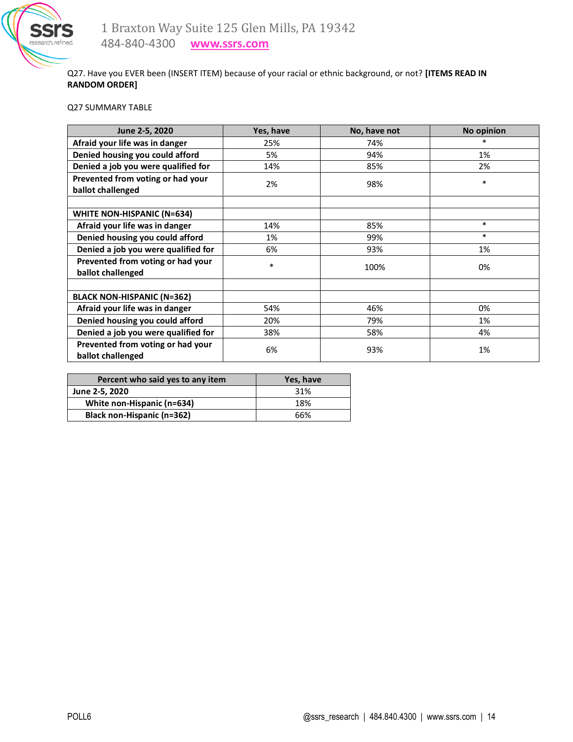Q27. Have you EVER been (INSERT ITEM) because of your racial or ethnic background, or not? **[ITEMS READ IN RANDOM ORDER]**

Q27 SUMMARY TABLE

| June 2-5, 2020 | Yes, have | No, have not | No opinion |
|---|---|---|---|
| Afraid your life was in danger | 25% | 74% | * |
| Denied housing you could afford | 5% | 94% | 1% |
| Denied a job you were qualified for | 14% | 85% | 2% |
| Prevented from voting or had your ballot challenged | 2% | 98% | * |
| | | | |
| WHITE NON-HISPANIC (N=634) | | | |
| Afraid your life was in danger | 14% | 85% | * |
| Denied housing you could afford | 1% | 99% | * |
| Denied a job you were qualified for | 6% | 93% | 1% |
| Prevented from voting or had your ballot challenged | * | 100% | 0% |
| | | | |
| BLACK NON-HISPANIC (N=362) | | | |
| Afraid your life was in danger | 54% | 46% | 0% |
| Denied housing you could afford | 20% | 79% | 1% |
| Denied a job you were qualified for | 38% | 58% | 4% |
| Prevented from voting or had your ballot challenged | 6% | 93% | 1% |

| Percent who said yes to any item | Yes, have |
|---|---|
| June 2-5, 2020 | 31% |
| White non-Hispanic (n=634) | 18% |
| Black non-Hispanic (n=362) | 66% |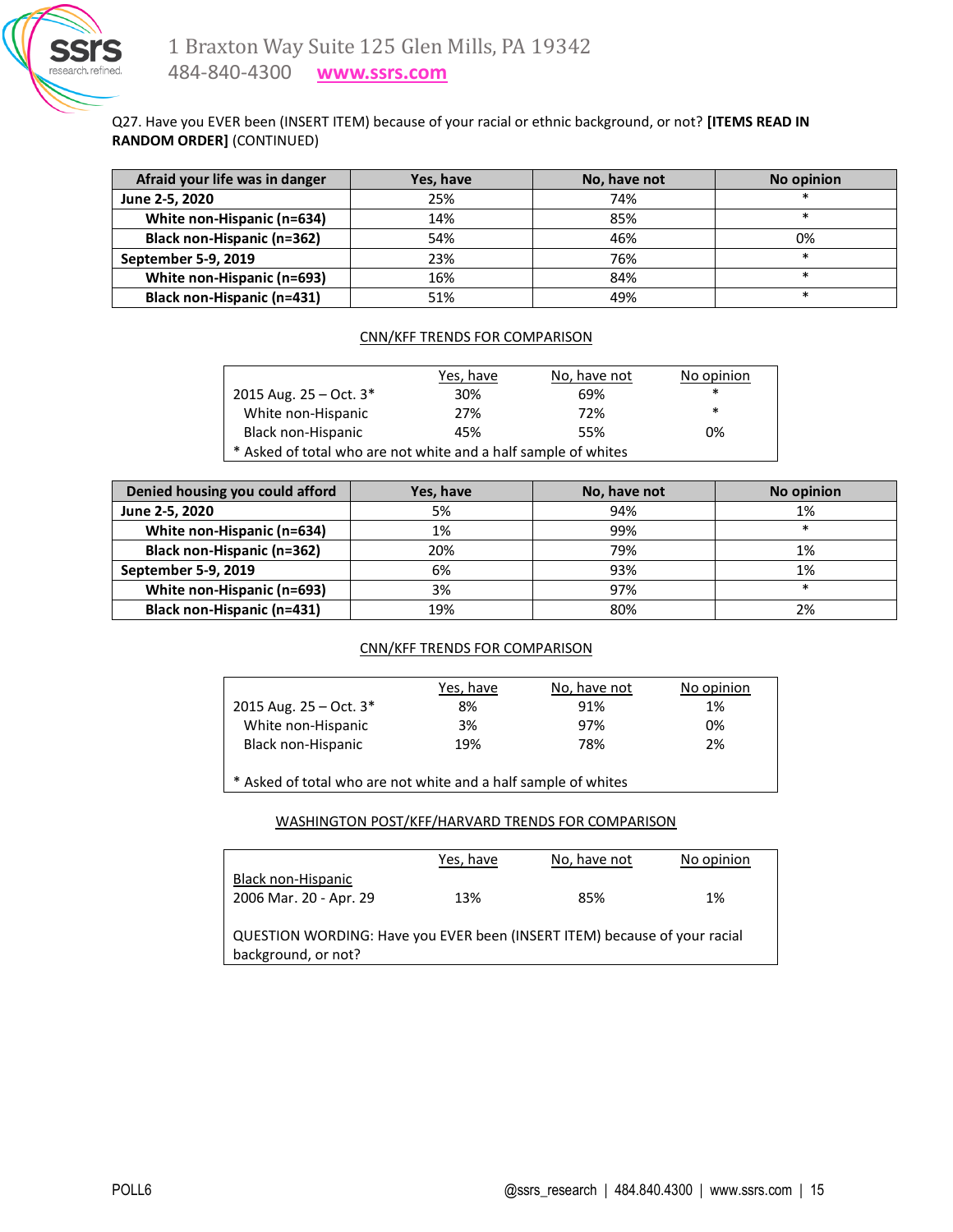Q27. Have you EVER been (INSERT ITEM) because of your racial or ethnic background, or not? **[ITEMS READ IN RANDOM ORDER]** (CONTINUED)

| Afraid your life was in danger | Yes, have | No, have not | No opinion |
|---|---|---|---|
| **June 2-5, 2020** | 25% | 74% | * |
| **White non-Hispanic (n=634)** | 14% | 85% | * |
| **Black non-Hispanic (n=362)** | 54% | 46% | 0% |
| **September 5-9, 2019** | 23% | 76% | * |
| **White non-Hispanic (n=693)** | 16% | 84% | * |
| **Black non-Hispanic (n=431)** | 51% | 49% | * |

CNN/KFF TRENDS FOR COMPARISON

| | Yes, have | No, have not | No opinion |
|---|---|---|---|
| 2015 Aug. 25 – Oct. 3* | 30% | 69% | * |
| White non-Hispanic | 27% | 72% | * |
| Black non-Hispanic | 45% | 55% | 0% |

* Asked of total who are not white and a half sample of whites

| Denied housing you could afford | Yes, have | No, have not | No opinion |
|---|---|---|---|
| **June 2-5, 2020** | 5% | 94% | 1% |
| **White non-Hispanic (n=634)** | 1% | 99% | * |
| **Black non-Hispanic (n=362)** | 20% | 79% | 1% |
| **September 5-9, 2019** | 6% | 93% | 1% |
| **White non-Hispanic (n=693)** | 3% | 97% | * |
| **Black non-Hispanic (n=431)** | 19% | 80% | 2% |

CNN/KFF TRENDS FOR COMPARISON

| | Yes, have | No, have not | No opinion |
|---|---|---|---|
| 2015 Aug. 25 – Oct. 3* | 8% | 91% | 1% |
| White non-Hispanic | 3% | 97% | 0% |
| Black non-Hispanic | 19% | 78% | 2% |

* Asked of total who are not white and a half sample of whites

WASHINGTON POST/KFF/HARVARD TRENDS FOR COMPARISON

| | Yes, have | No, have not | No opinion |
|---|---|---|---|
| Black non-Hispanic | | | |
| 2006 Mar. 20 - Apr. 29 | 13% | 85% | 1% |

QUESTION WORDING: Have you EVER been (INSERT ITEM) because of your racial background, or not?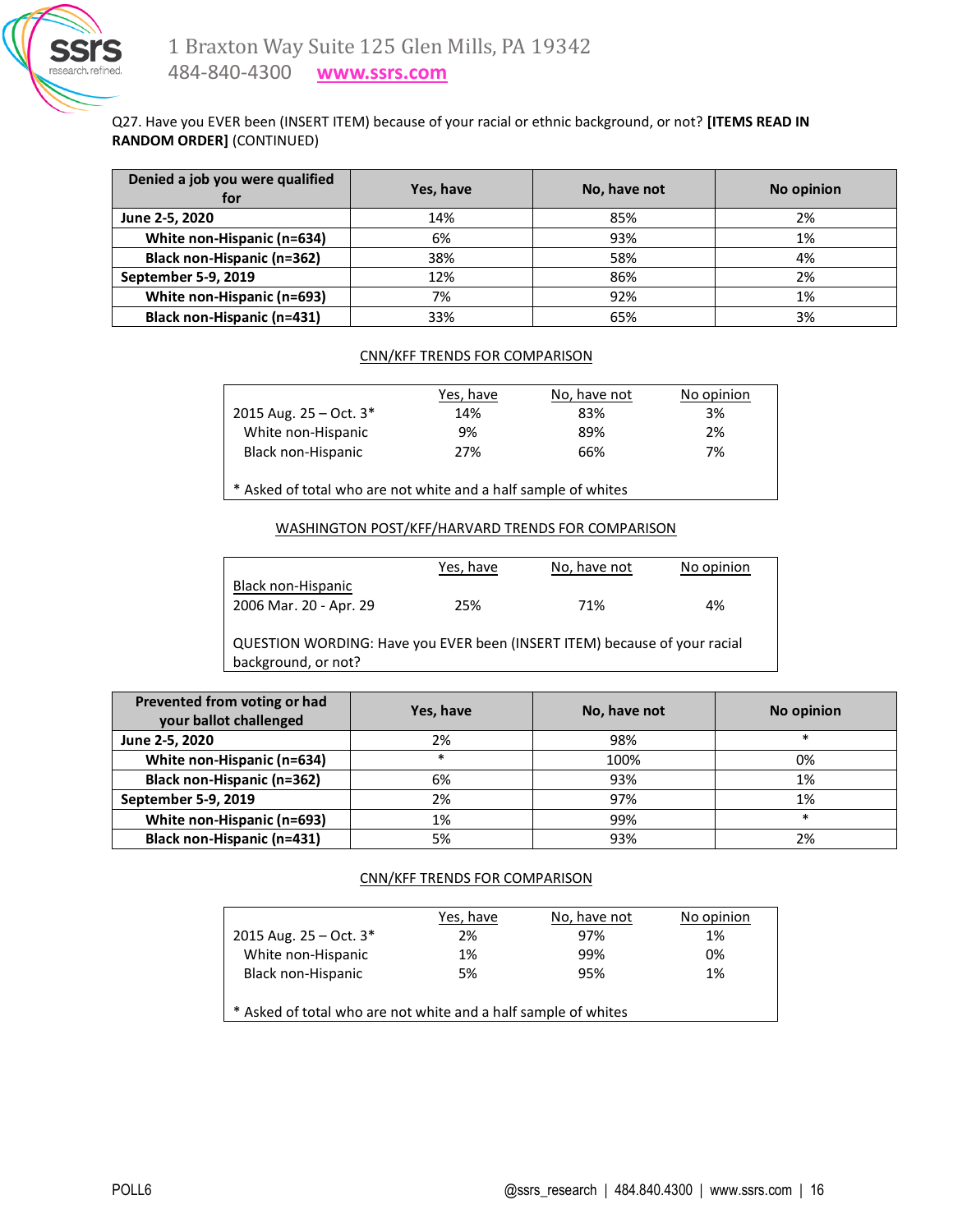Q27. Have you EVER been (INSERT ITEM) because of your racial or ethnic background, or not? **[ITEMS READ IN RANDOM ORDER]** (CONTINUED)

| Denied a job you were qualified for | Yes, have | No, have not | No opinion |
|---|---|---|---|
| **June 2-5, 2020** | 14% | 85% | 2% |
| **White non-Hispanic (n=634)** | 6% | 93% | 1% |
| **Black non-Hispanic (n=362)** | 38% | 58% | 4% |
| **September 5-9, 2019** | 12% | 86% | 2% |
| **White non-Hispanic (n=693)** | 7% | 92% | 1% |
| **Black non-Hispanic (n=431)** | 33% | 65% | 3% |

CNN/KFF TRENDS FOR COMPARISON

| | Yes, have | No, have not | No opinion |
|---|---|---|---|
| 2015 Aug. 25 – Oct. 3* | 14% | 83% | 3% |
| White non-Hispanic | 9% | 89% | 2% |
| Black non-Hispanic | 27% | 66% | 7% |

\* Asked of total who are not white and a half sample of whites

WASHINGTON POST/KFF/HARVARD TRENDS FOR COMPARISON

| | Yes, have | No, have not | No opinion |
|---|---|---|---|
| Black non-Hispanic | | | |
| 2006 Mar. 20 - Apr. 29 | 25% | 71% | 4% |

QUESTION WORDING: Have you EVER been (INSERT ITEM) because of your racial background, or not?

| Prevented from voting or had your ballot challenged | Yes, have | No, have not | No opinion |
|---|---|---|---|
| **June 2-5, 2020** | 2% | 98% | * |
| **White non-Hispanic (n=634)** | * | 100% | 0% |
| **Black non-Hispanic (n=362)** | 6% | 93% | 1% |
| **September 5-9, 2019** | 2% | 97% | 1% |
| **White non-Hispanic (n=693)** | 1% | 99% | * |
| **Black non-Hispanic (n=431)** | 5% | 93% | 2% |

CNN/KFF TRENDS FOR COMPARISON

| | Yes, have | No, have not | No opinion |
|---|---|---|---|
| 2015 Aug. 25 – Oct. 3* | 2% | 97% | 1% |
| White non-Hispanic | 1% | 99% | 0% |
| Black non-Hispanic | 5% | 95% | 1% |

\* Asked of total who are not white and a half sample of whites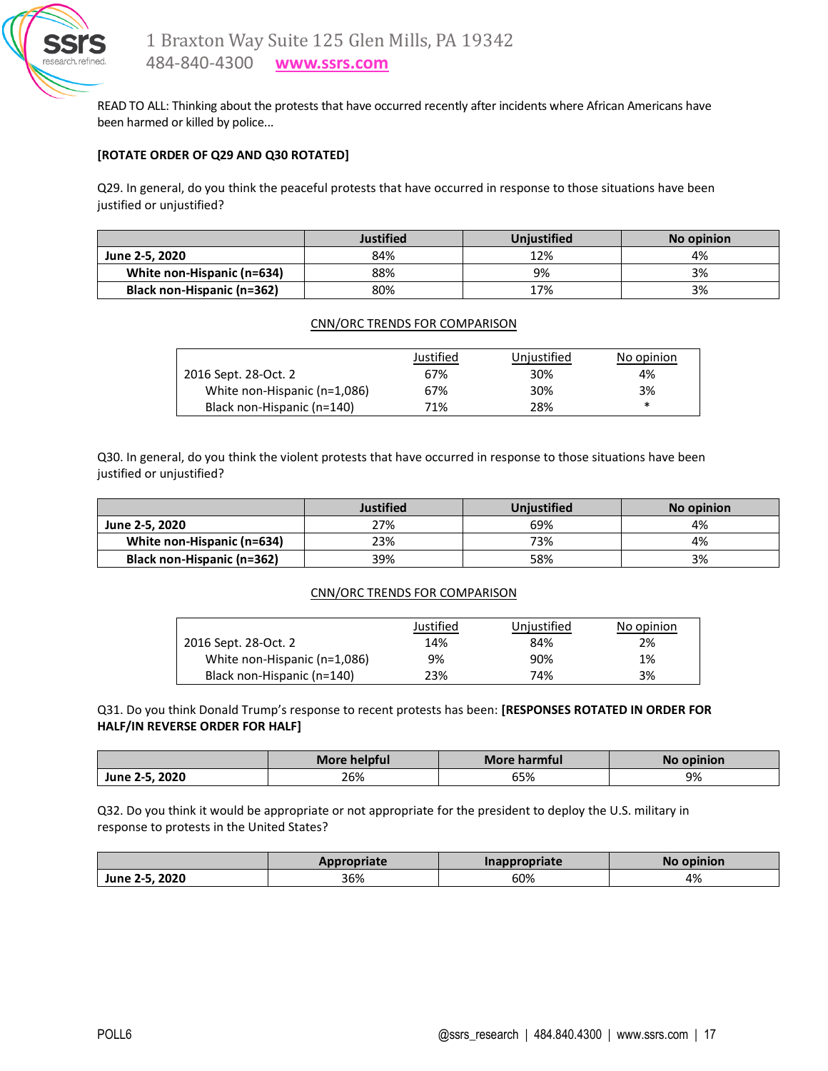READ TO ALL: Thinking about the protests that have occurred recently after incidents where African Americans have been harmed or killed by police...

**[ROTATE ORDER OF Q29 AND Q30 ROTATED]**

Q29. In general, do you think the peaceful protests that have occurred in response to those situations have been justified or unjustified?

| | Justified | Unjustified | No opinion |
|---|---|---|---|
| **June 2-5, 2020** | 84% | 12% | 4% |
| **White non-Hispanic (n=634)** | 88% | 9% | 3% |
| **Black non-Hispanic (n=362)** | 80% | 17% | 3% |

CNN/ORC TRENDS FOR COMPARISON

| | Justified | Unjustified | No opinion |
|---|---|---|---|
| 2016 Sept. 28-Oct. 2 | 67% | 30% | 4% |
| White non-Hispanic (n=1,086) | 67% | 30% | 3% |
| Black non-Hispanic (n=140) | 71% | 28% | * |

Q30. In general, do you think the violent protests that have occurred in response to those situations have been justified or unjustified?

| | Justified | Unjustified | No opinion |
|---|---|---|---|
| **June 2-5, 2020** | 27% | 69% | 4% |
| **White non-Hispanic (n=634)** | 23% | 73% | 4% |
| **Black non-Hispanic (n=362)** | 39% | 58% | 3% |

CNN/ORC TRENDS FOR COMPARISON

| | Justified | Unjustified | No opinion |
|---|---|---|---|
| 2016 Sept. 28-Oct. 2 | 14% | 84% | 2% |
| White non-Hispanic (n=1,086) | 9% | 90% | 1% |
| Black non-Hispanic (n=140) | 23% | 74% | 3% |

Q31. Do you think Donald Trump's response to recent protests has been: **[RESPONSES ROTATED IN ORDER FOR HALF/IN REVERSE ORDER FOR HALF]**

| | More helpful | More harmful | No opinion |
|---|---|---|---|
| **June 2-5, 2020** | 26% | 65% | 9% |

Q32. Do you think it would be appropriate or not appropriate for the president to deploy the U.S. military in response to protests in the United States?

| | Appropriate | Inappropriate | No opinion |
|---|---|---|---|
| **June 2-5, 2020** | 36% | 60% | 4% |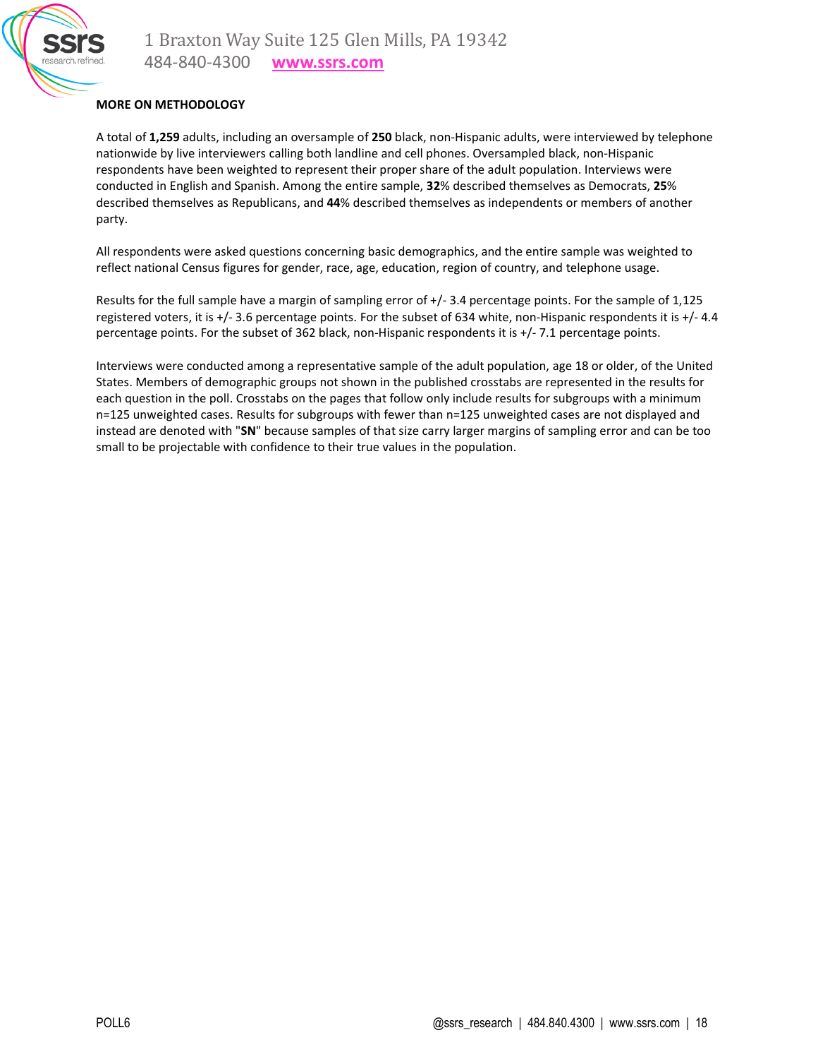**MORE ON METHODOLOGY**

A total of **1,259** adults, including an oversample of **250** black, non-Hispanic adults, were interviewed by telephone nationwide by live interviewers calling both landline and cell phones. Oversampled black, non-Hispanic respondents have been weighted to represent their proper share of the adult population. Interviews were conducted in English and Spanish. Among the entire sample, **32**% described themselves as Democrats, **25**% described themselves as Republicans, and **44**% described themselves as independents or members of another party.

All respondents were asked questions concerning basic demographics, and the entire sample was weighted to reflect national Census figures for gender, race, age, education, region of country, and telephone usage.

Results for the full sample have a margin of sampling error of +/- 3.4 percentage points. For the sample of 1,125 registered voters, it is +/- 3.6 percentage points. For the subset of 634 white, non-Hispanic respondents it is +/- 4.4 percentage points. For the subset of 362 black, non-Hispanic respondents it is +/- 7.1 percentage points.

Interviews were conducted among a representative sample of the adult population, age 18 or older, of the United States. Members of demographic groups not shown in the published crosstabs are represented in the results for each question in the poll. Crosstabs on the pages that follow only include results for subgroups with a minimum n=125 unweighted cases. Results for subgroups with fewer than n=125 unweighted cases are not displayed and instead are denoted with "**SN**" because samples of that size carry larger margins of sampling error and can be too small to be projectable with confidence to their true values in the population.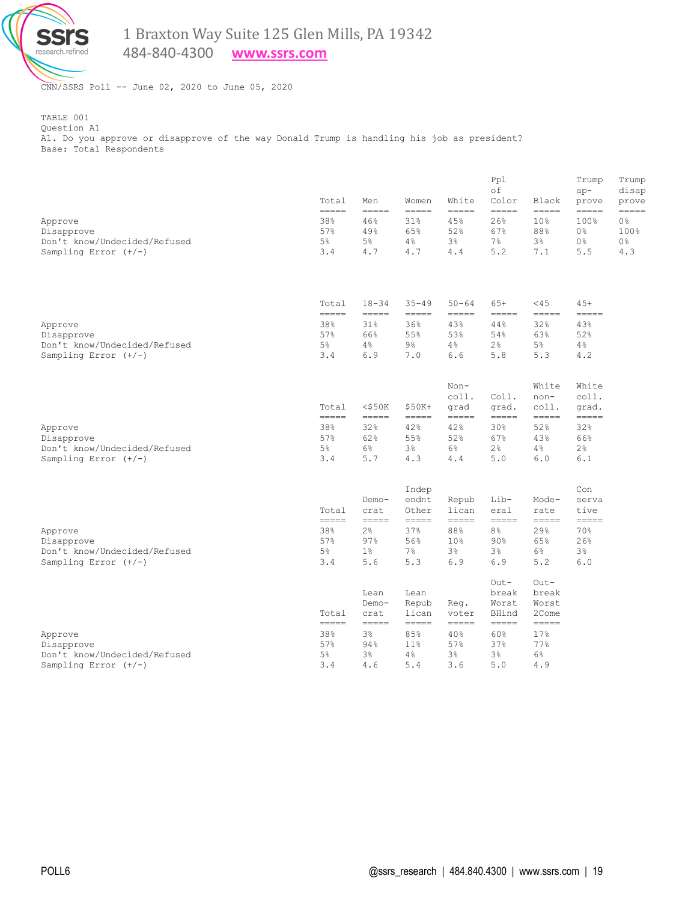CNN/SSRS Poll -- June 02, 2020 to June 05, 2020

TABLE 001
Question A1
A1. Do you approve or disapprove of the way Donald Trump is handling his job as president?
Base: Total Respondents

| | Total | Men | Women | White | Ppl of Color | Black | Trump ap-prove | Trump disap prove |
|---|---|---|---|---|---|---|---|---|
| Approve | 38% | 46% | 31% | 45% | 26% | 10% | 100% | 0% |
| Disapprove | 57% | 49% | 65% | 52% | 67% | 88% | 0% | 100% |
| Don't know/Undecided/Refused | 5% | 5% | 4% | 3% | 7% | 3% | 0% | 0% |
| Sampling Error (+/-) | 3.4 | 4.7 | 4.7 | 4.4 | 5.2 | 7.1 | 5.5 | 4.3 |

| | Total | 18-34 | 35-49 | 50-64 | 65+ | <45 | 45+ |
|---|---|---|---|---|---|---|---|
| Approve | 38% | 31% | 36% | 43% | 44% | 32% | 43% |
| Disapprove | 57% | 66% | 55% | 53% | 54% | 63% | 52% |
| Don't know/Undecided/Refused | 5% | 4% | 9% | 4% | 2% | 5% | 4% |
| Sampling Error (+/-) | 3.4 | 6.9 | 7.0 | 6.6 | 5.8 | 5.3 | 4.2 |

| | Total | <$50K | $50K+ | Non-coll. grad | Coll. grad. | White non-coll. | White coll. grad. |
|---|---|---|---|---|---|---|---|
| Approve | 38% | 32% | 42% | 42% | 30% | 52% | 32% |
| Disapprove | 57% | 62% | 55% | 52% | 67% | 43% | 66% |
| Don't know/Undecided/Refused | 5% | 6% | 3% | 6% | 2% | 4% | 2% |
| Sampling Error (+/-) | 3.4 | 5.7 | 4.3 | 4.4 | 5.0 | 6.0 | 6.1 |

| | Total | Demo-crat | Indep endnt Other | Repub lican | Lib-eral | Mode-rate | Con serva tive |
|---|---|---|---|---|---|---|---|
| Approve | 38% | 2% | 37% | 88% | 8% | 29% | 70% |
| Disapprove | 57% | 97% | 56% | 10% | 90% | 65% | 26% |
| Don't know/Undecided/Refused | 5% | 1% | 7% | 3% | 3% | 6% | 3% |
| Sampling Error (+/-) | 3.4 | 5.6 | 5.3 | 6.9 | 6.9 | 5.2 | 6.0 |

| | Total | Lean Demo-crat | Lean Repub lican | Reg. voter | Out-break Worst BHind | Out-break Worst 2Come |
|---|---|---|---|---|---|---|
| Approve | 38% | 3% | 85% | 40% | 60% | 17% |
| Disapprove | 57% | 94% | 11% | 57% | 37% | 77% |
| Don't know/Undecided/Refused | 5% | 3% | 4% | 3% | 3% | 6% |
| Sampling Error (+/-) | 3.4 | 4.6 | 5.4 | 3.6 | 5.0 | 4.9 |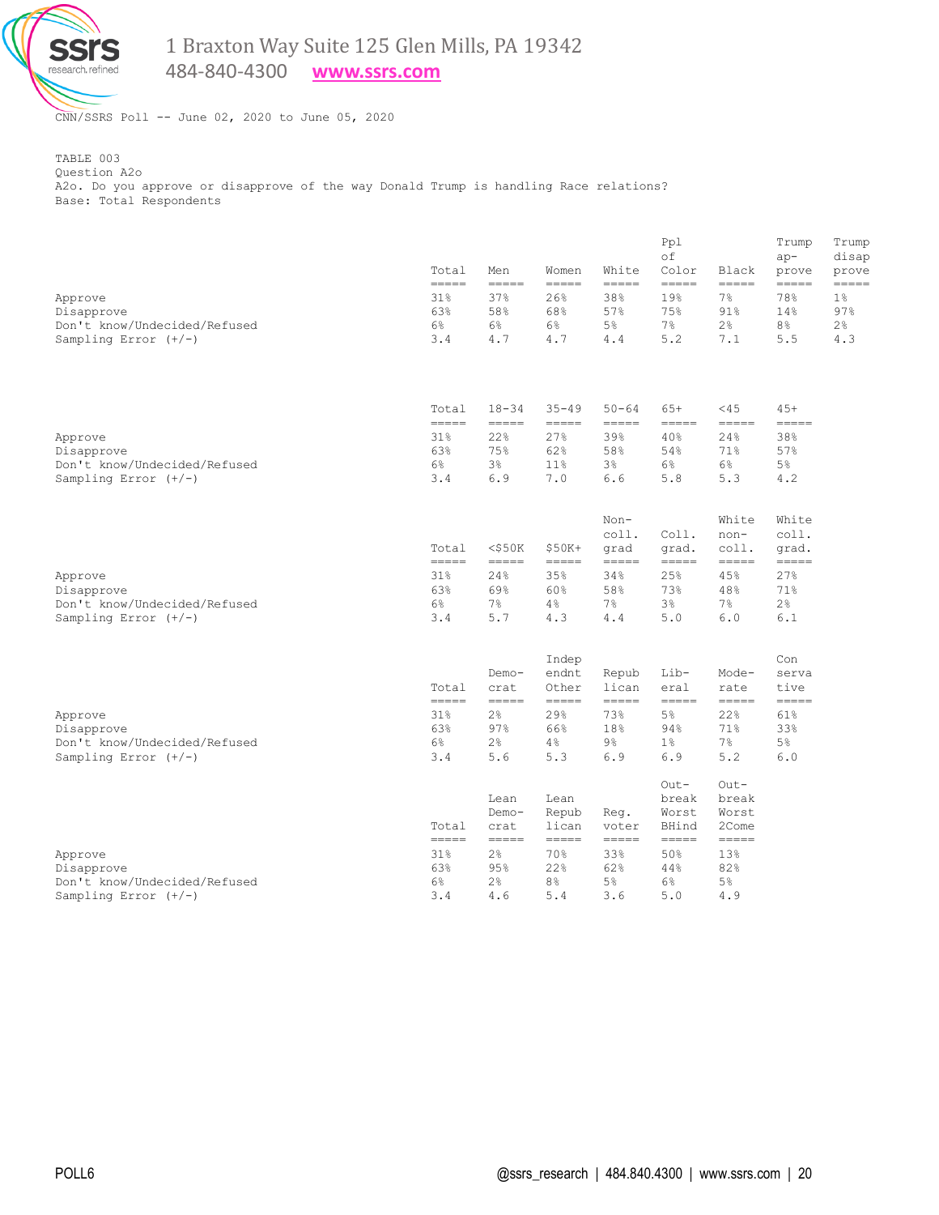CNN/SSRS Poll -- June 02, 2020 to June 05, 2020

TABLE 003
Question A2o
A2o. Do you approve or disapprove of the way Donald Trump is handling Race relations?
Base: Total Respondents

| | Total | Men | Women | White | Ppl of Color | Black | Trump approve | Trump disapprove |
|---|---|---|---|---|---|---|---|---|
| Approve | 31% | 37% | 26% | 38% | 19% | 7% | 78% | 1% |
| Disapprove | 63% | 58% | 68% | 57% | 75% | 91% | 14% | 97% |
| Don't know/Undecided/Refused | 6% | 6% | 6% | 5% | 7% | 2% | 8% | 2% |
| Sampling Error (+/-) | 3.4 | 4.7 | 4.7 | 4.4 | 5.2 | 7.1 | 5.5 | 4.3 |

| | Total | 18-34 | 35-49 | 50-64 | 65+ | <45 | 45+ |
|---|---|---|---|---|---|---|---|
| Approve | 31% | 22% | 27% | 39% | 40% | 24% | 38% |
| Disapprove | 63% | 75% | 62% | 58% | 54% | 71% | 57% |
| Don't know/Undecided/Refused | 6% | 3% | 11% | 3% | 6% | 6% | 5% |
| Sampling Error (+/-) | 3.4 | 6.9 | 7.0 | 6.6 | 5.8 | 5.3 | 4.2 |

| | Total | <$50K | $50K+ | Non-coll. grad | Coll. grad. | White non-coll. | White coll. grad. |
|---|---|---|---|---|---|---|---|
| Approve | 31% | 24% | 35% | 34% | 25% | 45% | 27% |
| Disapprove | 63% | 69% | 60% | 58% | 73% | 48% | 71% |
| Don't know/Undecided/Refused | 6% | 7% | 4% | 7% | 3% | 7% | 2% |
| Sampling Error (+/-) | 3.4 | 5.7 | 4.3 | 4.4 | 5.0 | 6.0 | 6.1 |

| | Total | Democrat | Indepndnt Other | Republican | Liberal | Moderate | Conservative |
|---|---|---|---|---|---|---|---|
| Approve | 31% | 2% | 29% | 73% | 5% | 22% | 61% |
| Disapprove | 63% | 97% | 66% | 18% | 94% | 71% | 33% |
| Don't know/Undecided/Refused | 6% | 2% | 4% | 9% | 1% | 7% | 5% |
| Sampling Error (+/-) | 3.4 | 5.6 | 5.3 | 6.9 | 6.9 | 5.2 | 6.0 |

| | Total | Lean Democrat | Lean Republican | Reg. voter | Outbreak Worst BHind | Outbreak Worst 2Come |
|---|---|---|---|---|---|---|
| Approve | 31% | 2% | 70% | 33% | 50% | 13% |
| Disapprove | 63% | 95% | 22% | 62% | 44% | 82% |
| Don't know/Undecided/Refused | 6% | 2% | 8% | 5% | 6% | 5% |
| Sampling Error (+/-) | 3.4 | 4.6 | 5.4 | 3.6 | 5.0 | 4.9 |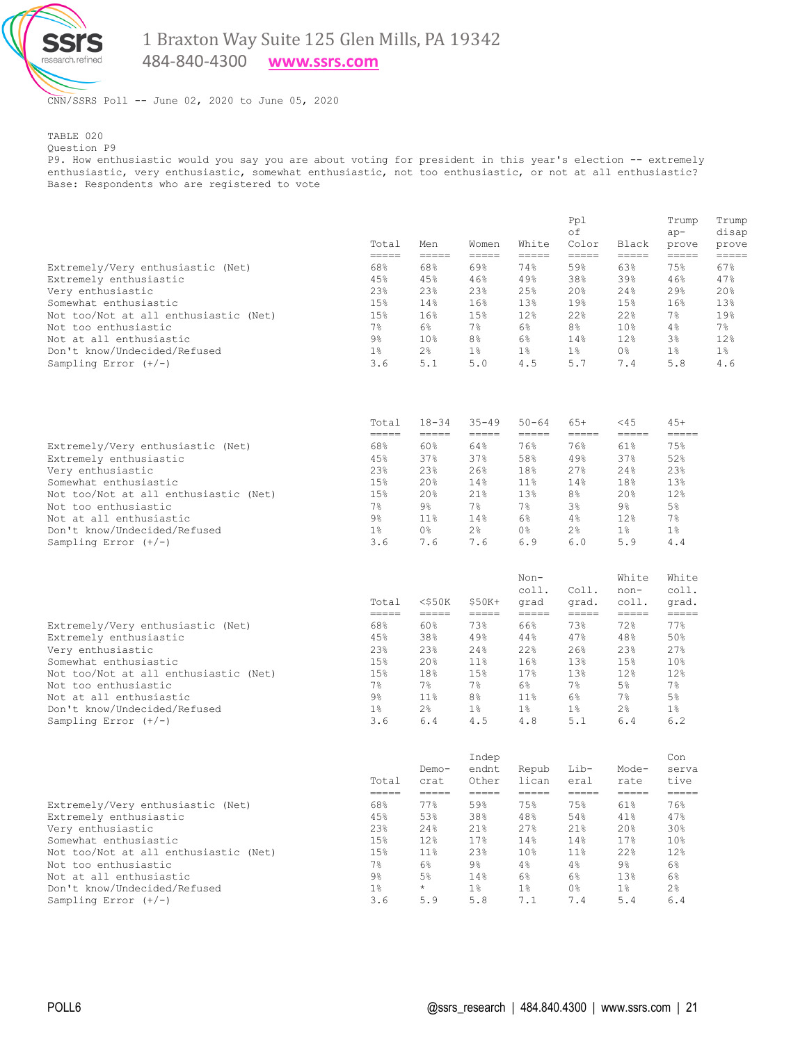CNN/SSRS Poll -- June 02, 2020 to June 05, 2020

TABLE 020
Question P9
P9. How enthusiastic would you say you are about voting for president in this year's election -- extremely enthusiastic, very enthusiastic, somewhat enthusiastic, not too enthusiastic, or not at all enthusiastic?
Base: Respondents who are registered to vote

| | Total | Men | Women | White | Ppl of Color | Black | Trump approve | Trump disapprove |
|---|---|---|---|---|---|---|---|---|
| Extremely/Very enthusiastic (Net) | 68% | 68% | 69% | 74% | 59% | 63% | 75% | 67% |
| Extremely enthusiastic | 45% | 45% | 46% | 49% | 38% | 39% | 46% | 47% |
| Very enthusiastic | 23% | 23% | 23% | 25% | 20% | 24% | 29% | 20% |
| Somewhat enthusiastic | 15% | 14% | 16% | 13% | 19% | 15% | 16% | 13% |
| Not too/Not at all enthusiastic (Net) | 15% | 16% | 15% | 12% | 22% | 22% | 7% | 19% |
| Not too enthusiastic | 7% | 6% | 7% | 6% | 8% | 10% | 4% | 7% |
| Not at all enthusiastic | 9% | 10% | 8% | 6% | 14% | 12% | 3% | 12% |
| Don't know/Undecided/Refused | 1% | 2% | 1% | 1% | 1% | 0% | 1% | 1% |
| Sampling Error (+/-) | 3.6 | 5.1 | 5.0 | 4.5 | 5.7 | 7.4 | 5.8 | 4.6 |

| | Total | 18-34 | 35-49 | 50-64 | 65+ | <45 | 45+ |
|---|---|---|---|---|---|---|---|
| Extremely/Very enthusiastic (Net) | 68% | 60% | 64% | 76% | 76% | 61% | 75% |
| Extremely enthusiastic | 45% | 37% | 37% | 58% | 49% | 37% | 52% |
| Very enthusiastic | 23% | 23% | 26% | 18% | 27% | 24% | 23% |
| Somewhat enthusiastic | 15% | 20% | 14% | 11% | 14% | 18% | 13% |
| Not too/Not at all enthusiastic (Net) | 15% | 20% | 21% | 13% | 8% | 20% | 12% |
| Not too enthusiastic | 7% | 9% | 7% | 7% | 3% | 9% | 5% |
| Not at all enthusiastic | 9% | 11% | 14% | 6% | 4% | 12% | 7% |
| Don't know/Undecided/Refused | 1% | 0% | 2% | 0% | 2% | 1% | 1% |
| Sampling Error (+/-) | 3.6 | 7.6 | 7.6 | 6.9 | 6.0 | 5.9 | 4.4 |

| | Total | <$50K | $50K+ | Non-coll. grad | Coll. grad. | White non-coll. | White coll. grad. |
|---|---|---|---|---|---|---|---|
| Extremely/Very enthusiastic (Net) | 68% | 60% | 73% | 66% | 73% | 72% | 77% |
| Extremely enthusiastic | 45% | 38% | 49% | 44% | 47% | 48% | 50% |
| Very enthusiastic | 23% | 23% | 24% | 22% | 26% | 23% | 27% |
| Somewhat enthusiastic | 15% | 20% | 11% | 16% | 13% | 15% | 10% |
| Not too/Not at all enthusiastic (Net) | 15% | 18% | 15% | 17% | 13% | 12% | 12% |
| Not too enthusiastic | 7% | 7% | 7% | 6% | 7% | 5% | 7% |
| Not at all enthusiastic | 9% | 11% | 8% | 11% | 6% | 7% | 5% |
| Don't know/Undecided/Refused | 1% | 2% | 1% | 1% | 1% | 2% | 1% |
| Sampling Error (+/-) | 3.6 | 6.4 | 4.5 | 4.8 | 5.1 | 6.4 | 6.2 |

| | Total | Democrat | Indepndnt Other | Republican | Liberal | Moderate | Conservative |
|---|---|---|---|---|---|---|---|
| Extremely/Very enthusiastic (Net) | 68% | 77% | 59% | 75% | 75% | 61% | 76% |
| Extremely enthusiastic | 45% | 53% | 38% | 48% | 54% | 41% | 47% |
| Very enthusiastic | 23% | 24% | 21% | 27% | 21% | 20% | 30% |
| Somewhat enthusiastic | 15% | 12% | 17% | 14% | 14% | 17% | 10% |
| Not too/Not at all enthusiastic (Net) | 15% | 11% | 23% | 10% | 11% | 22% | 12% |
| Not too enthusiastic | 7% | 6% | 9% | 4% | 4% | 9% | 6% |
| Not at all enthusiastic | 9% | 5% | 14% | 6% | 6% | 13% | 6% |
| Don't know/Undecided/Refused | 1% | * | 1% | 1% | 0% | 1% | 2% |
| Sampling Error (+/-) | 3.6 | 5.9 | 5.8 | 7.1 | 7.4 | 5.4 | 6.4 |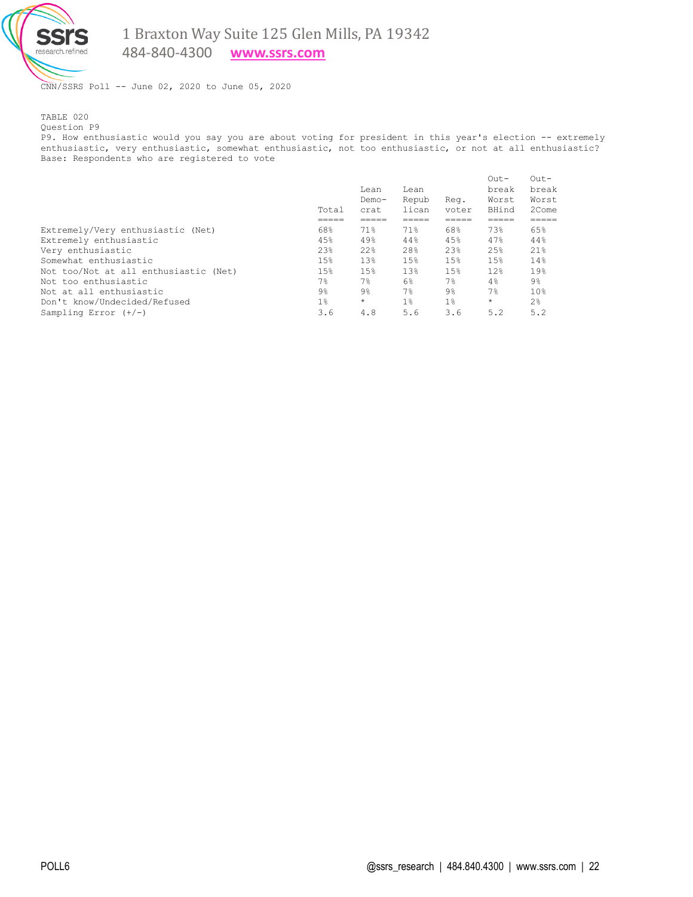1 Braxton Way Suite 125 Glen Mills, PA 19342
484-840-4300 www.ssrs.com

CNN/SSRS Poll -- June 02, 2020 to June 05, 2020

TABLE 020
Question P9
P9. How enthusiastic would you say you are about voting for president in this year's election -- extremely enthusiastic, very enthusiastic, somewhat enthusiastic, not too enthusiastic, or not at all enthusiastic?
Base: Respondents who are registered to vote

| | Total | Lean Demo-crat | Lean Repub lican | Reg. voter | Out-break Worst BHind | Out-break Worst 2Come |
|---|---|---|---|---|---|---|
| Extremely/Very enthusiastic (Net) | 68% | 71% | 71% | 68% | 73% | 65% |
| Extremely enthusiastic | 45% | 49% | 44% | 45% | 47% | 44% |
| Very enthusiastic | 23% | 22% | 28% | 23% | 25% | 21% |
| Somewhat enthusiastic | 15% | 13% | 15% | 15% | 15% | 14% |
| Not too/Not at all enthusiastic (Net) | 15% | 15% | 13% | 15% | 12% | 19% |
| Not too enthusiastic | 7% | 7% | 6% | 7% | 4% | 9% |
| Not at all enthusiastic | 9% | 9% | 7% | 9% | 7% | 10% |
| Don't know/Undecided/Refused | 1% | * | 1% | 1% | * | 2% |
| Sampling Error (+/-) | 3.6 | 4.8 | 5.6 | 3.6 | 5.2 | 5.2 |

POLL6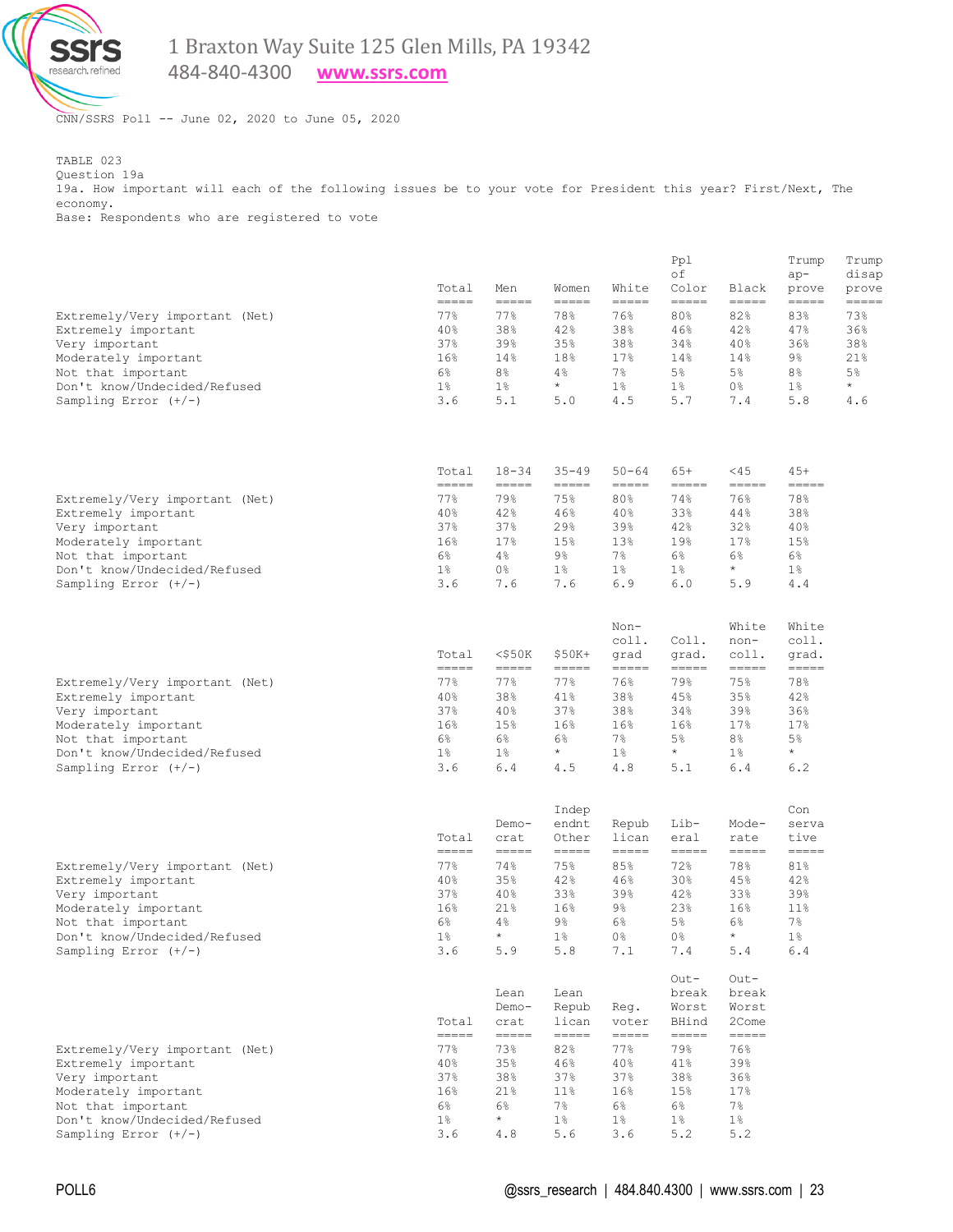CNN/SSRS Poll -- June 02, 2020 to June 05, 2020

TABLE 023
Question 19a
19a. How important will each of the following issues be to your vote for President this year? First/Next, The economy.
Base: Respondents who are registered to vote

| | Total | Men | Women | White | Ppl of Color | Black | Trump approve | Trump disapprove |
|---|---|---|---|---|---|---|---|---|
| Extremely/Very important (Net) | 77% | 77% | 78% | 76% | 80% | 82% | 83% | 73% |
| Extremely important | 40% | 38% | 42% | 38% | 46% | 42% | 47% | 36% |
| Very important | 37% | 39% | 35% | 38% | 34% | 40% | 36% | 38% |
| Moderately important | 16% | 14% | 18% | 17% | 14% | 14% | 9% | 21% |
| Not that important | 6% | 8% | 4% | 7% | 5% | 5% | 8% | 5% |
| Don't know/Undecided/Refused | 1% | 1% | * | 1% | 1% | 0% | 1% | * |
| Sampling Error (+/-) | 3.6 | 5.1 | 5.0 | 4.5 | 5.7 | 7.4 | 5.8 | 4.6 |

| | Total | 18-34 | 35-49 | 50-64 | 65+ | <45 | 45+ |
|---|---|---|---|---|---|---|---|
| Extremely/Very important (Net) | 77% | 79% | 75% | 80% | 74% | 76% | 78% |
| Extremely important | 40% | 42% | 46% | 40% | 33% | 44% | 38% |
| Very important | 37% | 37% | 29% | 39% | 42% | 32% | 40% |
| Moderately important | 16% | 17% | 15% | 13% | 19% | 17% | 15% |
| Not that important | 6% | 4% | 9% | 7% | 6% | 6% | 6% |
| Don't know/Undecided/Refused | 1% | 0% | 1% | 1% | 1% | * | 1% |
| Sampling Error (+/-) | 3.6 | 7.6 | 7.6 | 6.9 | 6.0 | 5.9 | 4.4 |

| | Total | <$50K | $50K+ | Non-coll. grad | Coll. grad. | White non-coll. | White coll. grad. |
|---|---|---|---|---|---|---|---|
| Extremely/Very important (Net) | 77% | 77% | 77% | 76% | 79% | 75% | 78% |
| Extremely important | 40% | 38% | 41% | 38% | 45% | 35% | 42% |
| Very important | 37% | 40% | 37% | 38% | 34% | 39% | 36% |
| Moderately important | 16% | 15% | 16% | 16% | 16% | 17% | 17% |
| Not that important | 6% | 6% | 6% | 7% | 5% | 8% | 5% |
| Don't know/Undecided/Refused | 1% | 1% | * | 1% | * | 1% | * |
| Sampling Error (+/-) | 3.6 | 6.4 | 4.5 | 4.8 | 5.1 | 6.4 | 6.2 |

| | Total | Democrat | Indep endnt Other | Republican | Liberal | Moderate | Conservative |
|---|---|---|---|---|---|---|---|
| Extremely/Very important (Net) | 77% | 74% | 75% | 85% | 72% | 78% | 81% |
| Extremely important | 40% | 35% | 42% | 46% | 30% | 45% | 42% |
| Very important | 37% | 40% | 33% | 39% | 42% | 33% | 39% |
| Moderately important | 16% | 21% | 16% | 9% | 23% | 16% | 11% |
| Not that important | 6% | 4% | 9% | 6% | 5% | 6% | 7% |
| Don't know/Undecided/Refused | 1% | * | 1% | 0% | 0% | * | 1% |
| Sampling Error (+/-) | 3.6 | 5.9 | 5.8 | 7.1 | 7.4 | 5.4 | 6.4 |

| | Total | Lean Democrat | Lean Republican | Reg. voter | Outbreak Worst BHind | Outbreak Worst 2Come |
|---|---|---|---|---|---|---|
| Extremely/Very important (Net) | 77% | 73% | 82% | 77% | 79% | 76% |
| Extremely important | 40% | 35% | 46% | 40% | 41% | 39% |
| Very important | 37% | 38% | 37% | 37% | 38% | 36% |
| Moderately important | 16% | 21% | 11% | 16% | 15% | 17% |
| Not that important | 6% | 6% | 7% | 6% | 6% | 7% |
| Don't know/Undecided/Refused | 1% | * | 1% | 1% | 1% | 1% |
| Sampling Error (+/-) | 3.6 | 4.8 | 5.6 | 3.6 | 5.2 | 5.2 |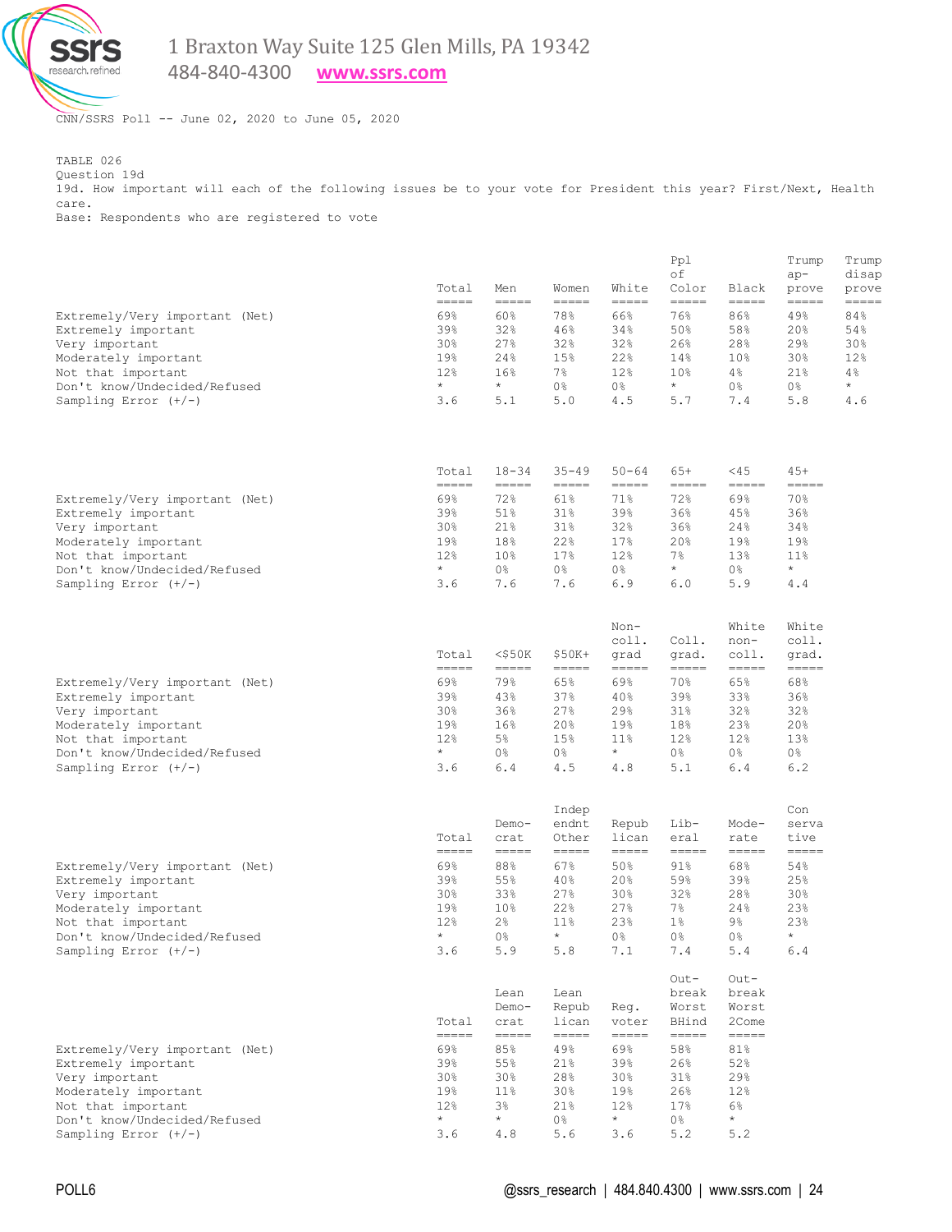CNN/SSRS Poll -- June 02, 2020 to June 05, 2020

TABLE 026
Question 19d
19d. How important will each of the following issues be to your vote for President this year? First/Next, Health care.
Base: Respondents who are registered to vote

| | Total | Men | Women | White | Ppl of Color | Black | Trump ap- prove | Trump disap prove |
|---|---|---|---|---|---|---|---|---|
| Extremely/Very important (Net) | 69% | 60% | 78% | 66% | 76% | 86% | 49% | 84% |
| Extremely important | 39% | 32% | 46% | 34% | 50% | 58% | 20% | 54% |
| Very important | 30% | 27% | 32% | 32% | 26% | 28% | 29% | 30% |
| Moderately important | 19% | 24% | 15% | 22% | 14% | 10% | 30% | 12% |
| Not that important | 12% | 16% | 7% | 12% | 10% | 4% | 21% | 4% |
| Don't know/Undecided/Refused | * | * | 0% | 0% | * | 0% | 0% | * |
| Sampling Error (+/-) | 3.6 | 5.1 | 5.0 | 4.5 | 5.7 | 7.4 | 5.8 | 4.6 |

| | Total | 18-34 | 35-49 | 50-64 | 65+ | <45 | 45+ |
|---|---|---|---|---|---|---|---|
| Extremely/Very important (Net) | 69% | 72% | 61% | 71% | 72% | 69% | 70% |
| Extremely important | 39% | 51% | 31% | 39% | 36% | 45% | 36% |
| Very important | 30% | 21% | 31% | 32% | 36% | 24% | 34% |
| Moderately important | 19% | 18% | 22% | 17% | 20% | 19% | 19% |
| Not that important | 12% | 10% | 17% | 12% | 7% | 13% | 11% |
| Don't know/Undecided/Refused | * | 0% | 0% | 0% | * | 0% | * |
| Sampling Error (+/-) | 3.6 | 7.6 | 7.6 | 6.9 | 6.0 | 5.9 | 4.4 |

| | Total | <$50K | $50K+ | Non- coll. grad | Coll. grad. | White non- coll. | White coll. grad. |
|---|---|---|---|---|---|---|---|
| Extremely/Very important (Net) | 69% | 79% | 65% | 69% | 70% | 65% | 68% |
| Extremely important | 39% | 43% | 37% | 40% | 39% | 33% | 36% |
| Very important | 30% | 36% | 27% | 29% | 31% | 32% | 32% |
| Moderately important | 19% | 16% | 20% | 19% | 18% | 23% | 20% |
| Not that important | 12% | 5% | 15% | 11% | 12% | 12% | 13% |
| Don't know/Undecided/Refused | * | 0% | 0% | * | 0% | 0% | 0% |
| Sampling Error (+/-) | 3.6 | 6.4 | 4.5 | 4.8 | 5.1 | 6.4 | 6.2 |

| | Total | Demo- crat | Indep endnt Other | Repub lican | Lib- eral | Mode- rate | Con serva tive |
|---|---|---|---|---|---|---|---|
| Extremely/Very important (Net) | 69% | 88% | 67% | 50% | 91% | 68% | 54% |
| Extremely important | 39% | 55% | 40% | 20% | 59% | 39% | 25% |
| Very important | 30% | 33% | 27% | 30% | 32% | 28% | 30% |
| Moderately important | 19% | 10% | 22% | 27% | 7% | 24% | 23% |
| Not that important | 12% | 2% | 11% | 23% | 1% | 9% | 23% |
| Don't know/Undecided/Refused | * | 0% | * | 0% | 0% | 0% | * |
| Sampling Error (+/-) | 3.6 | 5.9 | 5.8 | 7.1 | 7.4 | 5.4 | 6.4 |

| | Total | Lean Demo- crat | Lean Repub lican | Reg. voter | Out- break Worst BHind | Out- break Worst 2Come |
|---|---|---|---|---|---|---|
| Extremely/Very important (Net) | 69% | 85% | 49% | 69% | 58% | 81% |
| Extremely important | 39% | 55% | 21% | 39% | 26% | 52% |
| Very important | 30% | 30% | 28% | 30% | 31% | 29% |
| Moderately important | 19% | 11% | 30% | 19% | 26% | 12% |
| Not that important | 12% | 3% | 21% | 12% | 17% | 6% |
| Don't know/Undecided/Refused | * | * | 0% | * | 0% | * |
| Sampling Error (+/-) | 3.6 | 4.8 | 5.6 | 3.6 | 5.2 | 5.2 |

POLL6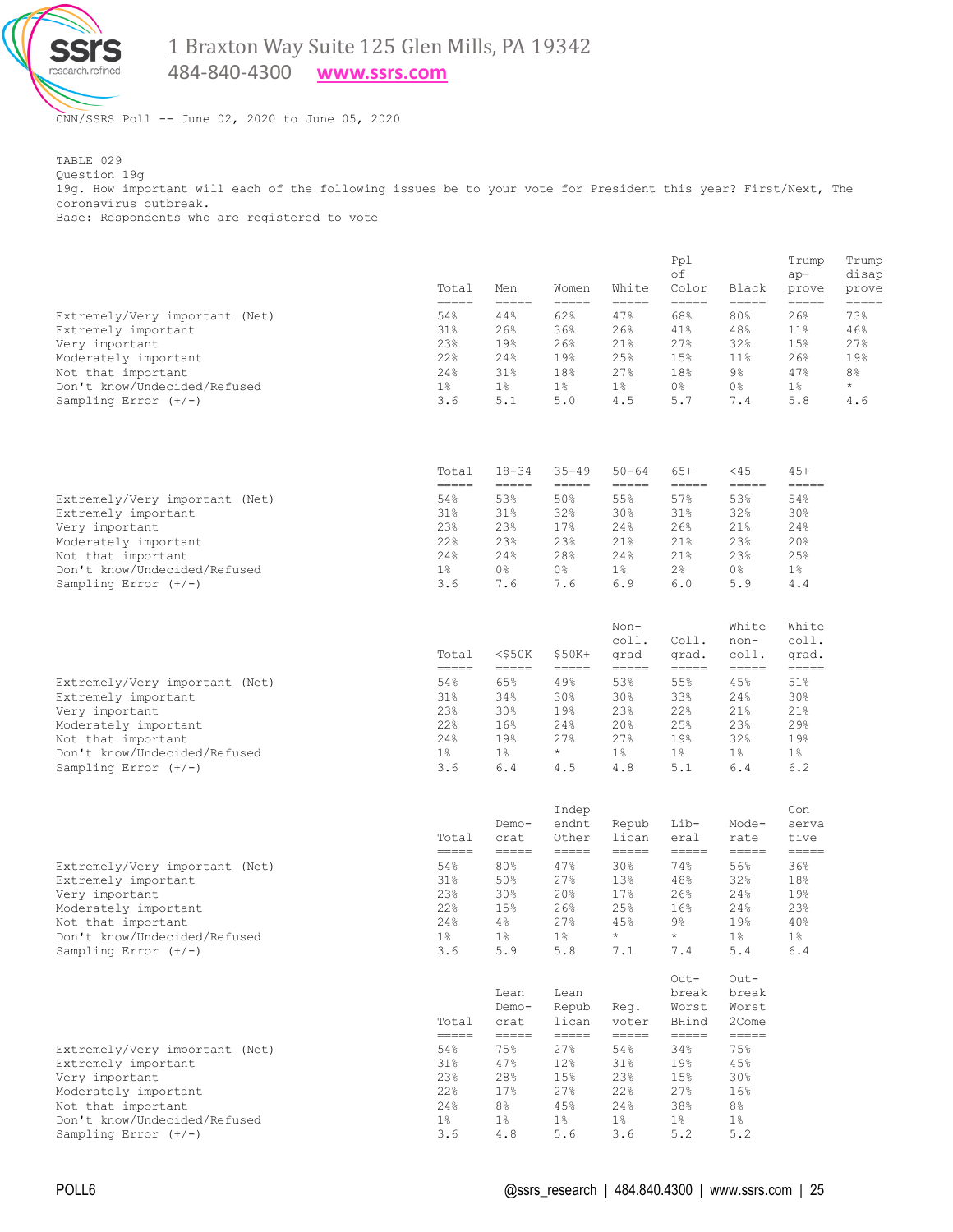CNN/SSRS Poll -- June 02, 2020 to June 05, 2020

TABLE 029
Question 19g
19g. How important will each of the following issues be to your vote for President this year? First/Next, The coronavirus outbreak.
Base: Respondents who are registered to vote

| | Total | Men | Women | White | Ppl of Color | Black | Trump approve | Trump disapprove |
|---|---|---|---|---|---|---|---|---|
| Extremely/Very important (Net) | 54% | 44% | 62% | 47% | 68% | 80% | 26% | 73% |
| Extremely important | 31% | 26% | 36% | 26% | 41% | 48% | 11% | 46% |
| Very important | 23% | 19% | 26% | 21% | 27% | 32% | 15% | 27% |
| Moderately important | 22% | 24% | 19% | 25% | 15% | 11% | 26% | 19% |
| Not that important | 24% | 31% | 18% | 27% | 18% | 9% | 47% | 8% |
| Don't know/Undecided/Refused | 1% | 1% | 1% | 1% | 0% | 0% | 1% | * |
| Sampling Error (+/-) | 3.6 | 5.1 | 5.0 | 4.5 | 5.7 | 7.4 | 5.8 | 4.6 |

| | Total | 18-34 | 35-49 | 50-64 | 65+ | <45 | 45+ |
|---|---|---|---|---|---|---|---|
| Extremely/Very important (Net) | 54% | 53% | 50% | 55% | 57% | 53% | 54% |
| Extremely important | 31% | 31% | 32% | 30% | 31% | 32% | 30% |
| Very important | 23% | 23% | 17% | 24% | 26% | 21% | 24% |
| Moderately important | 22% | 23% | 23% | 21% | 21% | 23% | 20% |
| Not that important | 24% | 24% | 28% | 24% | 21% | 23% | 25% |
| Don't know/Undecided/Refused | 1% | 0% | 0% | 1% | 2% | 0% | 1% |
| Sampling Error (+/-) | 3.6 | 7.6 | 7.6 | 6.9 | 6.0 | 5.9 | 4.4 |

| | Total | <$50K | $50K+ | Non-coll. grad | Coll. grad. | White non-coll. | White coll. grad. |
|---|---|---|---|---|---|---|---|
| Extremely/Very important (Net) | 54% | 65% | 49% | 53% | 55% | 45% | 51% |
| Extremely important | 31% | 34% | 30% | 30% | 33% | 24% | 30% |
| Very important | 23% | 30% | 19% | 23% | 22% | 21% | 21% |
| Moderately important | 22% | 16% | 24% | 20% | 25% | 23% | 29% |
| Not that important | 24% | 19% | 27% | 27% | 19% | 32% | 19% |
| Don't know/Undecided/Refused | 1% | 1% | * | 1% | 1% | 1% | 1% |
| Sampling Error (+/-) | 3.6 | 6.4 | 4.5 | 4.8 | 5.1 | 6.4 | 6.2 |

| | Total | Democrat | Indep endnt Other | Republican | Liberal | Moderate | Conservative |
|---|---|---|---|---|---|---|---|
| Extremely/Very important (Net) | 54% | 80% | 47% | 30% | 74% | 56% | 36% |
| Extremely important | 31% | 50% | 27% | 13% | 48% | 32% | 18% |
| Very important | 23% | 30% | 20% | 17% | 26% | 24% | 19% |
| Moderately important | 22% | 15% | 26% | 25% | 16% | 24% | 23% |
| Not that important | 24% | 4% | 27% | 45% | 9% | 19% | 40% |
| Don't know/Undecided/Refused | 1% | 1% | 1% | * | * | 1% | 1% |
| Sampling Error (+/-) | 3.6 | 5.9 | 5.8 | 7.1 | 7.4 | 5.4 | 6.4 |

| | Total | Lean Democrat | Lean Republican | Reg. voter | Outbreak Worst BHind | Outbreak Worst 2Come |
|---|---|---|---|---|---|---|
| Extremely/Very important (Net) | 54% | 75% | 27% | 54% | 34% | 75% |
| Extremely important | 31% | 47% | 12% | 31% | 19% | 45% |
| Very important | 23% | 28% | 15% | 23% | 15% | 30% |
| Moderately important | 22% | 17% | 27% | 22% | 27% | 16% |
| Not that important | 24% | 8% | 45% | 24% | 38% | 8% |
| Don't know/Undecided/Refused | 1% | 1% | 1% | 1% | 1% | 1% |
| Sampling Error (+/-) | 3.6 | 4.8 | 5.6 | 3.6 | 5.2 | 5.2 |

POLL6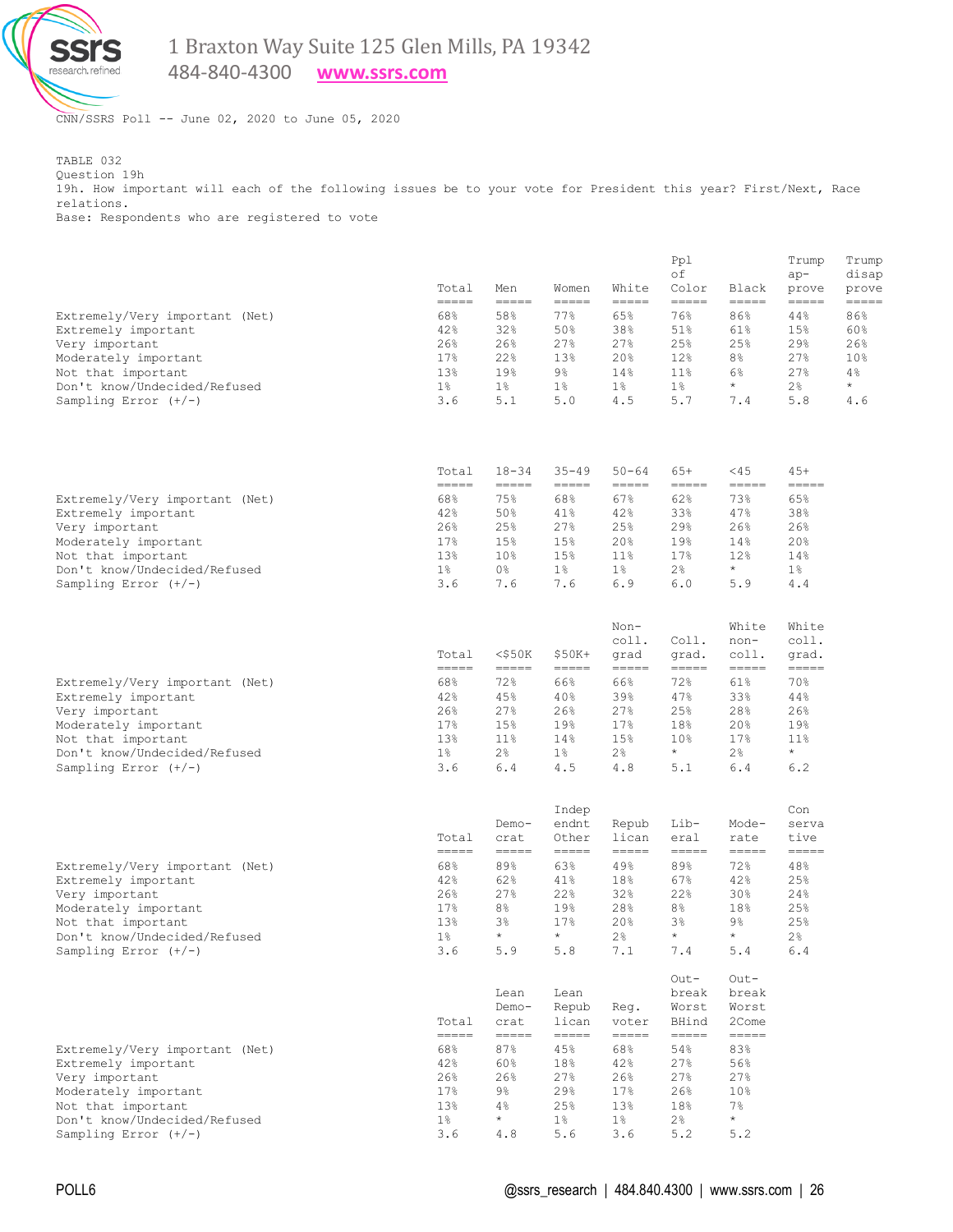CNN/SSRS Poll -- June 02, 2020 to June 05, 2020

TABLE 032
Question 19h
19h. How important will each of the following issues be to your vote for President this year? First/Next, Race relations.
Base: Respondents who are registered to vote

| | Total | Men | Women | White | Ppl of Color | Black | Trump approve | Trump disapprove |
|---|---|---|---|---|---|---|---|---|
| Extremely/Very important (Net) | 68% | 58% | 77% | 65% | 76% | 86% | 44% | 86% |
| Extremely important | 42% | 32% | 50% | 38% | 51% | 61% | 15% | 60% |
| Very important | 26% | 26% | 27% | 27% | 25% | 25% | 29% | 26% |
| Moderately important | 17% | 22% | 13% | 20% | 12% | 8% | 27% | 10% |
| Not that important | 13% | 19% | 9% | 14% | 11% | 6% | 27% | 4% |
| Don't know/Undecided/Refused | 1% | 1% | 1% | 1% | 1% | * | 2% | * |
| Sampling Error (+/-) | 3.6 | 5.1 | 5.0 | 4.5 | 5.7 | 7.4 | 5.8 | 4.6 |

| | Total | 18-34 | 35-49 | 50-64 | 65+ | <45 | 45+ |
|---|---|---|---|---|---|---|---|
| Extremely/Very important (Net) | 68% | 75% | 68% | 67% | 62% | 73% | 65% |
| Extremely important | 42% | 50% | 41% | 42% | 33% | 47% | 38% |
| Very important | 26% | 25% | 27% | 25% | 29% | 26% | 26% |
| Moderately important | 17% | 15% | 15% | 20% | 19% | 14% | 20% |
| Not that important | 13% | 10% | 15% | 11% | 17% | 12% | 14% |
| Don't know/Undecided/Refused | 1% | 0% | 1% | 1% | 2% | * | 1% |
| Sampling Error (+/-) | 3.6 | 7.6 | 7.6 | 6.9 | 6.0 | 5.9 | 4.4 |

| | Total | <$50K | $50K+ | Non-coll. grad | Coll. grad. | White non-coll. | White coll. grad. |
|---|---|---|---|---|---|---|---|
| Extremely/Very important (Net) | 68% | 72% | 66% | 66% | 72% | 61% | 70% |
| Extremely important | 42% | 45% | 40% | 39% | 47% | 33% | 44% |
| Very important | 26% | 27% | 26% | 27% | 25% | 28% | 26% |
| Moderately important | 17% | 15% | 19% | 17% | 18% | 20% | 19% |
| Not that important | 13% | 11% | 14% | 15% | 10% | 17% | 11% |
| Don't know/Undecided/Refused | 1% | 2% | 1% | 2% | * | 2% | * |
| Sampling Error (+/-) | 3.6 | 6.4 | 4.5 | 4.8 | 5.1 | 6.4 | 6.2 |

| | Total | Democrat | Indep endnt Other | Republican | Liberal | Moderate | Conservative |
|---|---|---|---|---|---|---|---|
| Extremely/Very important (Net) | 68% | 89% | 63% | 49% | 89% | 72% | 48% |
| Extremely important | 42% | 62% | 41% | 18% | 67% | 42% | 25% |
| Very important | 26% | 27% | 22% | 32% | 22% | 30% | 24% |
| Moderately important | 17% | 8% | 19% | 28% | 8% | 18% | 25% |
| Not that important | 13% | 3% | 17% | 20% | 3% | 9% | 25% |
| Don't know/Undecided/Refused | 1% | * | * | 2% | * | * | 2% |
| Sampling Error (+/-) | 3.6 | 5.9 | 5.8 | 7.1 | 7.4 | 5.4 | 6.4 |

| | Total | Lean Democrat | Lean Republican | Reg. voter | Outbreak Worst BHind | Outbreak Worst 2Come |
|---|---|---|---|---|---|---|
| Extremely/Very important (Net) | 68% | 87% | 45% | 68% | 54% | 83% |
| Extremely important | 42% | 60% | 18% | 42% | 27% | 56% |
| Very important | 26% | 26% | 27% | 26% | 27% | 27% |
| Moderately important | 17% | 9% | 29% | 17% | 26% | 10% |
| Not that important | 13% | 4% | 25% | 13% | 18% | 7% |
| Don't know/Undecided/Refused | 1% | * | 1% | 1% | 2% | * |
| Sampling Error (+/-) | 3.6 | 4.8 | 5.6 | 3.6 | 5.2 | 5.2 |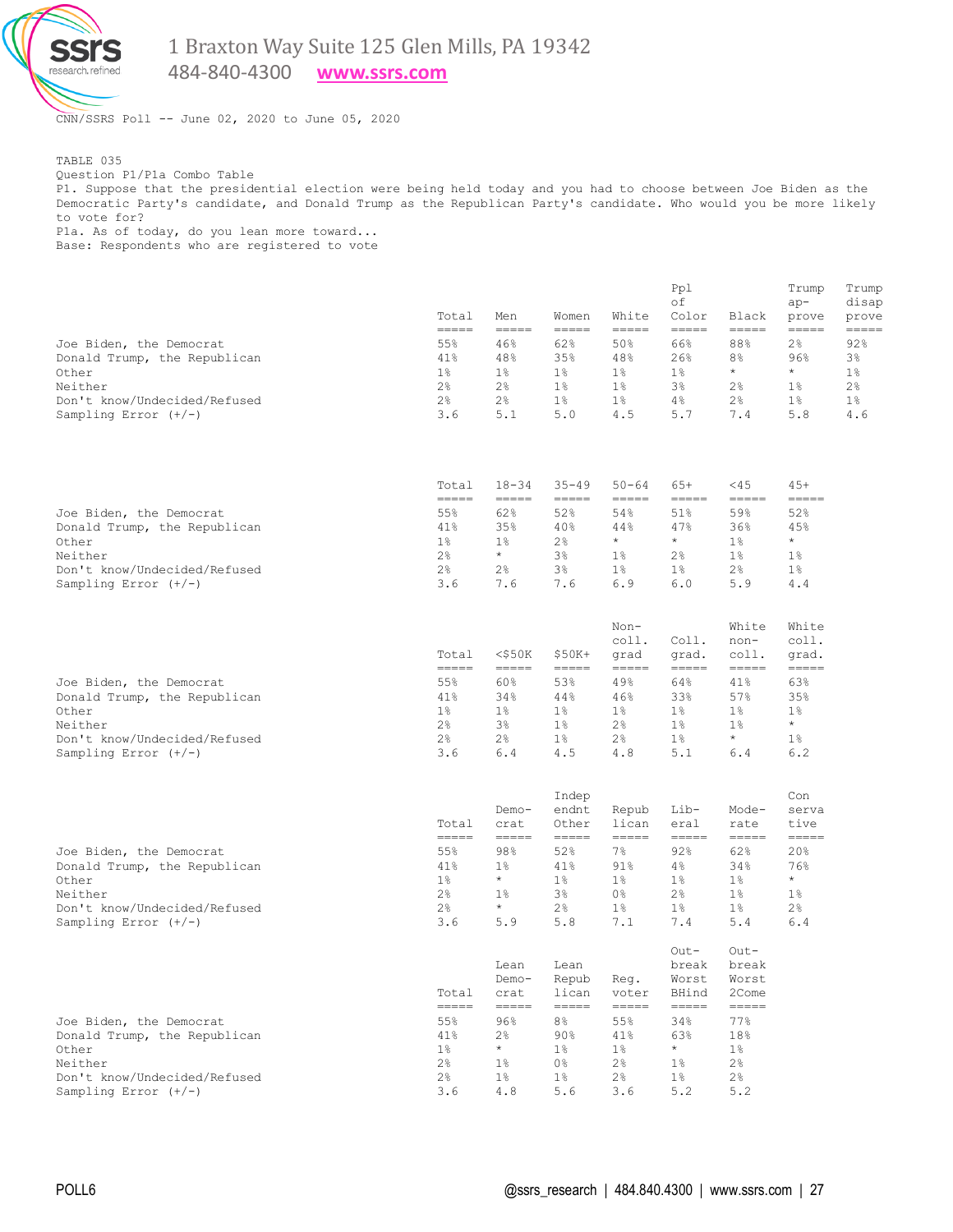CNN/SSRS Poll -- June 02, 2020 to June 05, 2020

TABLE 035
Question P1/P1a Combo Table
P1. Suppose that the presidential election were being held today and you had to choose between Joe Biden as the Democratic Party's candidate, and Donald Trump as the Republican Party's candidate. Who would you be more likely to vote for?
P1a. As of today, do you lean more toward...
Base: Respondents who are registered to vote

| | Total | Men | Women | White | Ppl of Color | Black | Trump approve | Trump disapprove |
|---|---|---|---|---|---|---|---|---|
| Joe Biden, the Democrat | 55% | 46% | 62% | 50% | 66% | 88% | 2% | 92% |
| Donald Trump, the Republican | 41% | 48% | 35% | 48% | 26% | 8% | 96% | 3% |
| Other | 1% | 1% | 1% | 1% | 1% | * | * | 1% |
| Neither | 2% | 2% | 1% | 1% | 3% | 2% | 1% | 2% |
| Don't know/Undecided/Refused | 2% | 2% | 1% | 1% | 4% | 2% | 1% | 1% |
| Sampling Error (+/-) | 3.6 | 5.1 | 5.0 | 4.5 | 5.7 | 7.4 | 5.8 | 4.6 |

| | Total | 18-34 | 35-49 | 50-64 | 65+ | <45 | 45+ |
|---|---|---|---|---|---|---|---|
| Joe Biden, the Democrat | 55% | 62% | 52% | 54% | 51% | 59% | 52% |
| Donald Trump, the Republican | 41% | 35% | 40% | 44% | 47% | 36% | 45% |
| Other | 1% | 1% | 2% | * | * | 1% | * |
| Neither | 2% | * | 3% | 1% | 2% | 1% | 1% |
| Don't know/Undecided/Refused | 2% | 2% | 3% | 1% | 1% | 2% | 1% |
| Sampling Error (+/-) | 3.6 | 7.6 | 7.6 | 6.9 | 6.0 | 5.9 | 4.4 |

| | Total | <$50K | $50K+ | Non-coll. grad | Coll. grad. | White non-coll. | White coll. grad. |
|---|---|---|---|---|---|---|---|
| Joe Biden, the Democrat | 55% | 60% | 53% | 49% | 64% | 41% | 63% |
| Donald Trump, the Republican | 41% | 34% | 44% | 46% | 33% | 57% | 35% |
| Other | 1% | 1% | 1% | 1% | 1% | 1% | 1% |
| Neither | 2% | 3% | 1% | 2% | 1% | 1% | * |
| Don't know/Undecided/Refused | 2% | 2% | 1% | 2% | 1% | * | 1% |
| Sampling Error (+/-) | 3.6 | 6.4 | 4.5 | 4.8 | 5.1 | 6.4 | 6.2 |

| | Total | Democrat | Indepndnt Other | Republican | Liberal | Moderate | Conservative |
|---|---|---|---|---|---|---|---|
| Joe Biden, the Democrat | 55% | 98% | 52% | 7% | 92% | 62% | 20% |
| Donald Trump, the Republican | 41% | 1% | 41% | 91% | 4% | 34% | 76% |
| Other | 1% | * | 1% | 1% | 1% | 1% | * |
| Neither | 2% | 1% | 3% | 0% | 2% | 1% | 1% |
| Don't know/Undecided/Refused | 2% | * | 2% | 1% | 1% | 1% | 2% |
| Sampling Error (+/-) | 3.6 | 5.9 | 5.8 | 7.1 | 7.4 | 5.4 | 6.4 |

| | Total | Lean Democrat | Lean Republican | Reg. voter | Outbreak Worst BHind | Outbreak Worst 2Come |
|---|---|---|---|---|---|---|
| Joe Biden, the Democrat | 55% | 96% | 8% | 55% | 34% | 77% |
| Donald Trump, the Republican | 41% | 2% | 90% | 41% | 63% | 18% |
| Other | 1% | * | 1% | 1% | * | 1% |
| Neither | 2% | 1% | 0% | 2% | 1% | 2% |
| Don't know/Undecided/Refused | 2% | 1% | 1% | 2% | 1% | 2% |
| Sampling Error (+/-) | 3.6 | 4.8 | 5.6 | 3.6 | 5.2 | 5.2 |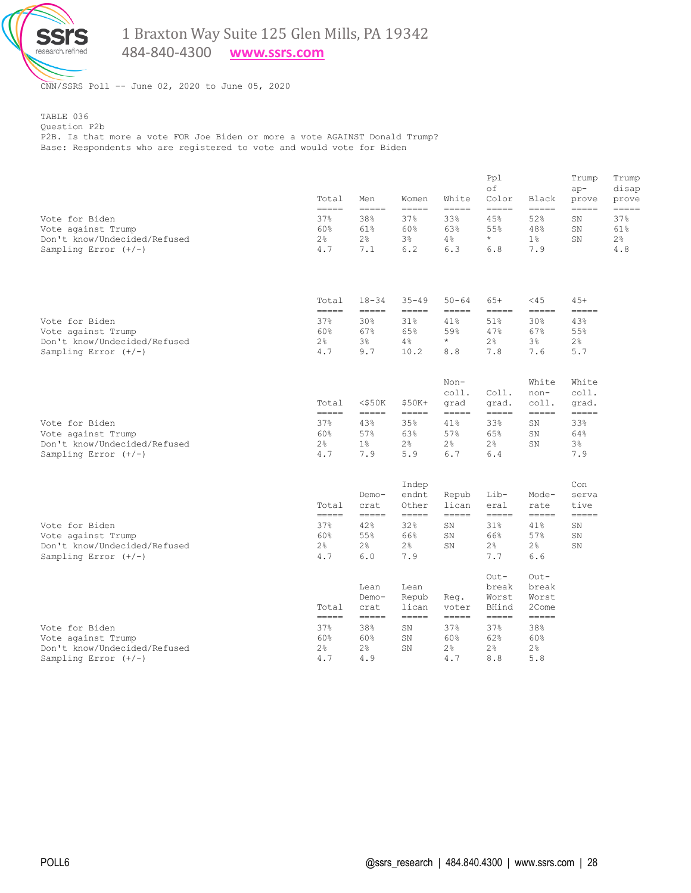CNN/SSRS Poll -- June 02, 2020 to June 05, 2020

TABLE 036
Question P2b
P2B. Is that more a vote FOR Joe Biden or more a vote AGAINST Donald Trump?
Base: Respondents who are registered to vote and would vote for Biden

| | Total | Men | Women | White | Ppl of Color | Black | Trump approve | Trump disapprove |
|---|---|---|---|---|---|---|---|---|
| Vote for Biden | 37% | 38% | 37% | 33% | 45% | 52% | SN | 37% |
| Vote against Trump | 60% | 61% | 60% | 63% | 55% | 48% | SN | 61% |
| Don't know/Undecided/Refused | 2% | 2% | 3% | 4% | * | 1% | SN | 2% |
| Sampling Error (+/-) | 4.7 | 7.1 | 6.2 | 6.3 | 6.8 | 7.9 | | 4.8 |

| | Total | 18-34 | 35-49 | 50-64 | 65+ | <45 | 45+ |
|---|---|---|---|---|---|---|---|
| Vote for Biden | 37% | 30% | 31% | 41% | 51% | 30% | 43% |
| Vote against Trump | 60% | 67% | 65% | 59% | 47% | 67% | 55% |
| Don't know/Undecided/Refused | 2% | 3% | 4% | * | 2% | 3% | 2% |
| Sampling Error (+/-) | 4.7 | 9.7 | 10.2 | 8.8 | 7.8 | 7.6 | 5.7 |

| | Total | <$50K | $50K+ | Non-coll. grad | Coll. grad. | White non-coll. | White coll. grad. |
|---|---|---|---|---|---|---|---|
| Vote for Biden | 37% | 43% | 35% | 41% | 33% | SN | 33% |
| Vote against Trump | 60% | 57% | 63% | 57% | 65% | SN | 64% |
| Don't know/Undecided/Refused | 2% | 1% | 2% | 2% | 2% | SN | 3% |
| Sampling Error (+/-) | 4.7 | 7.9 | 5.9 | 6.7 | 6.4 | | 7.9 |

| | Total | Democrat | Indepndnt Other | Republican | Liberal | Moderate | Conservative |
|---|---|---|---|---|---|---|---|
| Vote for Biden | 37% | 42% | 32% | SN | 31% | 41% | SN |
| Vote against Trump | 60% | 55% | 66% | SN | 66% | 57% | SN |
| Don't know/Undecided/Refused | 2% | 2% | 2% | SN | 2% | 2% | SN |
| Sampling Error (+/-) | 4.7 | 6.0 | 7.9 | | 7.7 | 6.6 | |

| | Total | Lean Democrat | Lean Republican | Reg. voter | Outbreak Worst BHind | Outbreak Worst 2Come |
|---|---|---|---|---|---|---|
| Vote for Biden | 37% | 38% | SN | 37% | 37% | 38% |
| Vote against Trump | 60% | 60% | SN | 60% | 62% | 60% |
| Don't know/Undecided/Refused | 2% | 2% | SN | 2% | 2% | 2% |
| Sampling Error (+/-) | 4.7 | 4.9 | | 4.7 | 8.8 | 5.8 |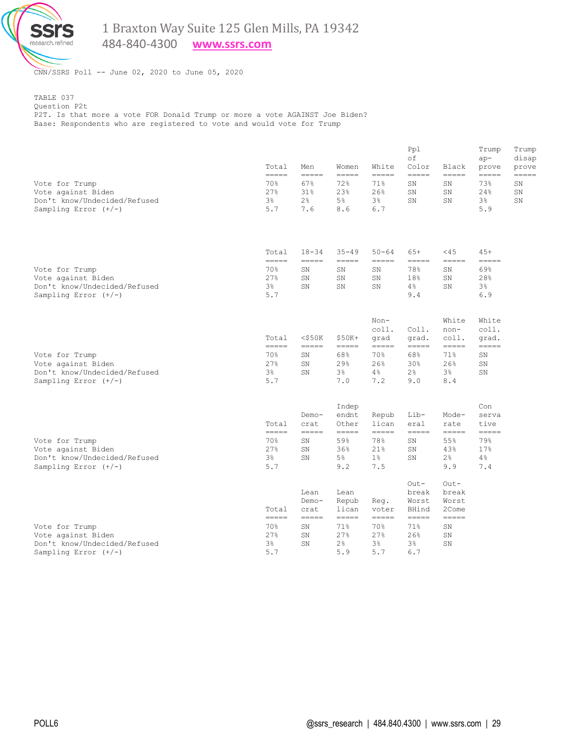CNN/SSRS Poll -- June 02, 2020 to June 05, 2020

TABLE 037
Question P2t
P2T. Is that more a vote FOR Donald Trump or more a vote AGAINST Joe Biden?
Base: Respondents who are registered to vote and would vote for Trump

| | Total | Men | Women | White | Ppl of Color | Black | Trump approve | Trump disapprove |
|---|---|---|---|---|---|---|---|---|
| Vote for Trump | 70% | 67% | 72% | 71% | SN | SN | 73% | SN |
| Vote against Biden | 27% | 31% | 23% | 26% | SN | SN | 24% | SN |
| Don't know/Undecided/Refused | 3% | 2% | 5% | 3% | SN | SN | 3% | SN |
| Sampling Error (+/-) | 5.7 | 7.6 | 8.6 | 6.7 | | | 5.9 | |

| | Total | 18-34 | 35-49 | 50-64 | 65+ | <45 | 45+ |
|---|---|---|---|---|---|---|---|
| Vote for Trump | 70% | SN | SN | SN | 78% | SN | 69% |
| Vote against Biden | 27% | SN | SN | SN | 18% | SN | 28% |
| Don't know/Undecided/Refused | 3% | SN | SN | SN | 4% | SN | 3% |
| Sampling Error (+/-) | 5.7 | | | | 9.4 | | 6.9 |

| | Total | <$50K | $50K+ | Non-coll. grad | Coll. grad. | White non-coll. | White coll. grad. |
|---|---|---|---|---|---|---|---|
| Vote for Trump | 70% | SN | 68% | 70% | 68% | 71% | SN |
| Vote against Biden | 27% | SN | 29% | 26% | 30% | 26% | SN |
| Don't know/Undecided/Refused | 3% | SN | 3% | 4% | 2% | 3% | SN |
| Sampling Error (+/-) | 5.7 | | 7.0 | 7.2 | 9.0 | 8.4 | |

| | Total | Democrat | Indepndnt Other | Republican | Liberal | Moderate | Conservative |
|---|---|---|---|---|---|---|---|
| Vote for Trump | 70% | SN | 59% | 78% | SN | 55% | 79% |
| Vote against Biden | 27% | SN | 36% | 21% | SN | 43% | 17% |
| Don't know/Undecided/Refused | 3% | SN | 5% | 1% | SN | 2% | 4% |
| Sampling Error (+/-) | 5.7 | | 9.2 | 7.5 | | 9.9 | 7.4 |

| | Total | Lean Democrat | Lean Republican | Reg. voter | Outbreak Worst BHind | Outbreak Worst 2Come |
|---|---|---|---|---|---|---|
| Vote for Trump | 70% | SN | 71% | 70% | 71% | SN |
| Vote against Biden | 27% | SN | 27% | 27% | 26% | SN |
| Don't know/Undecided/Refused | 3% | SN | 2% | 3% | 3% | SN |
| Sampling Error (+/-) | 5.7 | | 5.9 | 5.7 | 6.7 | |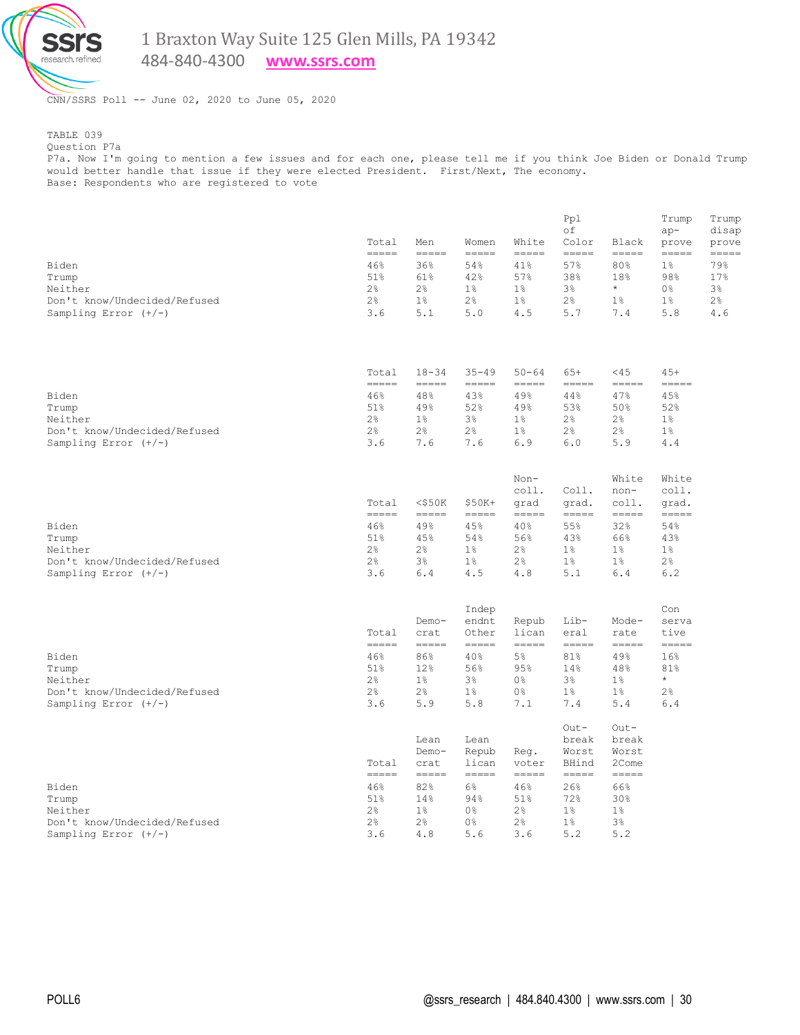CNN/SSRS Poll -- June 02, 2020 to June 05, 2020

TABLE 039
Question P7a
P7a. Now I'm going to mention a few issues and for each one, please tell me if you think Joe Biden or Donald Trump would better handle that issue if they were elected President. First/Next, The economy.
Base: Respondents who are registered to vote

| | Total | Men | Women | White | Ppl of Color | Black | Trump approve | Trump disapprove |
|---|---|---|---|---|---|---|---|---|
| Biden | 46% | 36% | 54% | 41% | 57% | 80% | 1% | 79% |
| Trump | 51% | 61% | 42% | 57% | 38% | 18% | 98% | 17% |
| Neither | 2% | 2% | 1% | 1% | 3% | * | 0% | 3% |
| Don't know/Undecided/Refused | 2% | 1% | 2% | 1% | 2% | 1% | 1% | 2% |
| Sampling Error (+/-) | 3.6 | 5.1 | 5.0 | 4.5 | 5.7 | 7.4 | 5.8 | 4.6 |

| | Total | 18-34 | 35-49 | 50-64 | 65+ | <45 | 45+ |
|---|---|---|---|---|---|---|---|
| Biden | 46% | 48% | 43% | 49% | 44% | 47% | 45% |
| Trump | 51% | 49% | 52% | 49% | 53% | 50% | 52% |
| Neither | 2% | 1% | 3% | 1% | 2% | 2% | 1% |
| Don't know/Undecided/Refused | 2% | 2% | 2% | 1% | 2% | 2% | 1% |
| Sampling Error (+/-) | 3.6 | 7.6 | 7.6 | 6.9 | 6.0 | 5.9 | 4.4 |

| | Total | <$50K | $50K+ | Non-coll. grad | Coll. grad. | White non-coll. | White coll. grad. |
|---|---|---|---|---|---|---|---|
| Biden | 46% | 49% | 45% | 40% | 55% | 32% | 54% |
| Trump | 51% | 45% | 54% | 56% | 43% | 66% | 43% |
| Neither | 2% | 2% | 1% | 2% | 1% | 1% | 1% |
| Don't know/Undecided/Refused | 2% | 3% | 1% | 2% | 1% | 1% | 2% |
| Sampling Error (+/-) | 3.6 | 6.4 | 4.5 | 4.8 | 5.1 | 6.4 | 6.2 |

| | Total | Democrat | Indepndnt Other | Republican | Liberal | Moderate | Conservative |
|---|---|---|---|---|---|---|---|
| Biden | 46% | 86% | 40% | 5% | 81% | 49% | 16% |
| Trump | 51% | 12% | 56% | 95% | 14% | 48% | 81% |
| Neither | 2% | 1% | 3% | 0% | 3% | 1% | * |
| Don't know/Undecided/Refused | 2% | 2% | 1% | 0% | 1% | 1% | 2% |
| Sampling Error (+/-) | 3.6 | 5.9 | 5.8 | 7.1 | 7.4 | 5.4 | 6.4 |

| | Total | Lean Democrat | Lean Republican | Reg. voter | Outbreak Worst BHind | Outbreak Worst 2Come |
|---|---|---|---|---|---|---|
| Biden | 46% | 82% | 6% | 46% | 26% | 66% |
| Trump | 51% | 14% | 94% | 51% | 72% | 30% |
| Neither | 2% | 1% | 0% | 2% | 1% | 1% |
| Don't know/Undecided/Refused | 2% | 2% | 0% | 2% | 1% | 3% |
| Sampling Error (+/-) | 3.6 | 4.8 | 5.6 | 3.6 | 5.2 | 5.2 |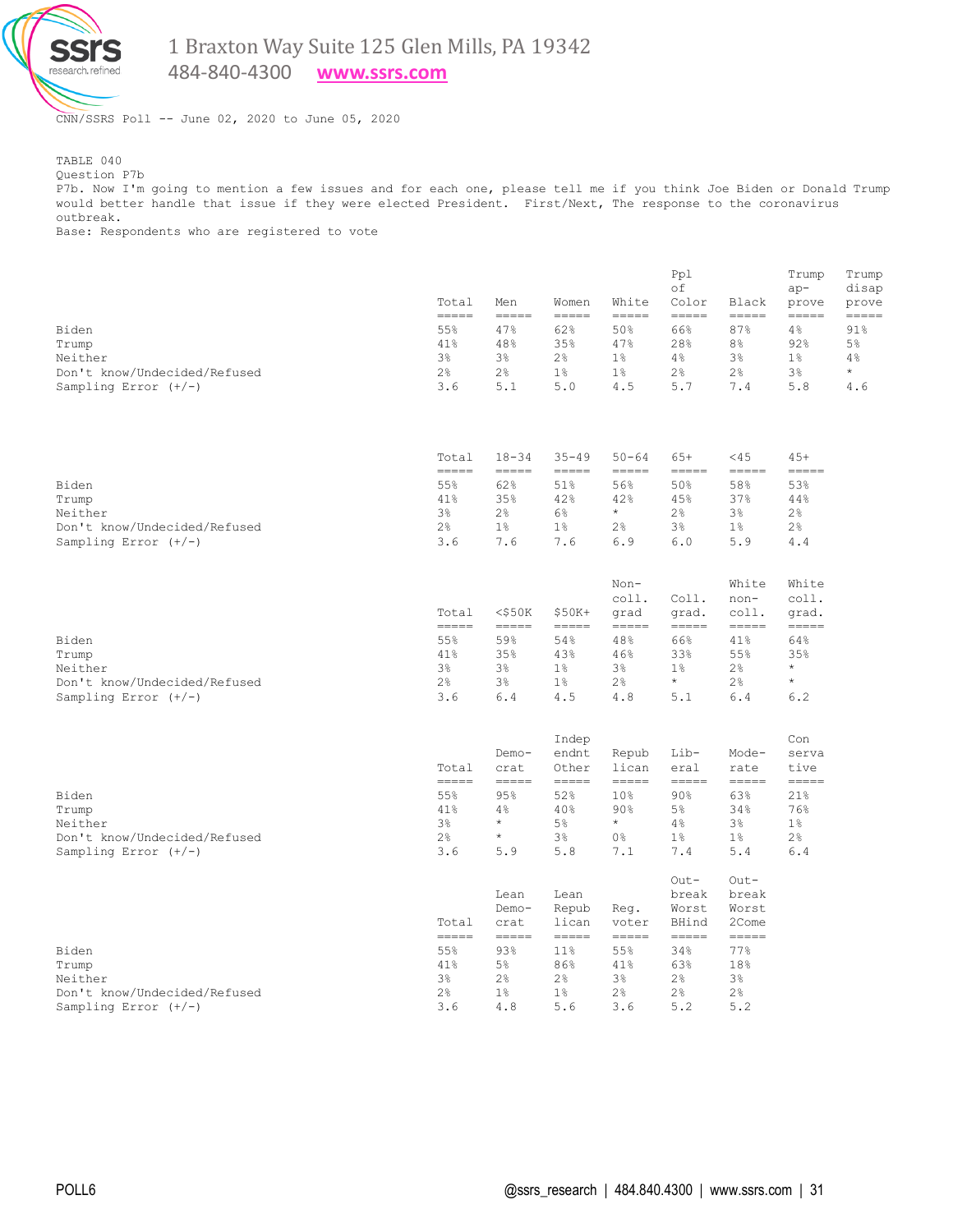CNN/SSRS Poll -- June 02, 2020 to June 05, 2020

TABLE 040
Question P7b
P7b. Now I'm going to mention a few issues and for each one, please tell me if you think Joe Biden or Donald Trump would better handle that issue if they were elected President. First/Next, The response to the coronavirus outbreak.
Base: Respondents who are registered to vote

| | Total | Men | Women | White | Ppl of Color | Black | Trump ap- prove | Trump disap prove |
|---|---|---|---|---|---|---|---|---|
| Biden | 55% | 47% | 62% | 50% | 66% | 87% | 4% | 91% |
| Trump | 41% | 48% | 35% | 47% | 28% | 8% | 92% | 5% |
| Neither | 3% | 3% | 2% | 1% | 4% | 3% | 1% | 4% |
| Don't know/Undecided/Refused | 2% | 2% | 1% | 1% | 2% | 2% | 3% | * |
| Sampling Error (+/-) | 3.6 | 5.1 | 5.0 | 4.5 | 5.7 | 7.4 | 5.8 | 4.6 |

| | Total | 18-34 | 35-49 | 50-64 | 65+ | <45 | 45+ |
|---|---|---|---|---|---|---|---|
| Biden | 55% | 62% | 51% | 56% | 50% | 58% | 53% |
| Trump | 41% | 35% | 42% | 42% | 45% | 37% | 44% |
| Neither | 3% | 2% | 6% | * | 2% | 3% | 2% |
| Don't know/Undecided/Refused | 2% | 1% | 1% | 2% | 3% | 1% | 2% |
| Sampling Error (+/-) | 3.6 | 7.6 | 7.6 | 6.9 | 6.0 | 5.9 | 4.4 |

| | Total | <$50K | $50K+ | Non-coll. grad | Coll. grad. | White non-coll. | White coll. grad. |
|---|---|---|---|---|---|---|---|
| Biden | 55% | 59% | 54% | 48% | 66% | 41% | 64% |
| Trump | 41% | 35% | 43% | 46% | 33% | 55% | 35% |
| Neither | 3% | 3% | 1% | 3% | 1% | 2% | * |
| Don't know/Undecided/Refused | 2% | 3% | 1% | 2% | * | 2% | * |
| Sampling Error (+/-) | 3.6 | 6.4 | 4.5 | 4.8 | 5.1 | 6.4 | 6.2 |

| | Total | Demo- crat | Indep endnt Other | Repub lican | Lib- eral | Mode- rate | Con serva tive |
|---|---|---|---|---|---|---|---|
| Biden | 55% | 95% | 52% | 10% | 90% | 63% | 21% |
| Trump | 41% | 4% | 40% | 90% | 5% | 34% | 76% |
| Neither | 3% | * | 5% | * | 4% | 3% | 1% |
| Don't know/Undecided/Refused | 2% | * | 3% | 0% | 1% | 1% | 2% |
| Sampling Error (+/-) | 3.6 | 5.9 | 5.8 | 7.1 | 7.4 | 5.4 | 6.4 |

| | Total | Lean Demo- crat | Lean Repub lican | Reg. voter | Out- break Worst BHind | Out- break Worst 2Come |
|---|---|---|---|---|---|---|
| Biden | 55% | 93% | 11% | 55% | 34% | 77% |
| Trump | 41% | 5% | 86% | 41% | 63% | 18% |
| Neither | 3% | 2% | 2% | 3% | 2% | 3% |
| Don't know/Undecided/Refused | 2% | 1% | 1% | 2% | 2% | 2% |
| Sampling Error (+/-) | 3.6 | 4.8 | 5.6 | 3.6 | 5.2 | 5.2 |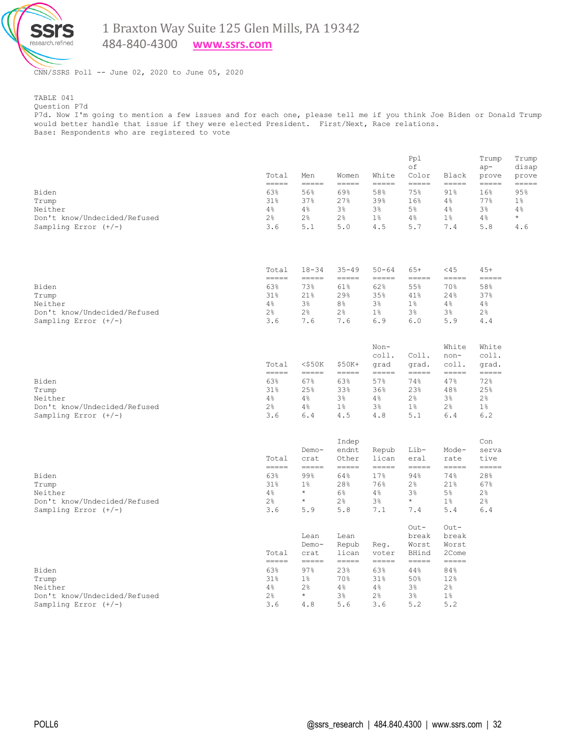CNN/SSRS Poll -- June 02, 2020 to June 05, 2020

TABLE 041
Question P7d
P7d. Now I'm going to mention a few issues and for each one, please tell me if you think Joe Biden or Donald Trump would better handle that issue if they were elected President. First/Next, Race relations.
Base: Respondents who are registered to vote

| | Total | Men | Women | White | Ppl of Color | Black | Trump approve | Trump disapprove |
|---|---|---|---|---|---|---|---|---|
| Biden | 63% | 56% | 69% | 58% | 75% | 91% | 16% | 95% |
| Trump | 31% | 37% | 27% | 39% | 16% | 4% | 77% | 1% |
| Neither | 4% | 4% | 3% | 3% | 5% | 4% | 3% | 4% |
| Don't know/Undecided/Refused | 2% | 2% | 2% | 1% | 4% | 1% | 4% | * |
| Sampling Error (+/-) | 3.6 | 5.1 | 5.0 | 4.5 | 5.7 | 7.4 | 5.8 | 4.6 |

| | Total | 18-34 | 35-49 | 50-64 | 65+ | <45 | 45+ |
|---|---|---|---|---|---|---|---|
| Biden | 63% | 73% | 61% | 62% | 55% | 70% | 58% |
| Trump | 31% | 21% | 29% | 35% | 41% | 24% | 37% |
| Neither | 4% | 3% | 8% | 3% | 1% | 4% | 4% |
| Don't know/Undecided/Refused | 2% | 2% | 2% | 1% | 3% | 3% | 2% |
| Sampling Error (+/-) | 3.6 | 7.6 | 7.6 | 6.9 | 6.0 | 5.9 | 4.4 |

| | Total | <$50K | $50K+ | Non-coll. grad | Coll. grad. | White non-coll. | White coll. grad. |
|---|---|---|---|---|---|---|---|
| Biden | 63% | 67% | 63% | 57% | 74% | 47% | 72% |
| Trump | 31% | 25% | 33% | 36% | 23% | 48% | 25% |
| Neither | 4% | 4% | 3% | 4% | 2% | 3% | 2% |
| Don't know/Undecided/Refused | 2% | 4% | 1% | 3% | 1% | 2% | 1% |
| Sampling Error (+/-) | 3.6 | 6.4 | 4.5 | 4.8 | 5.1 | 6.4 | 6.2 |

| | Total | Democrat | Indep endnt Other | Republican | Liberal | Moderate | Conservative |
|---|---|---|---|---|---|---|---|
| Biden | 63% | 99% | 64% | 17% | 94% | 74% | 28% |
| Trump | 31% | 1% | 28% | 76% | 2% | 21% | 67% |
| Neither | 4% | * | 6% | 4% | 3% | 5% | 2% |
| Don't know/Undecided/Refused | 2% | * | 2% | 3% | * | 1% | 2% |
| Sampling Error (+/-) | 3.6 | 5.9 | 5.8 | 7.1 | 7.4 | 5.4 | 6.4 |

| | Total | Lean Democrat | Lean Republican | Reg. voter | Outbreak Worst BHind | Outbreak Worst 2Come |
|---|---|---|---|---|---|---|
| Biden | 63% | 97% | 23% | 63% | 44% | 84% |
| Trump | 31% | 1% | 70% | 31% | 50% | 12% |
| Neither | 4% | 2% | 4% | 4% | 3% | 2% |
| Don't know/Undecided/Refused | 2% | * | 3% | 2% | 3% | 1% |
| Sampling Error (+/-) | 3.6 | 4.8 | 5.6 | 3.6 | 5.2 | 5.2 |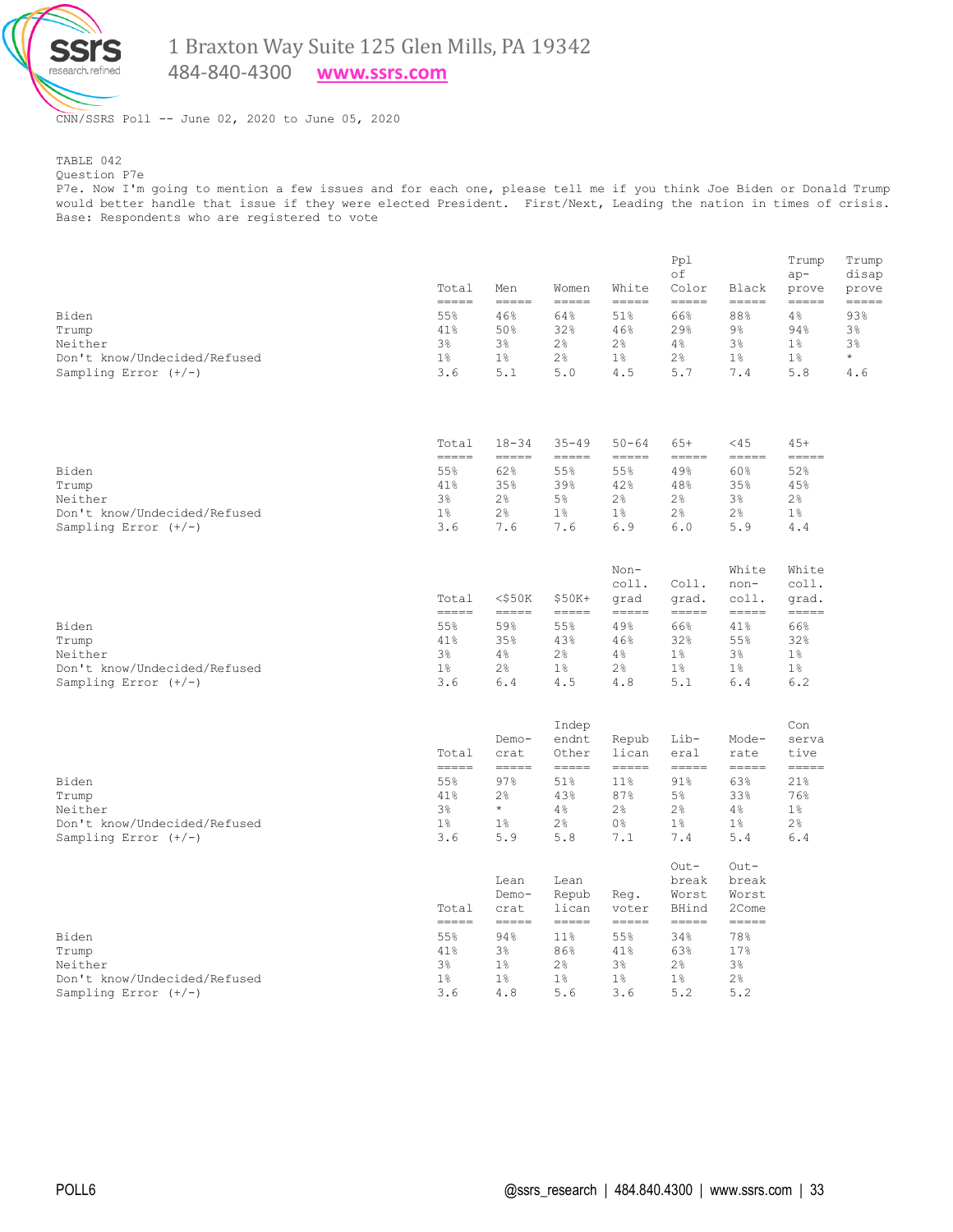1 Braxton Way Suite 125 Glen Mills, PA 19342
484-840-4300 www.ssrs.com

CNN/SSRS Poll -- June 02, 2020 to June 05, 2020

TABLE 042
Question P7e
P7e. Now I'm going to mention a few issues and for each one, please tell me if you think Joe Biden or Donald Trump would better handle that issue if they were elected President. First/Next, Leading the nation in times of crisis.
Base: Respondents who are registered to vote

| | Total | Men | Women | White | Ppl of Color | Black | Trump approve | Trump disapprove |
|---|---|---|---|---|---|---|---|---|
| Biden | 55% | 46% | 64% | 51% | 66% | 88% | 4% | 93% |
| Trump | 41% | 50% | 32% | 46% | 29% | 9% | 94% | 3% |
| Neither | 3% | 3% | 2% | 2% | 4% | 3% | 1% | 3% |
| Don't know/Undecided/Refused | 1% | 1% | 2% | 1% | 2% | 1% | 1% | * |
| Sampling Error (+/-) | 3.6 | 5.1 | 5.0 | 4.5 | 5.7 | 7.4 | 5.8 | 4.6 |

| | Total | 18-34 | 35-49 | 50-64 | 65+ | <45 | 45+ |
|---|---|---|---|---|---|---|---|
| Biden | 55% | 62% | 55% | 55% | 49% | 60% | 52% |
| Trump | 41% | 35% | 39% | 42% | 48% | 35% | 45% |
| Neither | 3% | 2% | 5% | 2% | 2% | 3% | 2% |
| Don't know/Undecided/Refused | 1% | 2% | 1% | 1% | 2% | 2% | 1% |
| Sampling Error (+/-) | 3.6 | 7.6 | 7.6 | 6.9 | 6.0 | 5.9 | 4.4 |

| | Total | <$50K | $50K+ | Non-coll. grad | Coll. grad. | White non-coll. | White coll. grad. |
|---|---|---|---|---|---|---|---|
| Biden | 55% | 59% | 55% | 49% | 66% | 41% | 66% |
| Trump | 41% | 35% | 43% | 46% | 32% | 55% | 32% |
| Neither | 3% | 4% | 2% | 4% | 1% | 3% | 1% |
| Don't know/Undecided/Refused | 1% | 2% | 1% | 2% | 1% | 1% | 1% |
| Sampling Error (+/-) | 3.6 | 6.4 | 4.5 | 4.8 | 5.1 | 6.4 | 6.2 |

| | Total | Democrat | Indepndnt Other | Republican | Liberal | Moderate | Conservative |
|---|---|---|---|---|---|---|---|
| Biden | 55% | 97% | 51% | 11% | 91% | 63% | 21% |
| Trump | 41% | 2% | 43% | 87% | 5% | 33% | 76% |
| Neither | 3% | * | 4% | 2% | 2% | 4% | 1% |
| Don't know/Undecided/Refused | 1% | 1% | 2% | 0% | 1% | 1% | 2% |
| Sampling Error (+/-) | 3.6 | 5.9 | 5.8 | 7.1 | 7.4 | 5.4 | 6.4 |

| | Total | Lean Democrat | Lean Republican | Reg. voter | Outbreak Worst BHind | Outbreak Worst 2Come |
|---|---|---|---|---|---|---|
| Biden | 55% | 94% | 11% | 55% | 34% | 78% |
| Trump | 41% | 3% | 86% | 41% | 63% | 17% |
| Neither | 3% | 1% | 2% | 3% | 2% | 3% |
| Don't know/Undecided/Refused | 1% | 1% | 1% | 1% | 1% | 2% |
| Sampling Error (+/-) | 3.6 | 4.8 | 5.6 | 3.6 | 5.2 | 5.2 |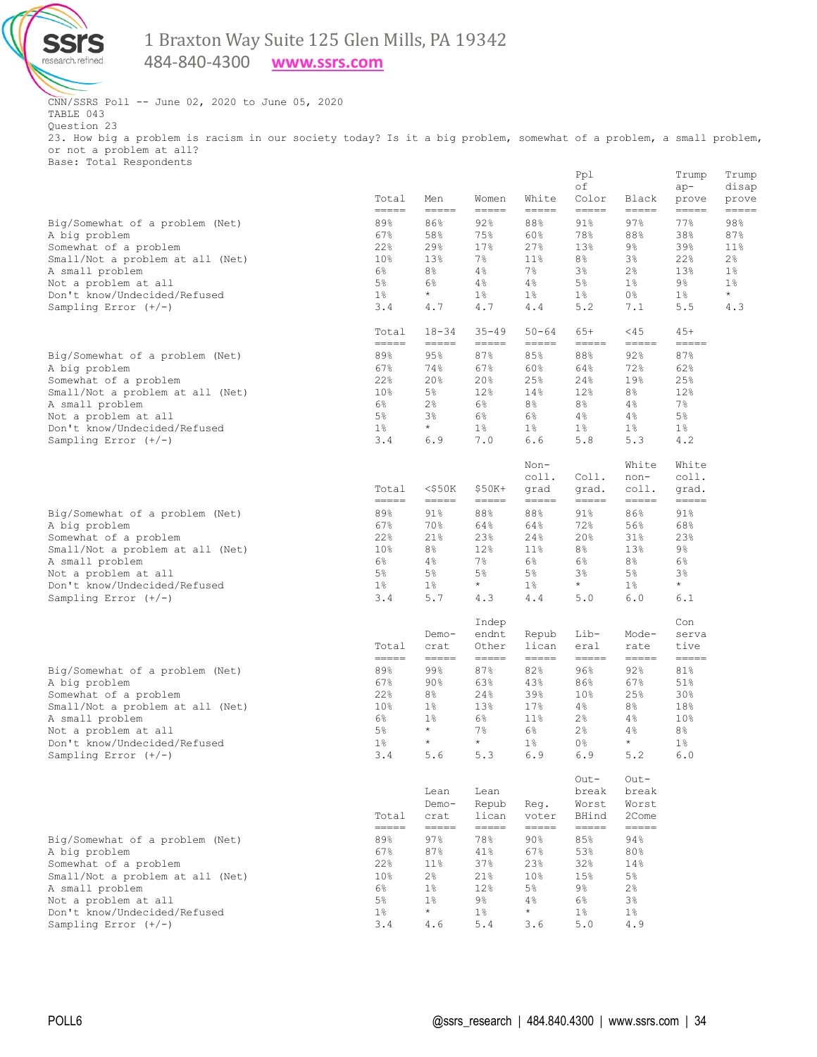CNN/SSRS Poll -- June 02, 2020 to June 05, 2020
TABLE 043
Question 23
23. How big a problem is racism in our society today? Is it a big problem, somewhat of a problem, a small problem, or not a problem at all?
Base: Total Respondents

| | Total | Men | Women | White | Ppl of Color | Black | Trump approve | Trump disapprove |
|---|---|---|---|---|---|---|---|---|
| Big/Somewhat of a problem (Net) | 89% | 86% | 92% | 88% | 91% | 97% | 77% | 98% |
| A big problem | 67% | 58% | 75% | 60% | 78% | 88% | 38% | 87% |
| Somewhat of a problem | 22% | 29% | 17% | 27% | 13% | 9% | 39% | 11% |
| Small/Not a problem at all (Net) | 10% | 13% | 7% | 11% | 8% | 3% | 22% | 2% |
| A small problem | 6% | 8% | 4% | 7% | 3% | 2% | 13% | 1% |
| Not a problem at all | 5% | 6% | 4% | 4% | 5% | 1% | 9% | 1% |
| Don't know/Undecided/Refused | 1% | * | 1% | 1% | 1% | 0% | 1% | * |
| Sampling Error (+/-) | 3.4 | 4.7 | 4.7 | 4.4 | 5.2 | 7.1 | 5.5 | 4.3 |

| | Total | 18-34 | 35-49 | 50-64 | 65+ | <45 | 45+ |
|---|---|---|---|---|---|---|---|
| Big/Somewhat of a problem (Net) | 89% | 95% | 87% | 85% | 88% | 92% | 87% |
| A big problem | 67% | 74% | 67% | 60% | 64% | 72% | 62% |
| Somewhat of a problem | 22% | 20% | 20% | 25% | 24% | 19% | 25% |
| Small/Not a problem at all (Net) | 10% | 5% | 12% | 14% | 12% | 8% | 12% |
| A small problem | 6% | 2% | 6% | 8% | 8% | 4% | 7% |
| Not a problem at all | 5% | 3% | 6% | 6% | 4% | 4% | 5% |
| Don't know/Undecided/Refused | 1% | * | 1% | 1% | 1% | 1% | 1% |
| Sampling Error (+/-) | 3.4 | 6.9 | 7.0 | 6.6 | 5.8 | 5.3 | 4.2 |

| | Total | <$50K | $50K+ | Non-coll. grad | Coll. grad. | White non-coll. | White coll. grad. |
|---|---|---|---|---|---|---|---|
| Big/Somewhat of a problem (Net) | 89% | 91% | 88% | 88% | 91% | 86% | 91% |
| A big problem | 67% | 70% | 64% | 64% | 72% | 56% | 68% |
| Somewhat of a problem | 22% | 21% | 23% | 24% | 20% | 31% | 23% |
| Small/Not a problem at all (Net) | 10% | 8% | 12% | 11% | 8% | 13% | 9% |
| A small problem | 6% | 4% | 7% | 6% | 6% | 8% | 6% |
| Not a problem at all | 5% | 5% | 5% | 5% | 3% | 5% | 3% |
| Don't know/Undecided/Refused | 1% | 1% | * | 1% | * | 1% | * |
| Sampling Error (+/-) | 3.4 | 5.7 | 4.3 | 4.4 | 5.0 | 6.0 | 6.1 |

| | Total | Democrat | Independent Other | Republican | Liberal | Moderate | Conservative |
|---|---|---|---|---|---|---|---|
| Big/Somewhat of a problem (Net) | 89% | 99% | 87% | 82% | 96% | 92% | 81% |
| A big problem | 67% | 90% | 63% | 43% | 86% | 67% | 51% |
| Somewhat of a problem | 22% | 8% | 24% | 39% | 10% | 25% | 30% |
| Small/Not a problem at all (Net) | 10% | 1% | 13% | 17% | 4% | 8% | 18% |
| A small problem | 6% | 1% | 6% | 11% | 2% | 4% | 10% |
| Not a problem at all | 5% | * | 7% | 6% | 2% | 4% | 8% |
| Don't know/Undecided/Refused | 1% | * | * | 1% | 0% | * | 1% |
| Sampling Error (+/-) | 3.4 | 5.6 | 5.3 | 6.9 | 6.9 | 5.2 | 6.0 |

| | Total | Lean Democrat | Lean Republican | Reg. voter | Outbreak Worst BHind | Outbreak Worst 2Come |
|---|---|---|---|---|---|---|
| Big/Somewhat of a problem (Net) | 89% | 97% | 78% | 90% | 85% | 94% |
| A big problem | 67% | 87% | 41% | 67% | 53% | 80% |
| Somewhat of a problem | 22% | 11% | 37% | 23% | 32% | 14% |
| Small/Not a problem at all (Net) | 10% | 2% | 21% | 10% | 15% | 5% |
| A small problem | 6% | 1% | 12% | 5% | 9% | 2% |
| Not a problem at all | 5% | 1% | 9% | 4% | 6% | 3% |
| Don't know/Undecided/Refused | 1% | * | 1% | * | 1% | 1% |
| Sampling Error (+/-) | 3.4 | 4.6 | 5.4 | 3.6 | 5.0 | 4.9 |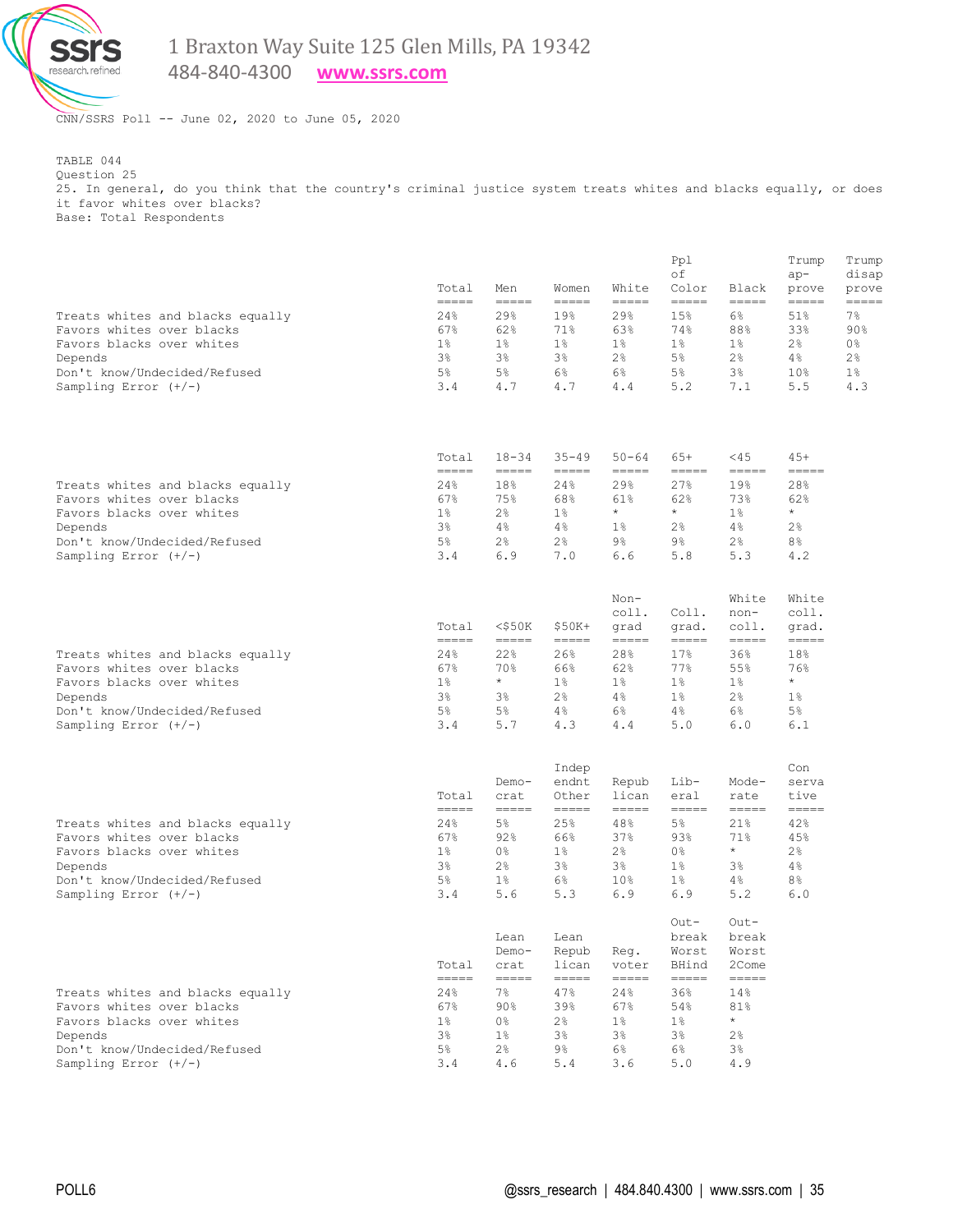CNN/SSRS Poll -- June 02, 2020 to June 05, 2020

TABLE 044
Question 25
25. In general, do you think that the country's criminal justice system treats whites and blacks equally, or does it favor whites over blacks?
Base: Total Respondents

| | Total | Men | Women | White | Ppl of Color | Black | Trump approve | Trump disapprove |
|---|---|---|---|---|---|---|---|---|
| Treats whites and blacks equally | 24% | 29% | 19% | 29% | 15% | 6% | 51% | 7% |
| Favors whites over blacks | 67% | 62% | 71% | 63% | 74% | 88% | 33% | 90% |
| Favors blacks over whites | 1% | 1% | 1% | 1% | 1% | 1% | 2% | 0% |
| Depends | 3% | 3% | 3% | 2% | 5% | 2% | 4% | 2% |
| Don't know/Undecided/Refused | 5% | 5% | 6% | 6% | 5% | 3% | 10% | 1% |
| Sampling Error (+/-) | 3.4 | 4.7 | 4.7 | 4.4 | 5.2 | 7.1 | 5.5 | 4.3 |

| | Total | 18-34 | 35-49 | 50-64 | 65+ | <45 | 45+ |
|---|---|---|---|---|---|---|---|
| Treats whites and blacks equally | 24% | 18% | 24% | 29% | 27% | 19% | 28% |
| Favors whites over blacks | 67% | 75% | 68% | 61% | 62% | 73% | 62% |
| Favors blacks over whites | 1% | 2% | 1% | * | * | 1% | * |
| Depends | 3% | 4% | 4% | 1% | 2% | 4% | 2% |
| Don't know/Undecided/Refused | 5% | 2% | 2% | 9% | 9% | 2% | 8% |
| Sampling Error (+/-) | 3.4 | 6.9 | 7.0 | 6.6 | 5.8 | 5.3 | 4.2 |

| | Total | <$50K | $50K+ | Non-coll. grad | Coll. grad. | White non-coll. | White coll. grad. |
|---|---|---|---|---|---|---|---|
| Treats whites and blacks equally | 24% | 22% | 26% | 28% | 17% | 36% | 18% |
| Favors whites over blacks | 67% | 70% | 66% | 62% | 77% | 55% | 76% |
| Favors blacks over whites | 1% | * | 1% | 1% | 1% | 1% | * |
| Depends | 3% | 3% | 2% | 4% | 1% | 2% | 1% |
| Don't know/Undecided/Refused | 5% | 5% | 4% | 6% | 4% | 6% | 5% |
| Sampling Error (+/-) | 3.4 | 5.7 | 4.3 | 4.4 | 5.0 | 6.0 | 6.1 |

| | Total | Democrat | Indepndnt Other | Republican | Liberal | Moderate | Conservative |
|---|---|---|---|---|---|---|---|
| Treats whites and blacks equally | 24% | 5% | 25% | 48% | 5% | 21% | 42% |
| Favors whites over blacks | 67% | 92% | 66% | 37% | 93% | 71% | 45% |
| Favors blacks over whites | 1% | 0% | 1% | 2% | 0% | * | 2% |
| Depends | 3% | 2% | 3% | 3% | 1% | 3% | 4% |
| Don't know/Undecided/Refused | 5% | 1% | 6% | 10% | 1% | 4% | 8% |
| Sampling Error (+/-) | 3.4 | 5.6 | 5.3 | 6.9 | 6.9 | 5.2 | 6.0 |

| | Total | Lean Democrat | Lean Republican | Reg. voter | Outbreak Worst BHind | Outbreak Worst 2Come |
|---|---|---|---|---|---|---|
| Treats whites and blacks equally | 24% | 7% | 47% | 24% | 36% | 14% |
| Favors whites over blacks | 67% | 90% | 39% | 67% | 54% | 81% |
| Favors blacks over whites | 1% | 0% | 2% | 1% | 1% | * |
| Depends | 3% | 1% | 3% | 3% | 3% | 2% |
| Don't know/Undecided/Refused | 5% | 2% | 9% | 6% | 6% | 3% |
| Sampling Error (+/-) | 3.4 | 4.6 | 5.4 | 3.6 | 5.0 | 4.9 |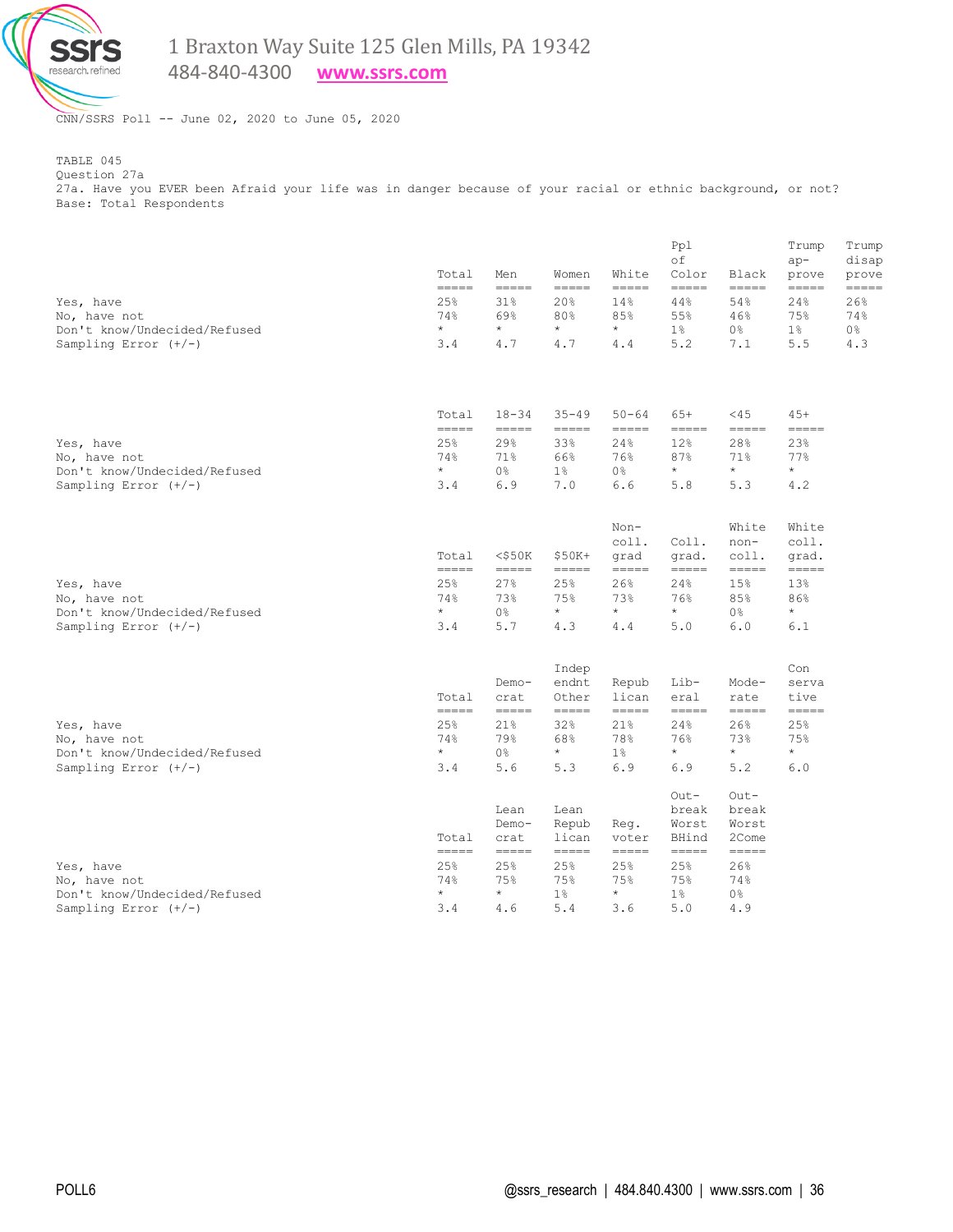CNN/SSRS Poll -- June 02, 2020 to June 05, 2020

TABLE 045
Question 27a
27a. Have you EVER been Afraid your life was in danger because of your racial or ethnic background, or not?
Base: Total Respondents

| | Total | Men | Women | White | Ppl of Color | Black | Trump approve | Trump disapprove |
|---|---|---|---|---|---|---|---|---|
| Yes, have | 25% | 31% | 20% | 14% | 44% | 54% | 24% | 26% |
| No, have not | 74% | 69% | 80% | 85% | 55% | 46% | 75% | 74% |
| Don't know/Undecided/Refused | * | * | * | * | 1% | 0% | 1% | 0% |
| Sampling Error (+/-) | 3.4 | 4.7 | 4.7 | 4.4 | 5.2 | 7.1 | 5.5 | 4.3 |

| | Total | 18-34 | 35-49 | 50-64 | 65+ | <45 | 45+ |
|---|---|---|---|---|---|---|---|
| Yes, have | 25% | 29% | 33% | 24% | 12% | 28% | 23% |
| No, have not | 74% | 71% | 66% | 76% | 87% | 71% | 77% |
| Don't know/Undecided/Refused | * | 0% | 1% | 0% | * | * | * |
| Sampling Error (+/-) | 3.4 | 6.9 | 7.0 | 6.6 | 5.8 | 5.3 | 4.2 |

| | Total | <$50K | $50K+ | Non-coll. grad | Coll. grad. | White non-coll. | White coll. grad. |
|---|---|---|---|---|---|---|---|
| Yes, have | 25% | 27% | 25% | 26% | 24% | 15% | 13% |
| No, have not | 74% | 73% | 75% | 73% | 76% | 85% | 86% |
| Don't know/Undecided/Refused | * | 0% | * | * | * | 0% | * |
| Sampling Error (+/-) | 3.4 | 5.7 | 4.3 | 4.4 | 5.0 | 6.0 | 6.1 |

| | Total | Democrat | Indep endnt Other | Republican | Liberal | Moderate | Conservative |
|---|---|---|---|---|---|---|---|
| Yes, have | 25% | 21% | 32% | 21% | 24% | 26% | 25% |
| No, have not | 74% | 79% | 68% | 78% | 76% | 73% | 75% |
| Don't know/Undecided/Refused | * | 0% | * | 1% | * | * | * |
| Sampling Error (+/-) | 3.4 | 5.6 | 5.3 | 6.9 | 6.9 | 5.2 | 6.0 |

| | Total | Lean Democrat | Lean Republican | Reg. voter | Outbreak Worst BHind | Outbreak Worst 2Come |
|---|---|---|---|---|---|---|
| Yes, have | 25% | 25% | 25% | 25% | 25% | 26% |
| No, have not | 74% | 75% | 75% | 75% | 75% | 74% |
| Don't know/Undecided/Refused | * | * | 1% | * | 1% | 0% |
| Sampling Error (+/-) | 3.4 | 4.6 | 5.4 | 3.6 | 5.0 | 4.9 |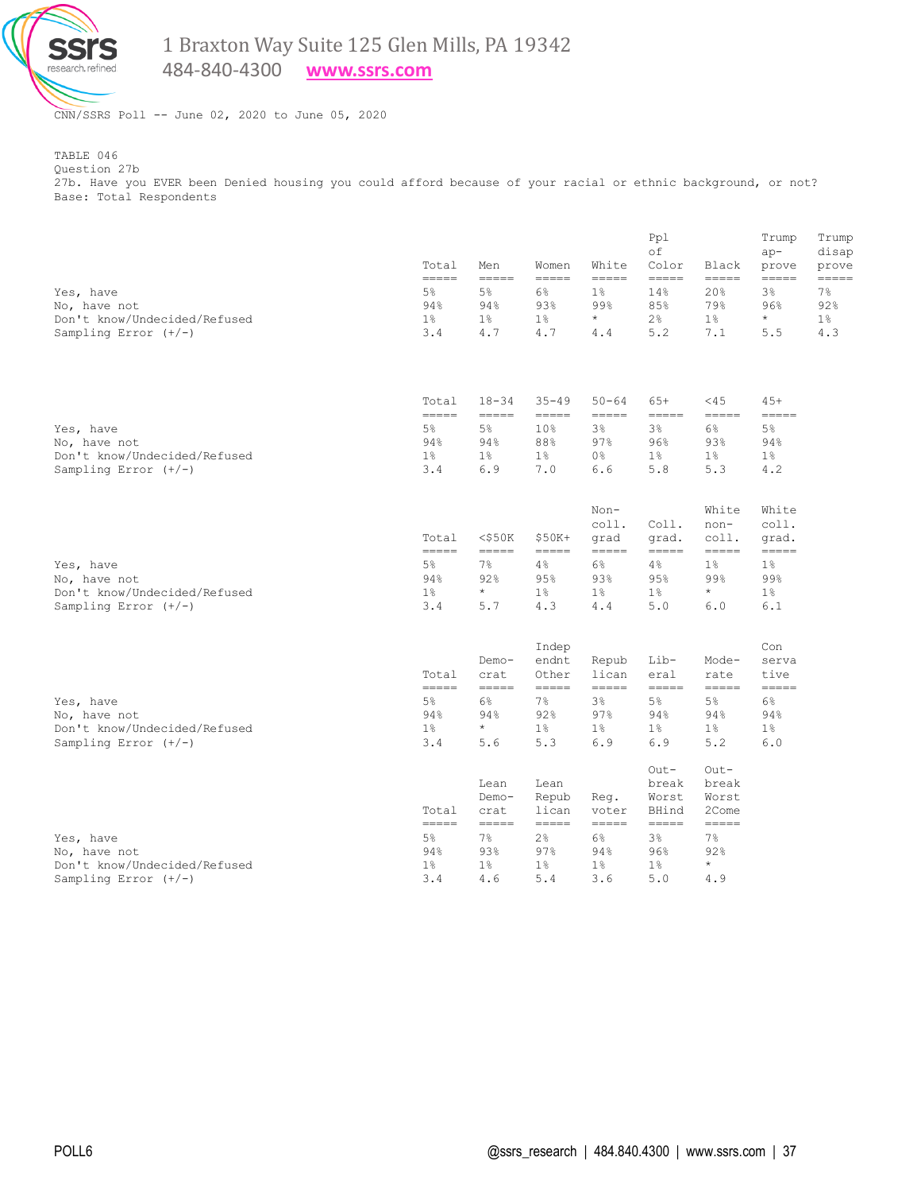CNN/SSRS Poll -- June 02, 2020 to June 05, 2020

TABLE 046
Question 27b
27b. Have you EVER been Denied housing you could afford because of your racial or ethnic background, or not?
Base: Total Respondents

| | Total | Men | Women | White | Ppl of Color | Black | Trump approve | Trump disapprove |
|---|---|---|---|---|---|---|---|---|
| Yes, have | 5% | 5% | 6% | 1% | 14% | 20% | 3% | 7% |
| No, have not | 94% | 94% | 93% | 99% | 85% | 79% | 96% | 92% |
| Don't know/Undecided/Refused | 1% | 1% | 1% | * | 2% | 1% | * | 1% |
| Sampling Error (+/-) | 3.4 | 4.7 | 4.7 | 4.4 | 5.2 | 7.1 | 5.5 | 4.3 |

| | Total | 18-34 | 35-49 | 50-64 | 65+ | <45 | 45+ |
|---|---|---|---|---|---|---|---|
| Yes, have | 5% | 5% | 10% | 3% | 3% | 6% | 5% |
| No, have not | 94% | 94% | 88% | 97% | 96% | 93% | 94% |
| Don't know/Undecided/Refused | 1% | 1% | 1% | 0% | 1% | 1% | 1% |
| Sampling Error (+/-) | 3.4 | 6.9 | 7.0 | 6.6 | 5.8 | 5.3 | 4.2 |

| | Total | <$50K | $50K+ | Non-coll. grad | Coll. grad. | White non-coll. | White coll. grad. |
|---|---|---|---|---|---|---|---|
| Yes, have | 5% | 7% | 4% | 6% | 4% | 1% | 1% |
| No, have not | 94% | 92% | 95% | 93% | 95% | 99% | 99% |
| Don't know/Undecided/Refused | 1% | * | 1% | 1% | 1% | * | 1% |
| Sampling Error (+/-) | 3.4 | 5.7 | 4.3 | 4.4 | 5.0 | 6.0 | 6.1 |

| | Total | Democrat | Indep endnt Other | Republican | Liberal | Moderate | Conservative |
|---|---|---|---|---|---|---|---|
| Yes, have | 5% | 6% | 7% | 3% | 5% | 5% | 6% |
| No, have not | 94% | 94% | 92% | 97% | 94% | 94% | 94% |
| Don't know/Undecided/Refused | 1% | * | 1% | 1% | 1% | 1% | 1% |
| Sampling Error (+/-) | 3.4 | 5.6 | 5.3 | 6.9 | 6.9 | 5.2 | 6.0 |

| | Total | Lean Democrat | Lean Republican | Reg. voter | Outbreak Worst BHind | Outbreak Worst 2Come |
|---|---|---|---|---|---|---|
| Yes, have | 5% | 7% | 2% | 6% | 3% | 7% |
| No, have not | 94% | 93% | 97% | 94% | 96% | 92% |
| Don't know/Undecided/Refused | 1% | 1% | 1% | 1% | 1% | * |
| Sampling Error (+/-) | 3.4 | 4.6 | 5.4 | 3.6 | 5.0 | 4.9 |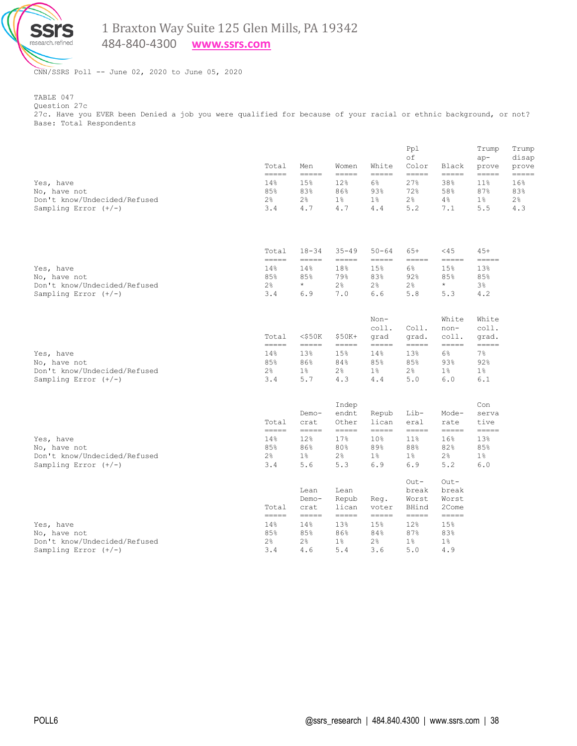1 Braxton Way Suite 125 Glen Mills, PA 19342
484-840-4300 www.ssrs.com

CNN/SSRS Poll -- June 02, 2020 to June 05, 2020

TABLE 047
Question 27c
27c. Have you EVER been Denied a job you were qualified for because of your racial or ethnic background, or not?
Base: Total Respondents

| | Total | Men | Women | White | Ppl of Color | Black | Trump approve | Trump disapprove |
|---|---|---|---|---|---|---|---|---|
| Yes, have | 14% | 15% | 12% | 6% | 27% | 38% | 11% | 16% |
| No, have not | 85% | 83% | 86% | 93% | 72% | 58% | 87% | 83% |
| Don't know/Undecided/Refused | 2% | 2% | 1% | 1% | 2% | 4% | 1% | 2% |
| Sampling Error (+/-) | 3.4 | 4.7 | 4.7 | 4.4 | 5.2 | 7.1 | 5.5 | 4.3 |

| | Total | 18-34 | 35-49 | 50-64 | 65+ | <45 | 45+ |
|---|---|---|---|---|---|---|---|
| Yes, have | 14% | 14% | 18% | 15% | 6% | 15% | 13% |
| No, have not | 85% | 85% | 79% | 83% | 92% | 85% | 85% |
| Don't know/Undecided/Refused | 2% | * | 2% | 2% | 2% | * | 3% |
| Sampling Error (+/-) | 3.4 | 6.9 | 7.0 | 6.6 | 5.8 | 5.3 | 4.2 |

| | Total | <$50K | $50K+ | Non-coll. grad | Coll. grad. | White non-coll. | White coll. grad. |
|---|---|---|---|---|---|---|---|
| Yes, have | 14% | 13% | 15% | 14% | 13% | 6% | 7% |
| No, have not | 85% | 86% | 84% | 85% | 85% | 93% | 92% |
| Don't know/Undecided/Refused | 2% | 1% | 2% | 1% | 2% | 1% | 1% |
| Sampling Error (+/-) | 3.4 | 5.7 | 4.3 | 4.4 | 5.0 | 6.0 | 6.1 |

| | Total | Democrat | Indep endnt Other | Republican | Liberal | Moderate | Conservative |
|---|---|---|---|---|---|---|---|
| Yes, have | 14% | 12% | 17% | 10% | 11% | 16% | 13% |
| No, have not | 85% | 86% | 80% | 89% | 88% | 82% | 85% |
| Don't know/Undecided/Refused | 2% | 1% | 2% | 1% | 1% | 2% | 1% |
| Sampling Error (+/-) | 3.4 | 5.6 | 5.3 | 6.9 | 6.9 | 5.2 | 6.0 |

| | Total | Lean Democrat | Lean Republican | Reg. voter | Outbreak Worst BHind | Outbreak Worst 2Come |
|---|---|---|---|---|---|---|
| Yes, have | 14% | 14% | 13% | 15% | 12% | 15% |
| No, have not | 85% | 85% | 86% | 84% | 87% | 83% |
| Don't know/Undecided/Refused | 2% | 2% | 1% | 2% | 1% | 1% |
| Sampling Error (+/-) | 3.4 | 4.6 | 5.4 | 3.6 | 5.0 | 4.9 |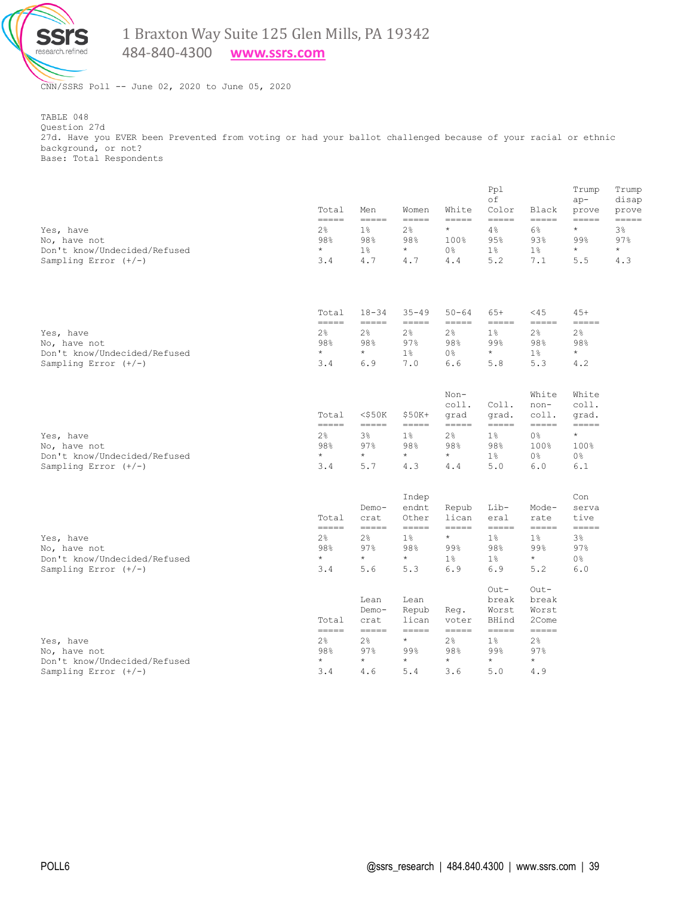1 Braxton Way Suite 125 Glen Mills, PA 19342
484-840-4300 www.ssrs.com

CNN/SSRS Poll -- June 02, 2020 to June 05, 2020

TABLE 048
Question 27d
27d. Have you EVER been Prevented from voting or had your ballot challenged because of your racial or ethnic background, or not?
Base: Total Respondents

| | Total | Men | Women | White | Ppl of Color | Black | Trump ap-prove | Trump disap prove |
|---|---|---|---|---|---|---|---|---|
| Yes, have | 2% | 1% | 2% | * | 4% | 6% | * | 3% |
| No, have not | 98% | 98% | 98% | 100% | 95% | 93% | 99% | 97% |
| Don't know/Undecided/Refused | * | 1% | * | 0% | 1% | 1% | * | * |
| Sampling Error (+/-) | 3.4 | 4.7 | 4.7 | 4.4 | 5.2 | 7.1 | 5.5 | 4.3 |

| | Total | 18-34 | 35-49 | 50-64 | 65+ | <45 | 45+ |
|---|---|---|---|---|---|---|---|
| Yes, have | 2% | 2% | 2% | 2% | 1% | 2% | 2% |
| No, have not | 98% | 98% | 97% | 98% | 99% | 98% | 98% |
| Don't know/Undecided/Refused | * | * | 1% | 0% | * | 1% | * |
| Sampling Error (+/-) | 3.4 | 6.9 | 7.0 | 6.6 | 5.8 | 5.3 | 4.2 |

| | Total | <$50K | $50K+ | Non-coll. grad | Coll. grad. | White non-coll. | White coll. grad. |
|---|---|---|---|---|---|---|---|
| Yes, have | 2% | 3% | 1% | 2% | 1% | 0% | * |
| No, have not | 98% | 97% | 98% | 98% | 98% | 100% | 100% |
| Don't know/Undecided/Refused | * | * | * | * | 1% | 0% | 0% |
| Sampling Error (+/-) | 3.4 | 5.7 | 4.3 | 4.4 | 5.0 | 6.0 | 6.1 |

| | Total | Demo-crat | Indep endnt Other | Repub lican | Lib-eral | Mode-rate | Con serva tive |
|---|---|---|---|---|---|---|---|
| Yes, have | 2% | 2% | 1% | * | 1% | 1% | 3% |
| No, have not | 98% | 97% | 98% | 99% | 98% | 99% | 97% |
| Don't know/Undecided/Refused | * | * | * | 1% | 1% | * | 0% |
| Sampling Error (+/-) | 3.4 | 5.6 | 5.3 | 6.9 | 6.9 | 5.2 | 6.0 |

| | Total | Lean Demo-crat | Lean Repub lican | Reg. voter | Out-break Worst BHind | Out-break Worst 2Come |
|---|---|---|---|---|---|---|
| Yes, have | 2% | 2% | * | 2% | 1% | 2% |
| No, have not | 98% | 97% | 99% | 98% | 99% | 97% |
| Don't know/Undecided/Refused | * | * | * | * | * | * |
| Sampling Error (+/-) | 3.4 | 4.6 | 5.4 | 3.6 | 5.0 | 4.9 |

POLL6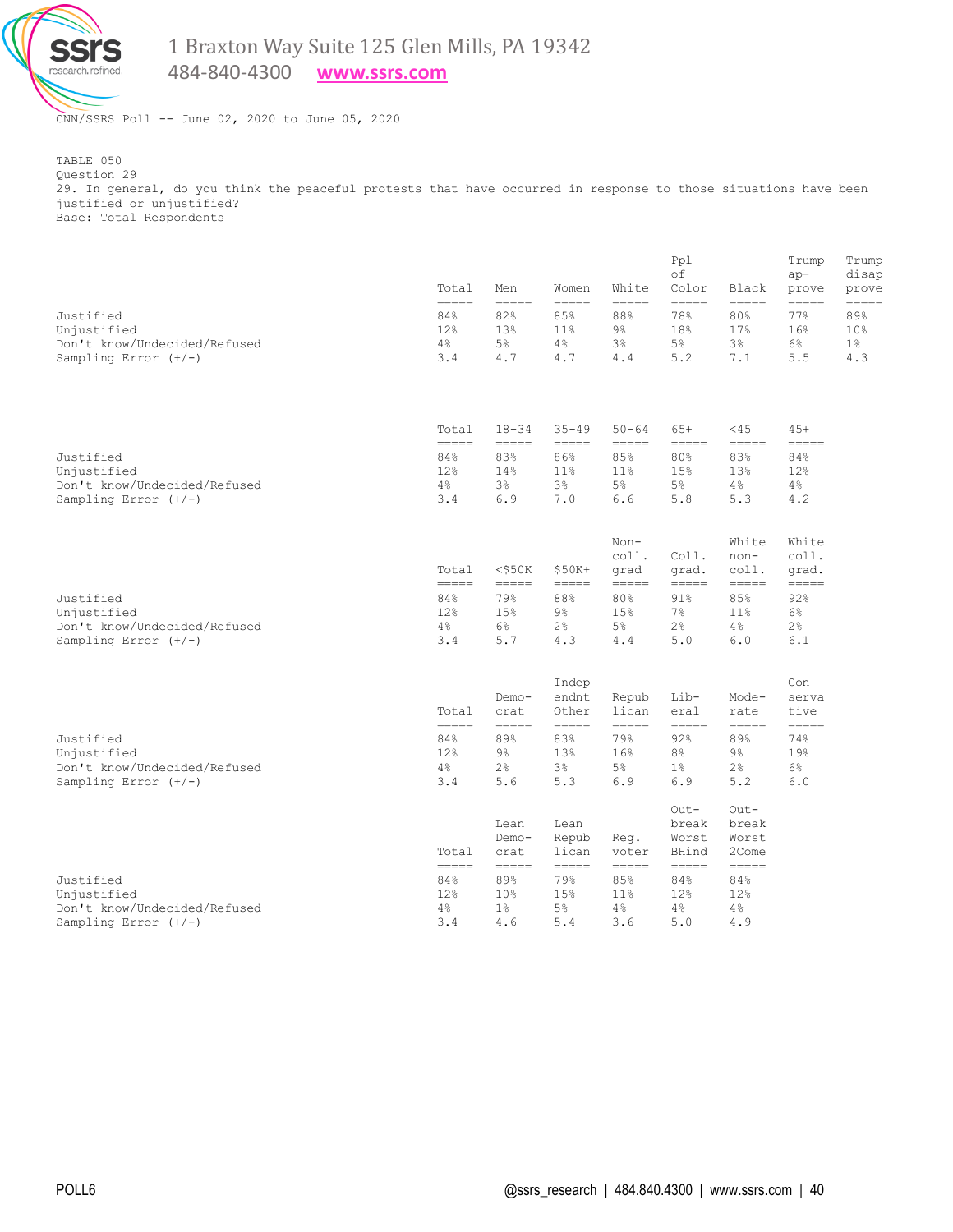CNN/SSRS Poll -- June 02, 2020 to June 05, 2020

TABLE 050
Question 29
29. In general, do you think the peaceful protests that have occurred in response to those situations have been justified or unjustified?
Base: Total Respondents

| | Total | Men | Women | White | Ppl of Color | Black | Trump approve | Trump disapprove |
|---|---|---|---|---|---|---|---|---|
| Justified | 84% | 82% | 85% | 88% | 78% | 80% | 77% | 89% |
| Unjustified | 12% | 13% | 11% | 9% | 18% | 17% | 16% | 10% |
| Don't know/Undecided/Refused | 4% | 5% | 4% | 3% | 5% | 3% | 6% | 1% |
| Sampling Error (+/-) | 3.4 | 4.7 | 4.7 | 4.4 | 5.2 | 7.1 | 5.5 | 4.3 |

| | Total | 18-34 | 35-49 | 50-64 | 65+ | <45 | 45+ |
|---|---|---|---|---|---|---|---|
| Justified | 84% | 83% | 86% | 85% | 80% | 83% | 84% |
| Unjustified | 12% | 14% | 11% | 11% | 15% | 13% | 12% |
| Don't know/Undecided/Refused | 4% | 3% | 3% | 5% | 5% | 4% | 4% |
| Sampling Error (+/-) | 3.4 | 6.9 | 7.0 | 6.6 | 5.8 | 5.3 | 4.2 |

| | Total | <$50K | $50K+ | Non-coll. grad | Coll. grad. | White non-coll. | White coll. grad. |
|---|---|---|---|---|---|---|---|
| Justified | 84% | 79% | 88% | 80% | 91% | 85% | 92% |
| Unjustified | 12% | 15% | 9% | 15% | 7% | 11% | 6% |
| Don't know/Undecided/Refused | 4% | 6% | 2% | 5% | 2% | 4% | 2% |
| Sampling Error (+/-) | 3.4 | 5.7 | 4.3 | 4.4 | 5.0 | 6.0 | 6.1 |

| | Total | Democrat | Independent Other | Republican | Liberal | Moderate | Conservative |
|---|---|---|---|---|---|---|---|
| Justified | 84% | 89% | 83% | 79% | 92% | 89% | 74% |
| Unjustified | 12% | 9% | 13% | 16% | 8% | 9% | 19% |
| Don't know/Undecided/Refused | 4% | 2% | 3% | 5% | 1% | 2% | 6% |
| Sampling Error (+/-) | 3.4 | 5.6 | 5.3 | 6.9 | 6.9 | 5.2 | 6.0 |

| | Total | Lean Democrat | Lean Republican | Reg. voter | Outbreak Worst BHind | Outbreak Worst 2Come |
|---|---|---|---|---|---|---|
| Justified | 84% | 89% | 79% | 85% | 84% | 84% |
| Unjustified | 12% | 10% | 15% | 11% | 12% | 12% |
| Don't know/Undecided/Refused | 4% | 1% | 5% | 4% | 4% | 4% |
| Sampling Error (+/-) | 3.4 | 4.6 | 5.4 | 3.6 | 5.0 | 4.9 |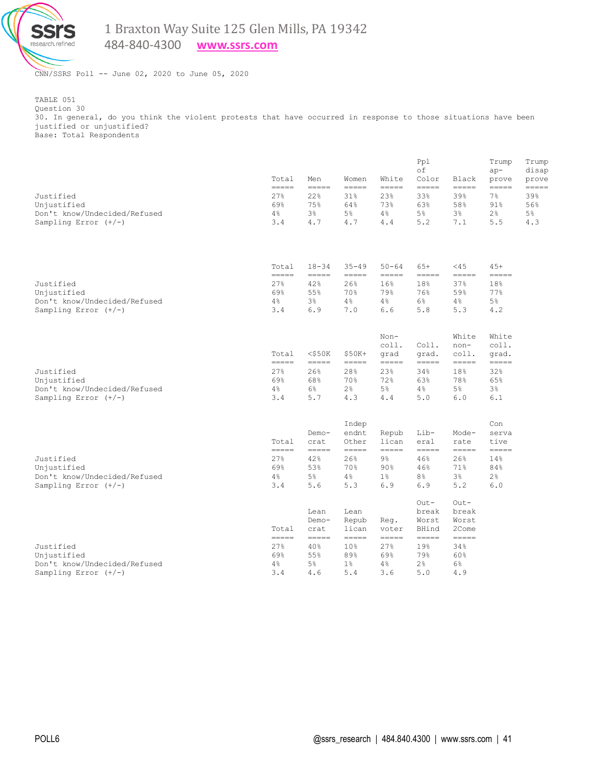CNN/SSRS Poll -- June 02, 2020 to June 05, 2020

TABLE 051
Question 30
30. In general, do you think the violent protests that have occurred in response to those situations have been justified or unjustified?
Base: Total Respondents

| | Total | Men | Women | White | Ppl of Color | Black | Trump approve | Trump disapprove |
|---|---|---|---|---|---|---|---|---|
| Justified | 27% | 22% | 31% | 23% | 33% | 39% | 7% | 39% |
| Unjustified | 69% | 75% | 64% | 73% | 63% | 58% | 91% | 56% |
| Don't know/Undecided/Refused | 4% | 3% | 5% | 4% | 5% | 3% | 2% | 5% |
| Sampling Error (+/-) | 3.4 | 4.7 | 4.7 | 4.4 | 5.2 | 7.1 | 5.5 | 4.3 |

| | Total | 18-34 | 35-49 | 50-64 | 65+ | <45 | 45+ |
|---|---|---|---|---|---|---|---|
| Justified | 27% | 42% | 26% | 16% | 18% | 37% | 18% |
| Unjustified | 69% | 55% | 70% | 79% | 76% | 59% | 77% |
| Don't know/Undecided/Refused | 4% | 3% | 4% | 4% | 6% | 4% | 5% |
| Sampling Error (+/-) | 3.4 | 6.9 | 7.0 | 6.6 | 5.8 | 5.3 | 4.2 |

| | Total | <$50K | $50K+ | Non-coll. grad | Coll. grad. | White non-coll. | White coll. grad. |
|---|---|---|---|---|---|---|---|
| Justified | 27% | 26% | 28% | 23% | 34% | 18% | 32% |
| Unjustified | 69% | 68% | 70% | 72% | 63% | 78% | 65% |
| Don't know/Undecided/Refused | 4% | 6% | 2% | 5% | 4% | 5% | 3% |
| Sampling Error (+/-) | 3.4 | 5.7 | 4.3 | 4.4 | 5.0 | 6.0 | 6.1 |

| | Total | Democrat | Indepndnt Other | Republican | Liberal | Moderate | Conservative |
|---|---|---|---|---|---|---|---|
| Justified | 27% | 42% | 26% | 9% | 46% | 26% | 14% |
| Unjustified | 69% | 53% | 70% | 90% | 46% | 71% | 84% |
| Don't know/Undecided/Refused | 4% | 5% | 4% | 1% | 8% | 3% | 2% |
| Sampling Error (+/-) | 3.4 | 5.6 | 5.3 | 6.9 | 6.9 | 5.2 | 6.0 |

| | Total | Lean Democrat | Lean Republican | Reg. voter | Outbreak Worst BHind | Outbreak Worst 2Come |
|---|---|---|---|---|---|---|
| Justified | 27% | 40% | 10% | 27% | 19% | 34% |
| Unjustified | 69% | 55% | 89% | 69% | 79% | 60% |
| Don't know/Undecided/Refused | 4% | 5% | 1% | 4% | 2% | 6% |
| Sampling Error (+/-) | 3.4 | 4.6 | 5.4 | 3.6 | 5.0 | 4.9 |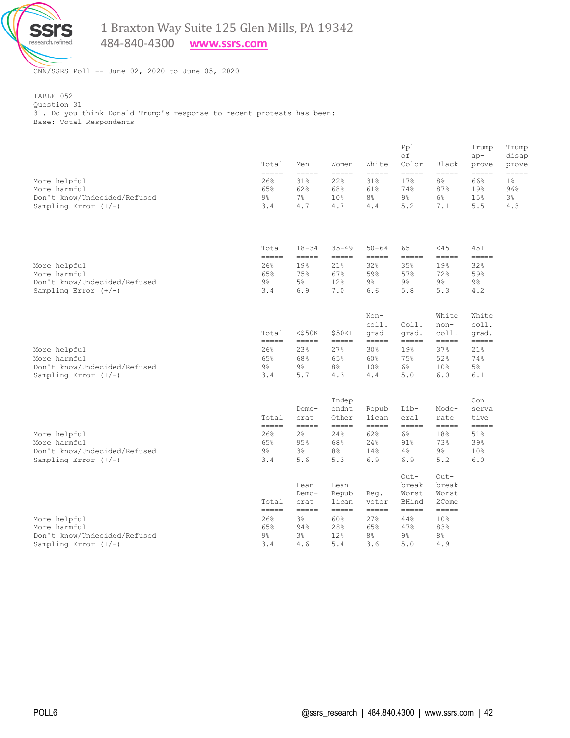CNN/SSRS Poll -- June 02, 2020 to June 05, 2020

TABLE 052
Question 31
31. Do you think Donald Trump's response to recent protests has been:
Base: Total Respondents

| | Total | Men | Women | White | Ppl of Color | Black | Trump approve | Trump disapprove |
|---|---|---|---|---|---|---|---|---|
| More helpful | 26% | 31% | 22% | 31% | 17% | 8% | 66% | 1% |
| More harmful | 65% | 62% | 68% | 61% | 74% | 87% | 19% | 96% |
| Don't know/Undecided/Refused | 9% | 7% | 10% | 8% | 9% | 6% | 15% | 3% |
| Sampling Error (+/-) | 3.4 | 4.7 | 4.7 | 4.4 | 5.2 | 7.1 | 5.5 | 4.3 |

| | Total | 18-34 | 35-49 | 50-64 | 65+ | <45 | 45+ |
|---|---|---|---|---|---|---|---|
| More helpful | 26% | 19% | 21% | 32% | 35% | 19% | 32% |
| More harmful | 65% | 75% | 67% | 59% | 57% | 72% | 59% |
| Don't know/Undecided/Refused | 9% | 5% | 12% | 9% | 9% | 9% | 9% |
| Sampling Error (+/-) | 3.4 | 6.9 | 7.0 | 6.6 | 5.8 | 5.3 | 4.2 |

| | Total | <$50K | $50K+ | Non-coll. grad | Coll. grad. | White non-coll. | White coll. grad. |
|---|---|---|---|---|---|---|---|
| More helpful | 26% | 23% | 27% | 30% | 19% | 37% | 21% |
| More harmful | 65% | 68% | 65% | 60% | 75% | 52% | 74% |
| Don't know/Undecided/Refused | 9% | 9% | 8% | 10% | 6% | 10% | 5% |
| Sampling Error (+/-) | 3.4 | 5.7 | 4.3 | 4.4 | 5.0 | 6.0 | 6.1 |

| | Total | Democrat | Indepndnt Other | Republican | Liberal | Moderate | Conservative |
|---|---|---|---|---|---|---|---|
| More helpful | 26% | 2% | 24% | 62% | 6% | 18% | 51% |
| More harmful | 65% | 95% | 68% | 24% | 91% | 73% | 39% |
| Don't know/Undecided/Refused | 9% | 3% | 8% | 14% | 4% | 9% | 10% |
| Sampling Error (+/-) | 3.4 | 5.6 | 5.3 | 6.9 | 6.9 | 5.2 | 6.0 |

| | Total | Lean Democrat | Lean Republican | Reg. voter | Outbreak Worst BHind | Outbreak Worst 2Come |
|---|---|---|---|---|---|---|
| More helpful | 26% | 3% | 60% | 27% | 44% | 10% |
| More harmful | 65% | 94% | 28% | 65% | 47% | 83% |
| Don't know/Undecided/Refused | 9% | 3% | 12% | 8% | 9% | 8% |
| Sampling Error (+/-) | 3.4 | 4.6 | 5.4 | 3.6 | 5.0 | 4.9 |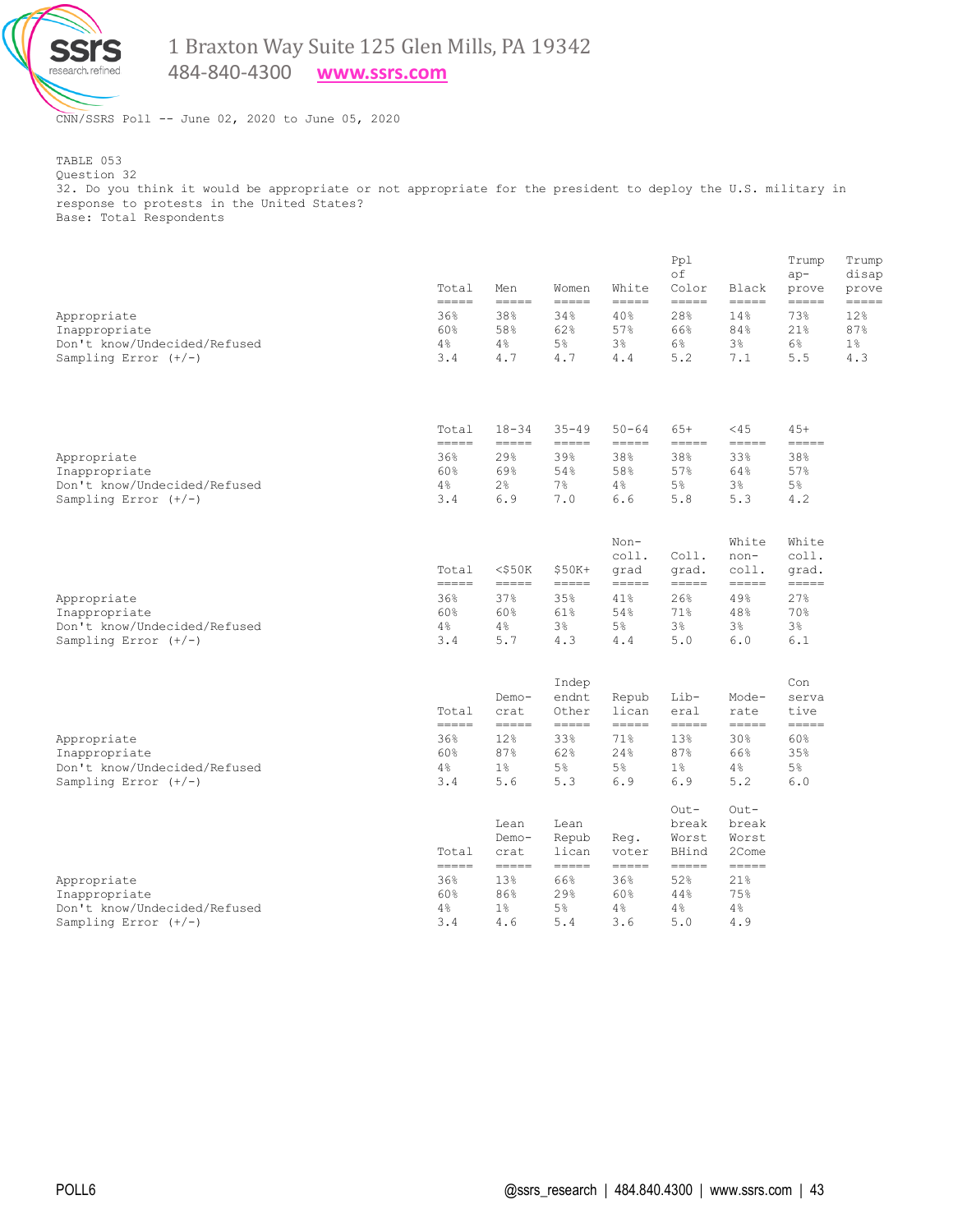1 Braxton Way Suite 125 Glen Mills, PA 19342
484-840-4300 www.ssrs.com

CNN/SSRS Poll -- June 02, 2020 to June 05, 2020

TABLE 053
Question 32
32. Do you think it would be appropriate or not appropriate for the president to deploy the U.S. military in response to protests in the United States?
Base: Total Respondents

| | Total | Men | Women | White | Ppl of Color | Black | Trump approve | Trump disapprove |
|---|---|---|---|---|---|---|---|---|
| Appropriate | 36% | 38% | 34% | 40% | 28% | 14% | 73% | 12% |
| Inappropriate | 60% | 58% | 62% | 57% | 66% | 84% | 21% | 87% |
| Don't know/Undecided/Refused | 4% | 4% | 5% | 3% | 6% | 3% | 6% | 1% |
| Sampling Error (+/-) | 3.4 | 4.7 | 4.7 | 4.4 | 5.2 | 7.1 | 5.5 | 4.3 |

| | Total | 18-34 | 35-49 | 50-64 | 65+ | <45 | 45+ |
|---|---|---|---|---|---|---|---|
| Appropriate | 36% | 29% | 39% | 38% | 38% | 33% | 38% |
| Inappropriate | 60% | 69% | 54% | 58% | 57% | 64% | 57% |
| Don't know/Undecided/Refused | 4% | 2% | 7% | 4% | 5% | 3% | 5% |
| Sampling Error (+/-) | 3.4 | 6.9 | 7.0 | 6.6 | 5.8 | 5.3 | 4.2 |

| | Total | <$50K | $50K+ | Non-coll. grad | Coll. grad. | White non-coll. | White coll. grad. |
|---|---|---|---|---|---|---|---|
| Appropriate | 36% | 37% | 35% | 41% | 26% | 49% | 27% |
| Inappropriate | 60% | 60% | 61% | 54% | 71% | 48% | 70% |
| Don't know/Undecided/Refused | 4% | 4% | 3% | 5% | 3% | 3% | 3% |
| Sampling Error (+/-) | 3.4 | 5.7 | 4.3 | 4.4 | 5.0 | 6.0 | 6.1 |

| | Total | Democrat | Indep endnt Other | Republican | Liberal | Moderate | Conservative |
|---|---|---|---|---|---|---|---|
| Appropriate | 36% | 12% | 33% | 71% | 13% | 30% | 60% |
| Inappropriate | 60% | 87% | 62% | 24% | 87% | 66% | 35% |
| Don't know/Undecided/Refused | 4% | 1% | 5% | 5% | 1% | 4% | 5% |
| Sampling Error (+/-) | 3.4 | 5.6 | 5.3 | 6.9 | 6.9 | 5.2 | 6.0 |

| | Total | Lean Democrat | Lean Republican | Reg. voter | Outbreak Worst BHind | Outbreak Worst 2Come |
|---|---|---|---|---|---|---|
| Appropriate | 36% | 13% | 66% | 36% | 52% | 21% |
| Inappropriate | 60% | 86% | 29% | 60% | 44% | 75% |
| Don't know/Undecided/Refused | 4% | 1% | 5% | 4% | 4% | 4% |
| Sampling Error (+/-) | 3.4 | 4.6 | 5.4 | 3.6 | 5.0 | 4.9 |